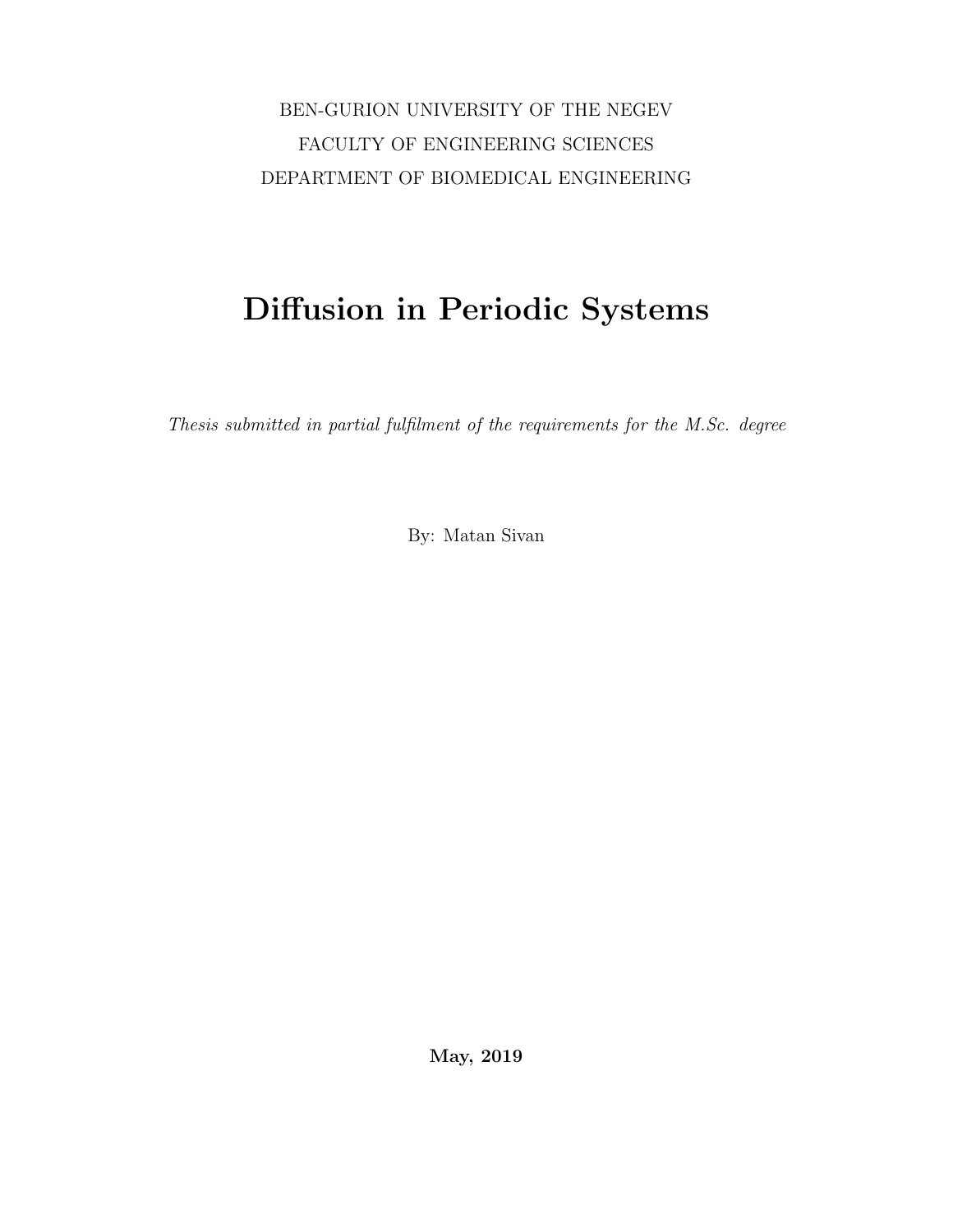BEN-GURION UNIVERSITY OF THE NEGEV

FACULTY OF ENGINEERING SCIENCES

DEPARTMENT OF BIOMEDICAL ENGINEERING

# Diffusion in Periodic Systems

*Thesis submitted in partial fulfilment of the requirements for the M.Sc. degree*

By: Matan Sivan

**May, 2019**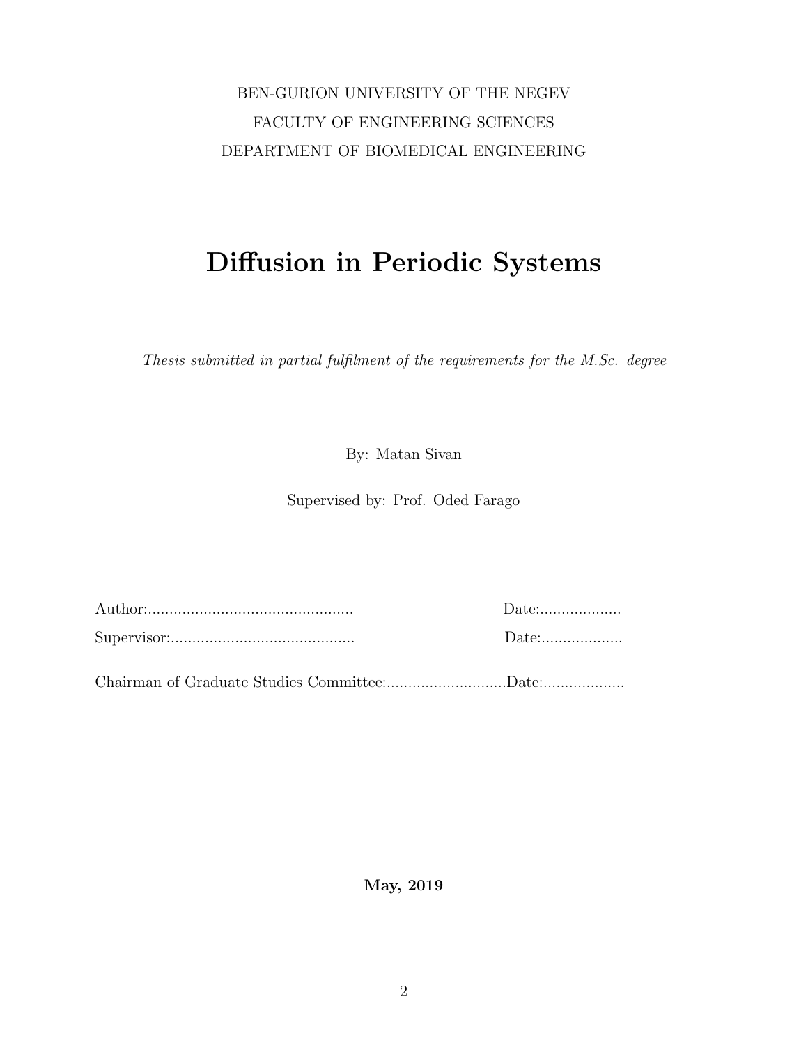BEN-GURION UNIVERSITY OF THE NEGEV

FACULTY OF ENGINEERING SCIENCES

DEPARTMENT OF BIOMEDICAL ENGINEERING

# Diffusion in Periodic Systems

*Thesis submitted in partial fulfilment of the requirements for the M.Sc. degree*

By: Matan Sivan

Supervised by: Prof. Oded Farago

Author:................................................ Date:...................

Supervisor:........................................... Date:...................

Chairman of Graduate Studies Committee:............................Date:...................

**May, 2019**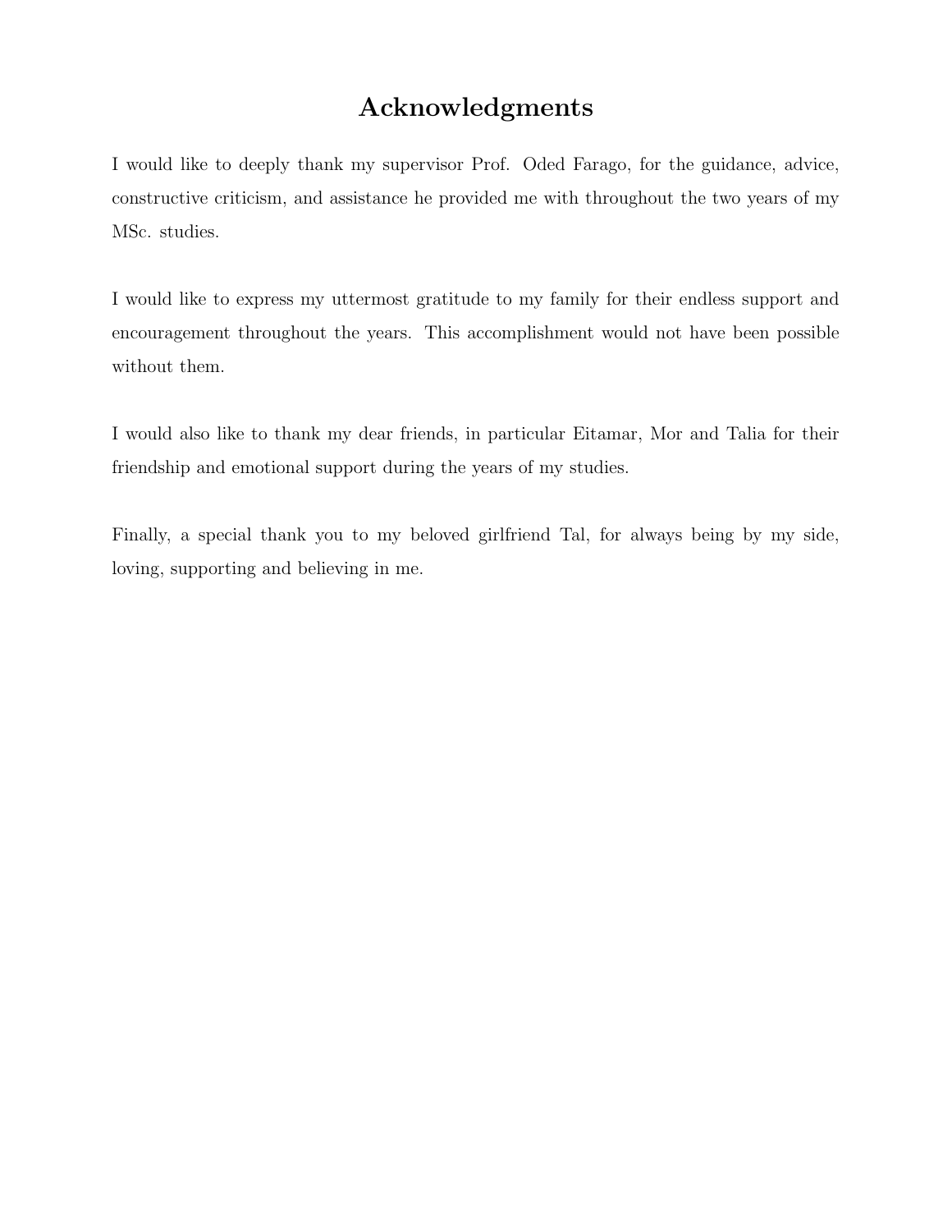# Acknowledgments

I would like to deeply thank my supervisor Prof. Oded Farago, for the guidance, advice, constructive criticism, and assistance he provided me with throughout the two years of my MSc. studies.

I would like to express my uttermost gratitude to my family for their endless support and encouragement throughout the years. This accomplishment would not have been possible without them.

I would also like to thank my dear friends, in particular Eitamar, Mor and Talia for their friendship and emotional support during the years of my studies.

Finally, a special thank you to my beloved girlfriend Tal, for always being by my side, loving, supporting and believing in me.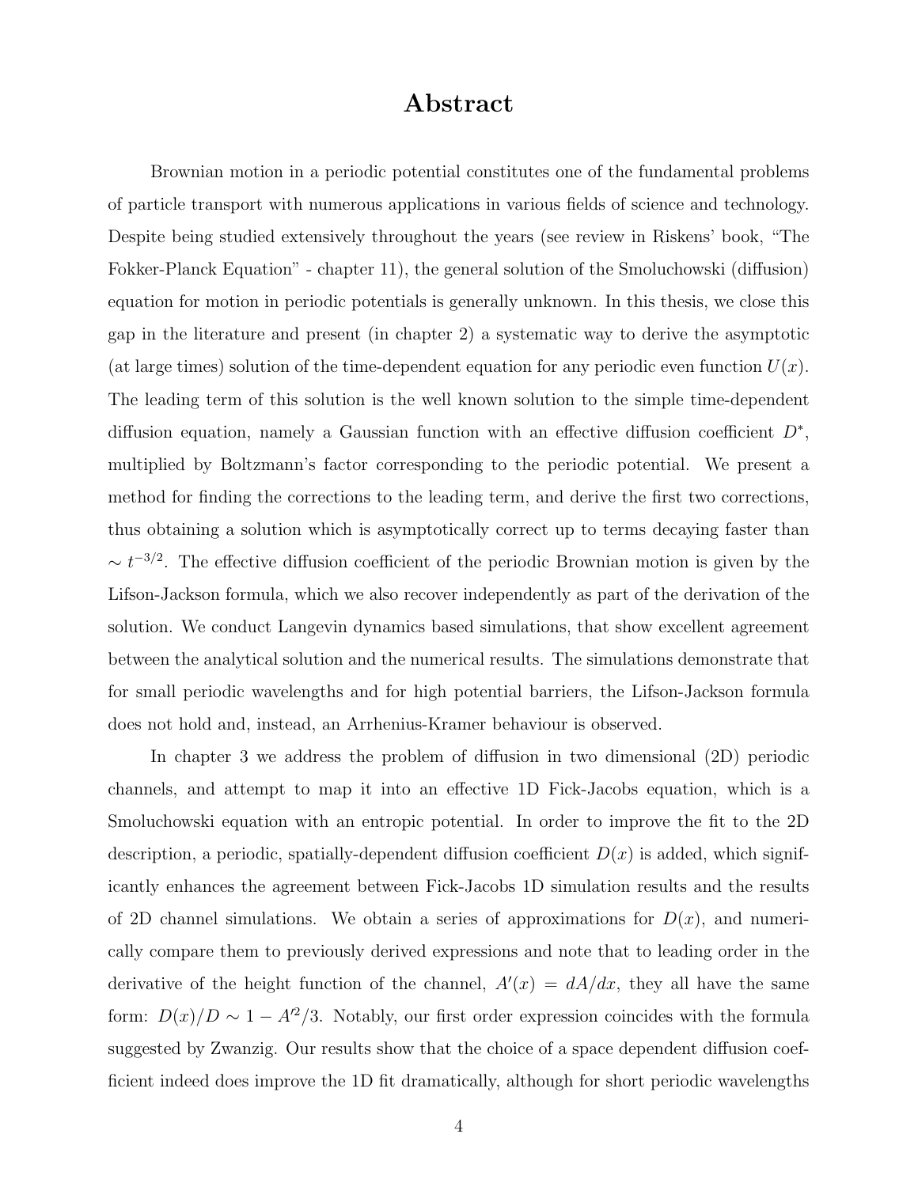# Abstract

Brownian motion in a periodic potential constitutes one of the fundamental problems of particle transport with numerous applications in various fields of science and technology. Despite being studied extensively throughout the years (see review in Riskens' book, "The Fokker-Planck Equation" - chapter 11), the general solution of the Smoluchowski (diffusion) equation for motion in periodic potentials is generally unknown. In this thesis, we close this gap in the literature and present (in chapter 2) a systematic way to derive the asymptotic (at large times) solution of the time-dependent equation for any periodic even function $U(x)$. The leading term of this solution is the well known solution to the simple time-dependent diffusion equation, namely a Gaussian function with an effective diffusion coefficient $D^*$, multiplied by Boltzmann's factor corresponding to the periodic potential. We present a method for finding the corrections to the leading term, and derive the first two corrections, thus obtaining a solution which is asymptotically correct up to terms decaying faster than $\sim t^{-3/2}$. The effective diffusion coefficient of the periodic Brownian motion is given by the Lifson-Jackson formula, which we also recover independently as part of the derivation of the solution. We conduct Langevin dynamics based simulations, that show excellent agreement between the analytical solution and the numerical results. The simulations demonstrate that for small periodic wavelengths and for high potential barriers, the Lifson-Jackson formula does not hold and, instead, an Arrhenius-Kramer behaviour is observed.

In chapter 3 we address the problem of diffusion in two dimensional (2D) periodic channels, and attempt to map it into an effective 1D Fick-Jacobs equation, which is a Smoluchowski equation with an entropic potential. In order to improve the fit to the 2D description, a periodic, spatially-dependent diffusion coefficient $D(x)$ is added, which significantly enhances the agreement between Fick-Jacobs 1D simulation results and the results of 2D channel simulations. We obtain a series of approximations for $D(x)$, and numerically compare them to previously derived expressions and note that to leading order in the derivative of the height function of the channel, $A'(x) = dA/dx$, they all have the same form: $D(x)/D \sim 1 - A'^2/3$. Notably, our first order expression coincides with the formula suggested by Zwanzig. Our results show that the choice of a space dependent diffusion coefficient indeed does improve the 1D fit dramatically, although for short periodic wavelengths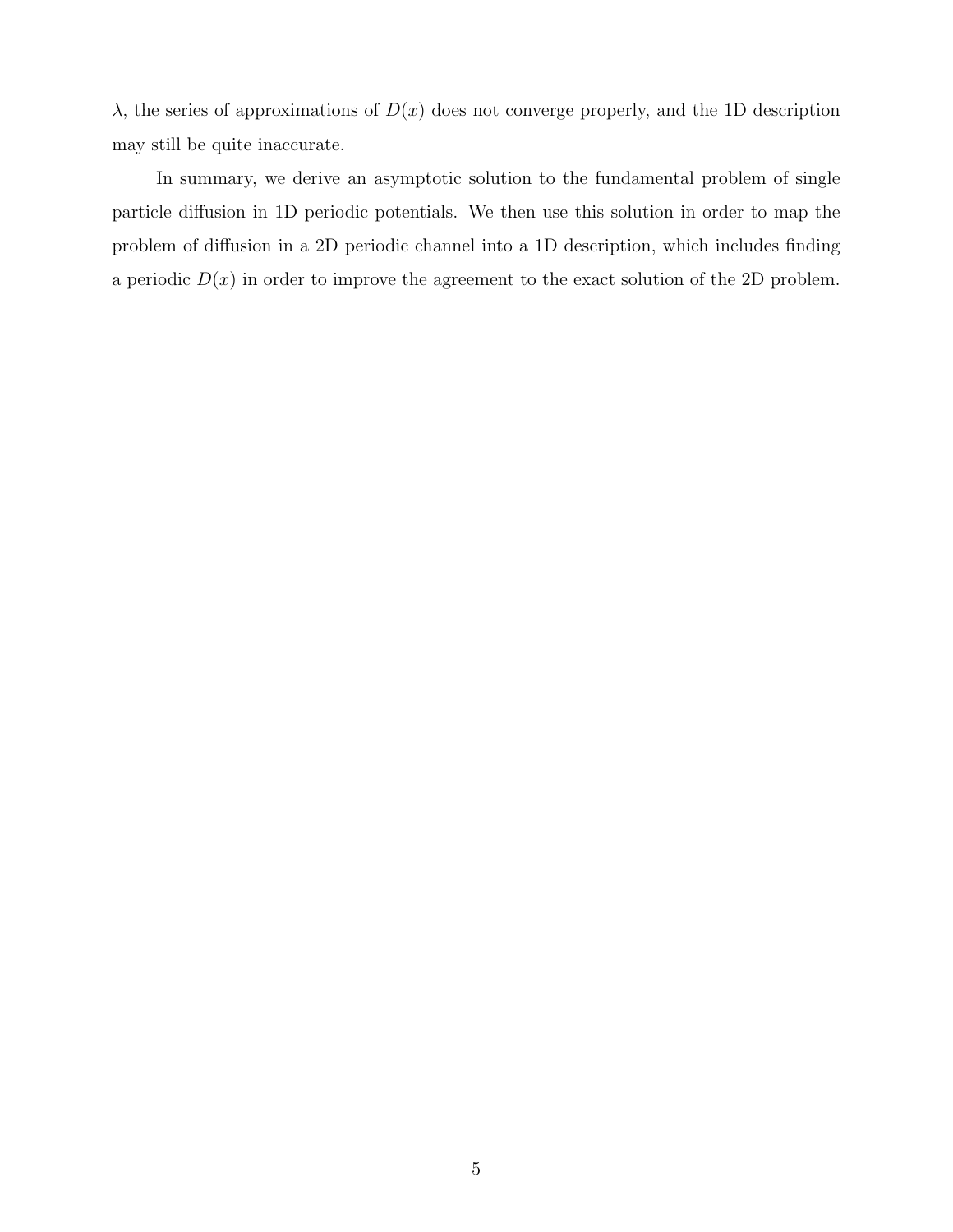$\lambda$, the series of approximations of $D(x)$ does not converge properly, and the 1D description may still be quite inaccurate.

In summary, we derive an asymptotic solution to the fundamental problem of single particle diffusion in 1D periodic potentials. We then use this solution in order to map the problem of diffusion in a 2D periodic channel into a 1D description, which includes finding a periodic $D(x)$ in order to improve the agreement to the exact solution of the 2D problem.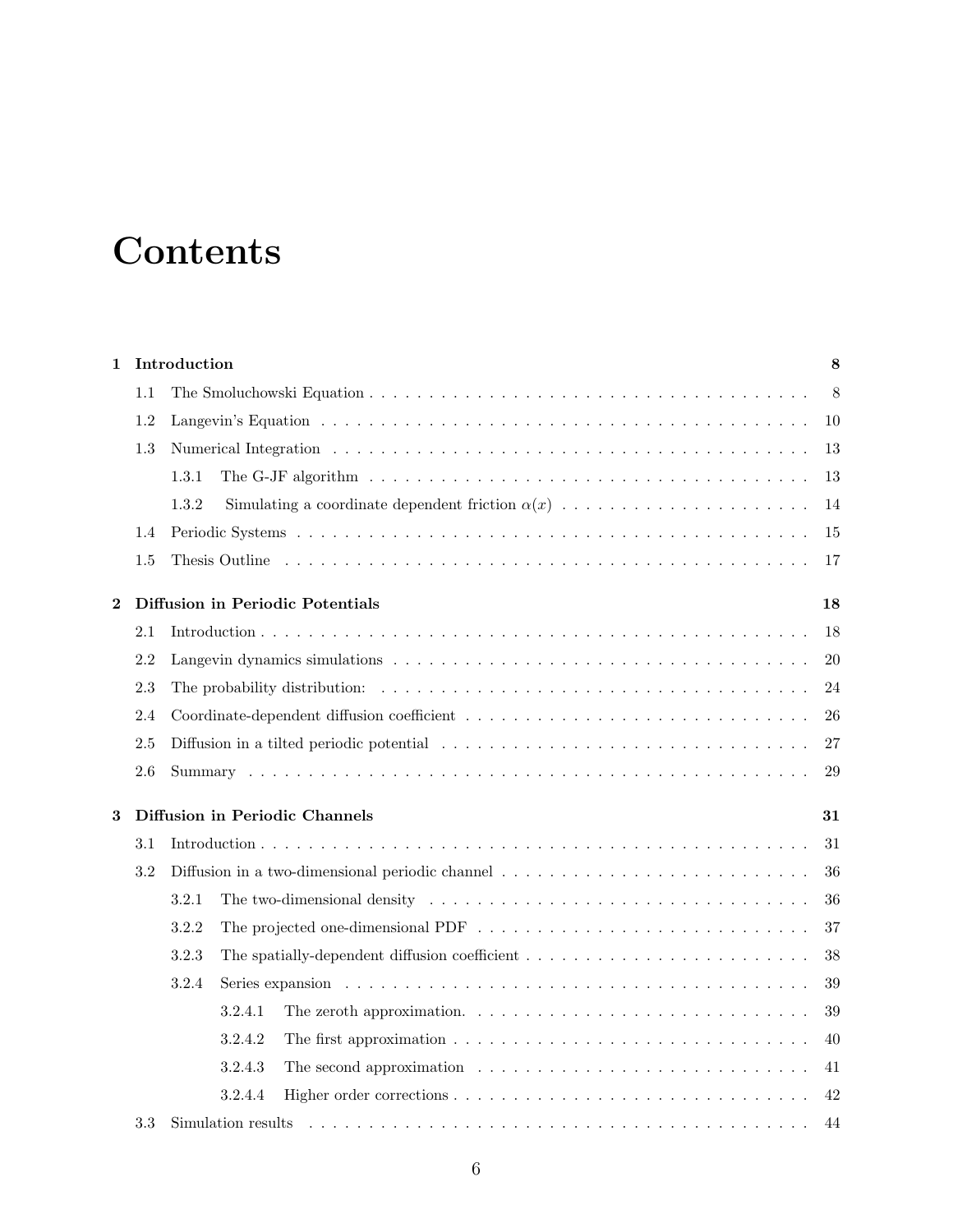# Contents

**1 Introduction** **8**

1.1 The Smoluchowski Equation . . . 8

1.2 Langevin's Equation . . . 10

1.3 Numerical Integration . . . 13

1.3.1 The G-JF algorithm . . . 13

1.3.2 Simulating a coordinate dependent friction $\alpha(x)$ . . . 14

1.4 Periodic Systems . . . 15

1.5 Thesis Outline . . . 17

**2 Diffusion in Periodic Potentials** **18**

2.1 Introduction . . . 18

2.2 Langevin dynamics simulations . . . 20

2.3 The probability distribution: . . . 24

2.4 Coordinate-dependent diffusion coefficient . . . 26

2.5 Diffusion in a tilted periodic potential . . . 27

2.6 Summary . . . 29

**3 Diffusion in Periodic Channels** **31**

3.1 Introduction . . . 31

3.2 Diffusion in a two-dimensional periodic channel . . . 36

3.2.1 The two-dimensional density . . . 36

3.2.2 The projected one-dimensional PDF . . . 37

3.2.3 The spatially-dependent diffusion coefficient . . . 38

3.2.4 Series expansion . . . 39

3.2.4.1 The zeroth approximation. . . . 39

3.2.4.2 The first approximation . . . 40

3.2.4.3 The second approximation . . . 41

3.2.4.4 Higher order corrections . . . 42

3.3 Simulation results . . . 44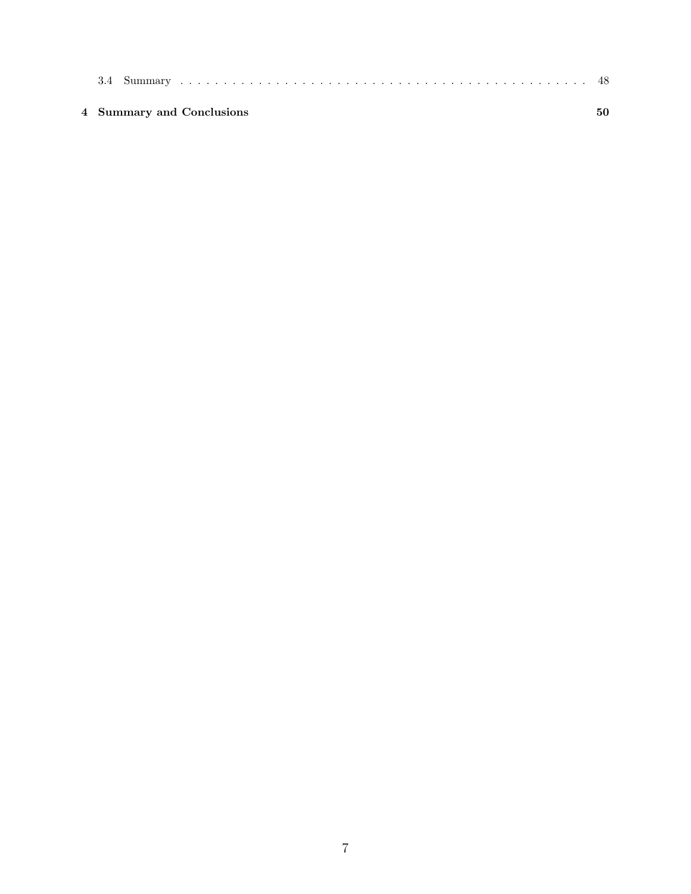3.4 Summary . . . . . . . . . . . . . . . . . . . . . . . . . . . . . . . . . . . . . . . . . . . . . . 48

**4 Summary and Conclusions** **50**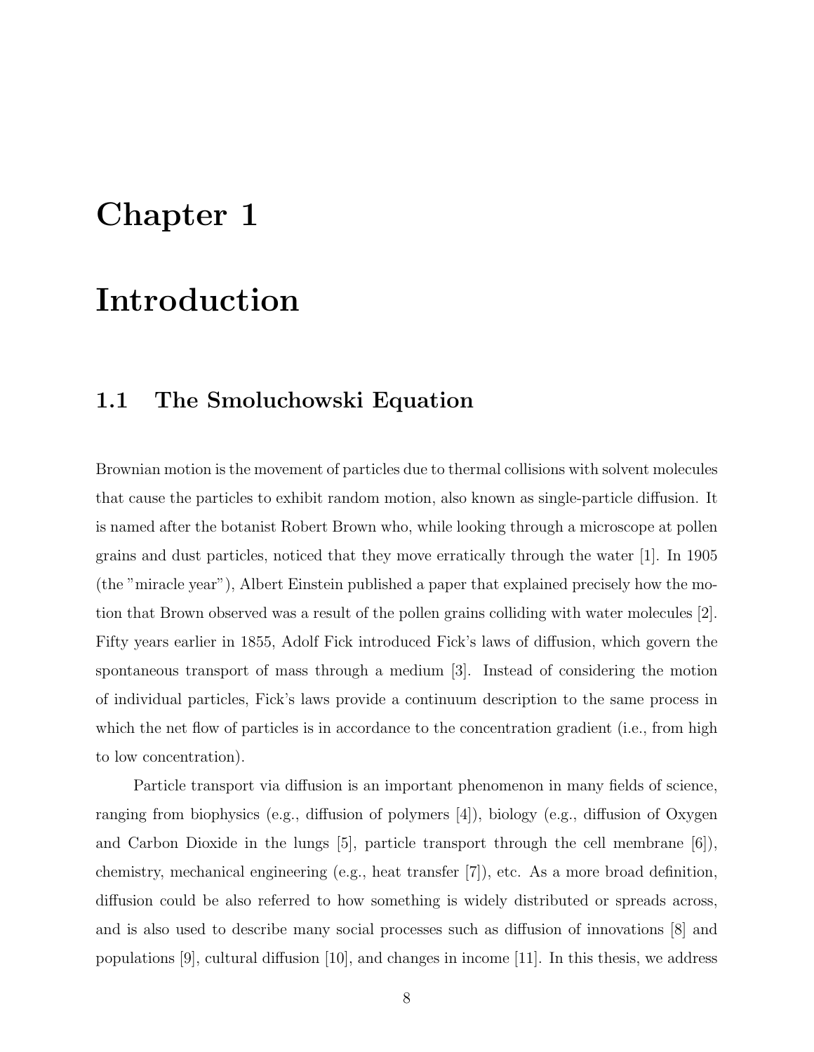# Chapter 1

# Introduction

## 1.1 The Smoluchowski Equation

Brownian motion is the movement of particles due to thermal collisions with solvent molecules that cause the particles to exhibit random motion, also known as single-particle diffusion. It is named after the botanist Robert Brown who, while looking through a microscope at pollen grains and dust particles, noticed that they move erratically through the water [1]. In 1905 (the "miracle year"), Albert Einstein published a paper that explained precisely how the motion that Brown observed was a result of the pollen grains colliding with water molecules [2]. Fifty years earlier in 1855, Adolf Fick introduced Fick's laws of diffusion, which govern the spontaneous transport of mass through a medium [3]. Instead of considering the motion of individual particles, Fick's laws provide a continuum description to the same process in which the net flow of particles is in accordance to the concentration gradient (i.e., from high to low concentration).

Particle transport via diffusion is an important phenomenon in many fields of science, ranging from biophysics (e.g., diffusion of polymers [4]), biology (e.g., diffusion of Oxygen and Carbon Dioxide in the lungs [5], particle transport through the cell membrane [6]), chemistry, mechanical engineering (e.g., heat transfer [7]), etc. As a more broad definition, diffusion could be also referred to how something is widely distributed or spreads across, and is also used to describe many social processes such as diffusion of innovations [8] and populations [9], cultural diffusion [10], and changes in income [11]. In this thesis, we address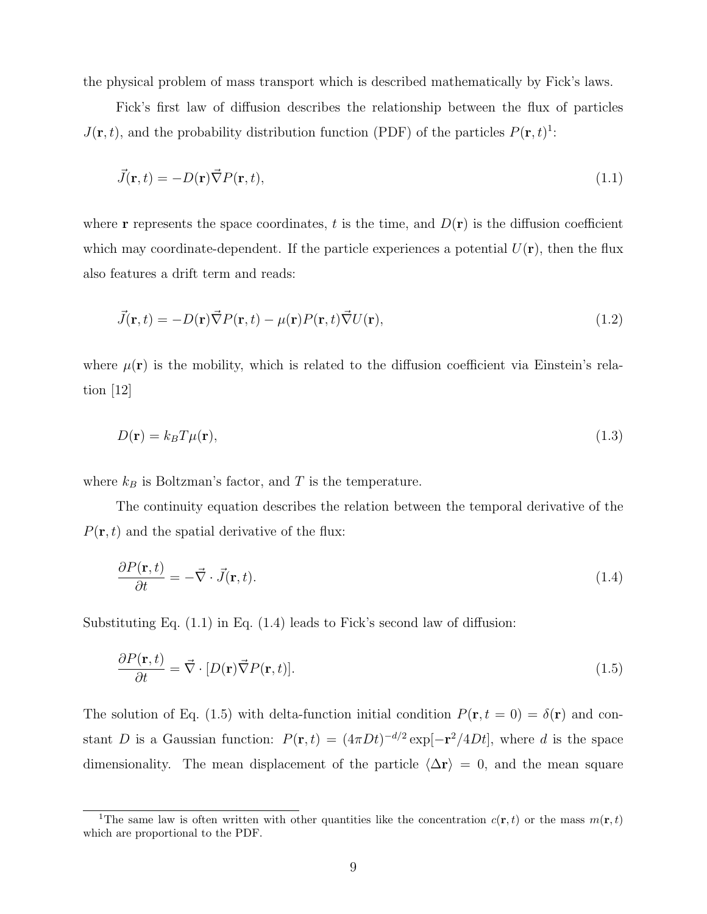the physical problem of mass transport which is described mathematically by Fick's laws.

Fick's first law of diffusion describes the relationship between the flux of particles $J(\mathbf{r}, t)$, and the probability distribution function (PDF) of the particles $P(\mathbf{r}, t)$[1]:

$$\vec{J}(\mathbf{r}, t) = -D(\mathbf{r})\vec{\nabla}P(\mathbf{r}, t), \tag{1.1}$$

where $\mathbf{r}$ represents the space coordinates, $t$ is the time, and $D(\mathbf{r})$ is the diffusion coefficient which may coordinate-dependent. If the particle experiences a potential $U(\mathbf{r})$, then the flux also features a drift term and reads:

$$\vec{J}(\mathbf{r}, t) = -D(\mathbf{r})\vec{\nabla}P(\mathbf{r}, t) - \mu(\mathbf{r})P(\mathbf{r}, t)\vec{\nabla}U(\mathbf{r}), \tag{1.2}$$

where $\mu(\mathbf{r})$ is the mobility, which is related to the diffusion coefficient via Einstein's relation [12]

$$D(\mathbf{r}) = k_B T \mu(\mathbf{r}), \tag{1.3}$$

where $k_B$ is Boltzman's factor, and $T$ is the temperature.

The continuity equation describes the relation between the temporal derivative of the $P(\mathbf{r}, t)$ and the spatial derivative of the flux:

$$\frac{\partial P(\mathbf{r}, t)}{\partial t} = -\vec{\nabla} \cdot \vec{J}(\mathbf{r}, t). \tag{1.4}$$

Substituting Eq. (1.1) in Eq. (1.4) leads to Fick's second law of diffusion:

$$\frac{\partial P(\mathbf{r}, t)}{\partial t} = \vec{\nabla} \cdot [D(\mathbf{r})\vec{\nabla}P(\mathbf{r}, t)]. \tag{1.5}$$

The solution of Eq. (1.5) with delta-function initial condition $P(\mathbf{r}, t = 0) = \delta(\mathbf{r})$ and constant $D$ is a Gaussian function: $P(\mathbf{r}, t) = (4\pi Dt)^{-d/2} \exp[-\mathbf{r}^2/4Dt]$, where $d$ is the space dimensionality. The mean displacement of the particle $\langle \Delta \mathbf{r} \rangle = 0$, and the mean square

[1] The same law is often written with other quantities like the concentration $c(\mathbf{r}, t)$ or the mass $m(\mathbf{r}, t)$ which are proportional to the PDF.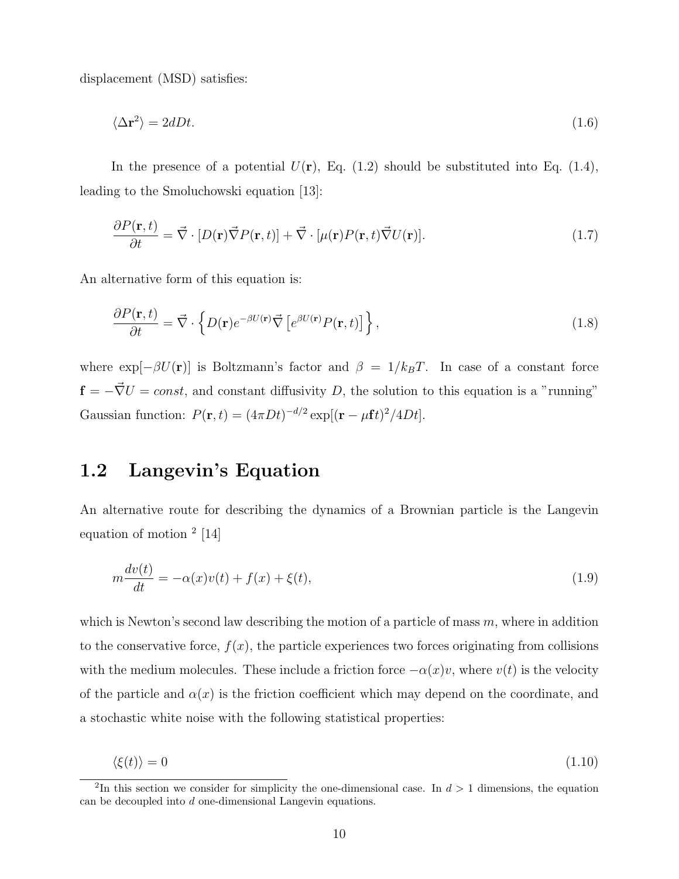displacement (MSD) satisfies:

$$\langle \Delta \mathbf{r}^2 \rangle = 2dDt. \tag{1.6}$$

In the presence of a potential $U(\mathbf{r})$, Eq. (1.2) should be substituted into Eq. (1.4), leading to the Smoluchowski equation [13]:

$$\frac{\partial P(\mathbf{r},t)}{\partial t} = \vec{\nabla} \cdot [D(\mathbf{r})\vec{\nabla} P(\mathbf{r},t)] + \vec{\nabla} \cdot [\mu(\mathbf{r}) P(\mathbf{r},t) \vec{\nabla} U(\mathbf{r})]. \tag{1.7}$$

An alternative form of this equation is:

$$\frac{\partial P(\mathbf{r},t)}{\partial t} = \vec{\nabla} \cdot \left\{ D(\mathbf{r}) e^{-\beta U(\mathbf{r})} \vec{\nabla} \left[ e^{\beta U(\mathbf{r})} P(\mathbf{r},t) \right] \right\}, \tag{1.8}$$

where $\exp[-\beta U(\mathbf{r})]$ is Boltzmann's factor and $\beta = 1/k_B T$. In case of a constant force $\mathbf{f} = -\vec{\nabla} U = const$, and constant diffusivity $D$, the solution to this equation is a "running" Gaussian function: $P(\mathbf{r},t) = (4\pi Dt)^{-d/2} \exp[(\mathbf{r} - \mu \mathbf{f} t)^2 / 4Dt]$.

## 1.2 Langevin's Equation

An alternative route for describing the dynamics of a Brownian particle is the Langevin equation of motion [2] [14]

$$m \frac{dv(t)}{dt} = -\alpha(x) v(t) + f(x) + \xi(t), \tag{1.9}$$

which is Newton's second law describing the motion of a particle of mass $m$, where in addition to the conservative force, $f(x)$, the particle experiences two forces originating from collisions with the medium molecules. These include a friction force $-\alpha(x)v$, where $v(t)$ is the velocity of the particle and $\alpha(x)$ is the friction coefficient which may depend on the coordinate, and a stochastic white noise with the following statistical properties:

$$\langle \xi(t) \rangle = 0 \tag{1.10}$$

[2] In this section we consider for simplicity the one-dimensional case. In $d > 1$ dimensions, the equation can be decoupled into $d$ one-dimensional Langevin equations.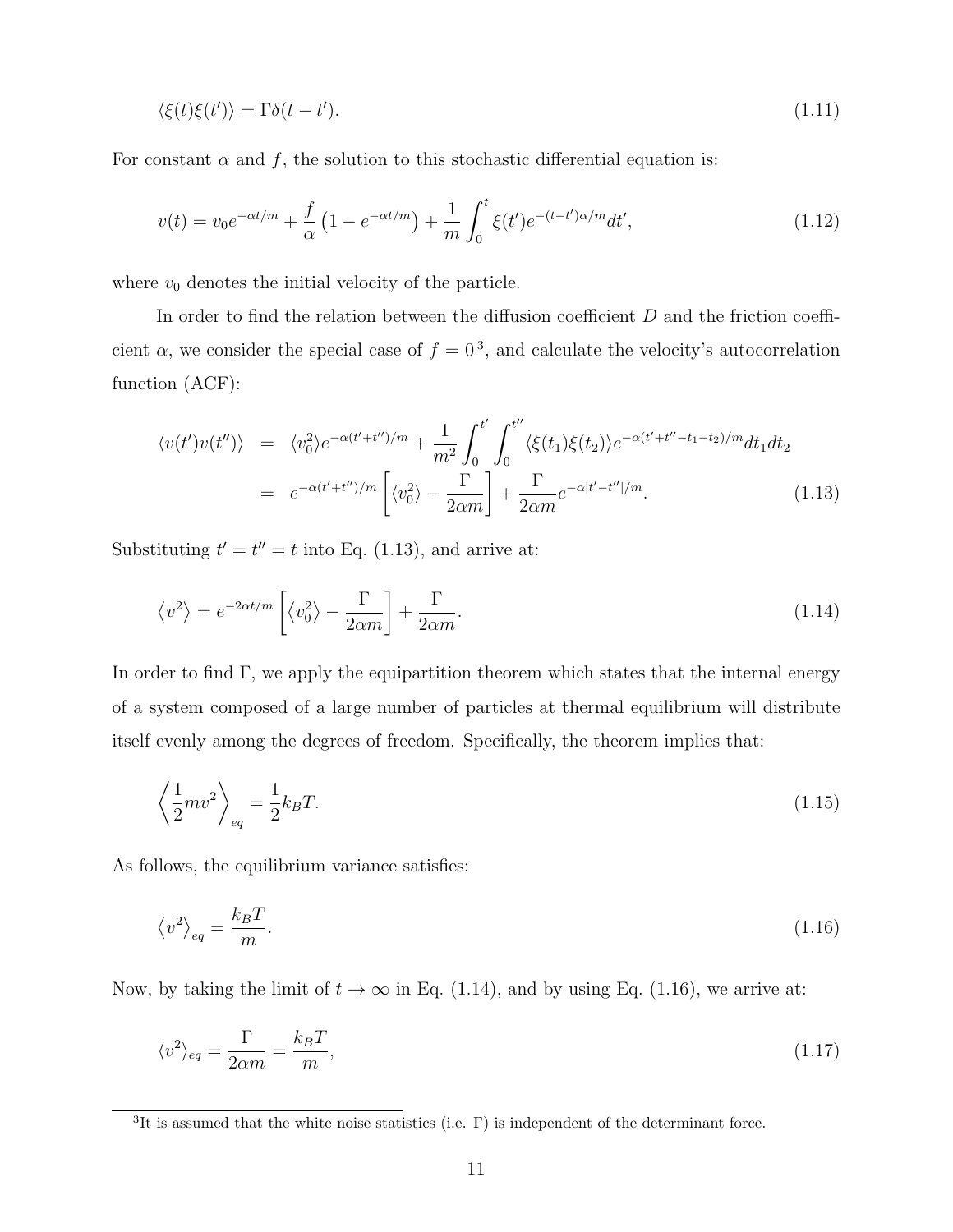$$\langle \xi(t)\xi(t') \rangle = \Gamma \delta(t-t'). \tag{1.11}$$

For constant $\alpha$ and $f$, the solution to this stochastic differential equation is:

$$v(t) = v_0 e^{-\alpha t/m} + \frac{f}{\alpha}\left(1 - e^{-\alpha t/m}\right) + \frac{1}{m}\int_0^t \xi(t') e^{-(t-t')\alpha/m} dt', \tag{1.12}$$

where $v_0$ denotes the initial velocity of the particle.

In order to find the relation between the diffusion coefficient $D$ and the friction coefficient $\alpha$, we consider the special case of $f = 0$ [3], and calculate the velocity's autocorrelation function (ACF):

$$\begin{aligned}
\langle v(t')v(t'') \rangle &= \langle v_0^2 \rangle e^{-\alpha(t'+t'')/m} + \frac{1}{m^2}\int_0^{t'}\int_0^{t''} \langle \xi(t_1)\xi(t_2) \rangle e^{-\alpha(t'+t''-t_1-t_2)/m} dt_1 dt_2 \\
&= e^{-\alpha(t'+t'')/m}\left[\langle v_0^2 \rangle - \frac{\Gamma}{2\alpha m}\right] + \frac{\Gamma}{2\alpha m} e^{-\alpha|t'-t''|/m}.
\end{aligned} \tag{1.13}$$

Substituting $t' = t'' = t$ into Eq. (1.13), and arrive at:

$$\langle v^2 \rangle = e^{-2\alpha t/m}\left[\langle v_0^2 \rangle - \frac{\Gamma}{2\alpha m}\right] + \frac{\Gamma}{2\alpha m}. \tag{1.14}$$

In order to find $\Gamma$, we apply the equipartition theorem which states that the internal energy of a system composed of a large number of particles at thermal equilibrium will distribute itself evenly among the degrees of freedom. Specifically, the theorem implies that:

$$\left\langle \frac{1}{2} m v^2 \right\rangle_{eq} = \frac{1}{2} k_B T. \tag{1.15}$$

As follows, the equilibrium variance satisfies:

$$\langle v^2 \rangle_{eq} = \frac{k_B T}{m}. \tag{1.16}$$

Now, by taking the limit of $t \to \infty$ in Eq. (1.14), and by using Eq. (1.16), we arrive at:

$$\langle v^2 \rangle_{eq} = \frac{\Gamma}{2\alpha m} = \frac{k_B T}{m}, \tag{1.17}$$

[3] It is assumed that the white noise statistics (i.e. $\Gamma$) is independent of the determinant force.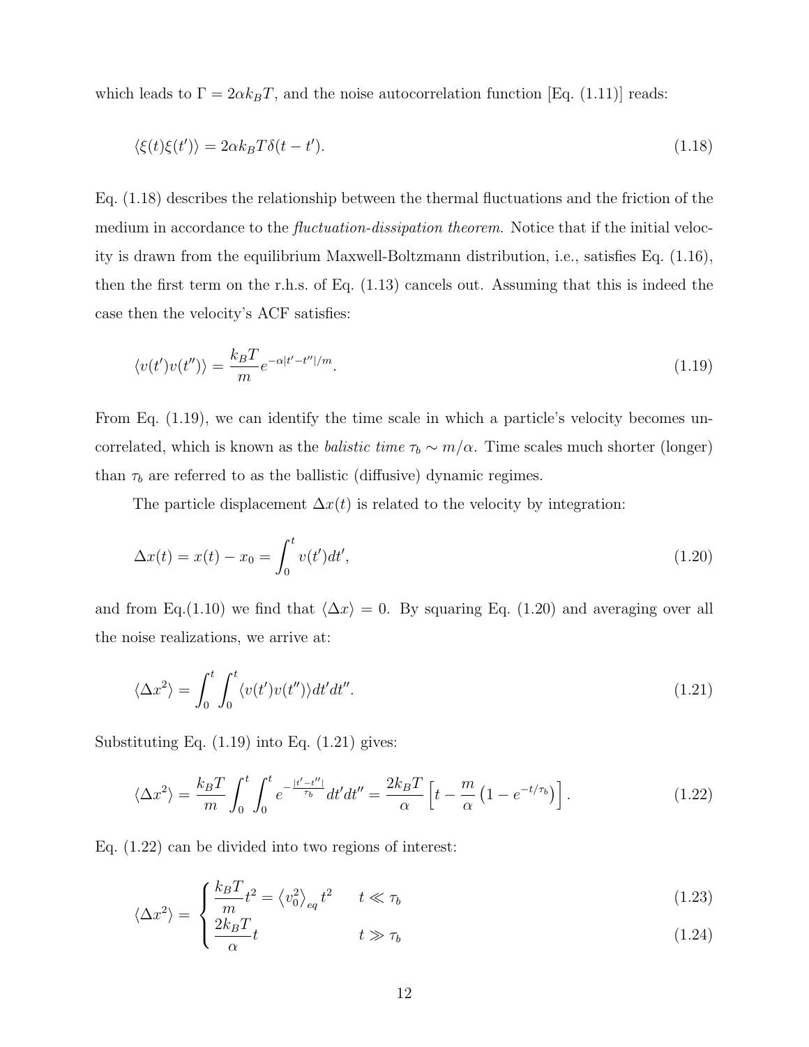which leads to $\Gamma = 2\alpha k_B T$, and the noise autocorrelation function [Eq. (1.11)] reads:

$$\langle \xi(t)\xi(t')\rangle = 2\alpha k_B T \delta(t-t'). \tag{1.18}$$

Eq. (1.18) describes the relationship between the thermal fluctuations and the friction of the medium in accordance to the *fluctuation-dissipation theorem*. Notice that if the initial velocity is drawn from the equilibrium Maxwell-Boltzmann distribution, i.e., satisfies Eq. (1.16), then the first term on the r.h.s. of Eq. (1.13) cancels out. Assuming that this is indeed the case then the velocity's ACF satisfies:

$$\langle v(t')v(t'')\rangle = \frac{k_B T}{m} e^{-\alpha|t'-t''|/m}. \tag{1.19}$$

From Eq. (1.19), we can identify the time scale in which a particle's velocity becomes uncorrelated, which is known as the *balistic time* $\tau_b \sim m/\alpha$. Time scales much shorter (longer) than $\tau_b$ are referred to as the ballistic (diffusive) dynamic regimes.

The particle displacement $\Delta x(t)$ is related to the velocity by integration:

$$\Delta x(t) = x(t) - x_0 = \int_0^t v(t')dt', \tag{1.20}$$

and from Eq.(1.10) we find that $\langle \Delta x\rangle = 0$. By squaring Eq. (1.20) and averaging over all the noise realizations, we arrive at:

$$\langle \Delta x^2\rangle = \int_0^t \int_0^t \langle v(t')v(t'')\rangle dt' dt''. \tag{1.21}$$

Substituting Eq. (1.19) into Eq. (1.21) gives:

$$\langle \Delta x^2\rangle = \frac{k_B T}{m} \int_0^t \int_0^t e^{-\frac{|t'-t''|}{\tau_b}} dt' dt'' = \frac{2k_B T}{\alpha}\left[t - \frac{m}{\alpha}\left(1 - e^{-t/\tau_b}\right)\right]. \tag{1.22}$$

Eq. (1.22) can be divided into two regions of interest:

$$\langle \Delta x^2\rangle = \begin{cases} \dfrac{k_B T}{m} t^2 = \left\langle v_0^2\right\rangle_{eq} t^2 & t \ll \tau_b \quad (1.23)\\[2ex] \dfrac{2k_B T}{\alpha} t & t \gg \tau_b \quad (1.24)\end{cases}$$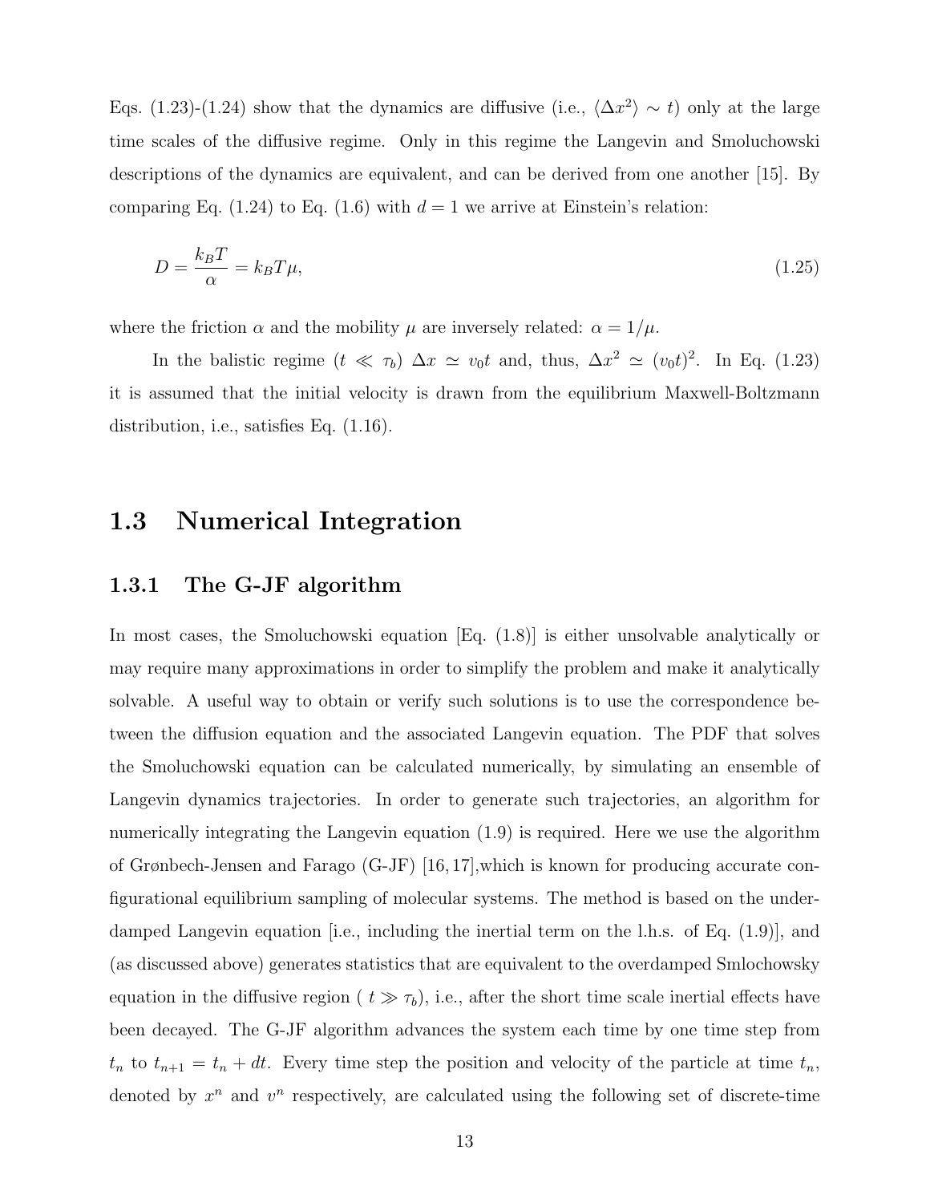Eqs. (1.23)-(1.24) show that the dynamics are diffusive (i.e., $\langle \Delta x^2 \rangle \sim t$) only at the large time scales of the diffusive regime. Only in this regime the Langevin and Smoluchowski descriptions of the dynamics are equivalent, and can be derived from one another [15]. By comparing Eq. (1.24) to Eq. (1.6) with $d = 1$ we arrive at Einstein's relation:

$$D = \frac{k_B T}{\alpha} = k_B T \mu, \tag{1.25}$$

where the friction $\alpha$ and the mobility $\mu$ are inversely related: $\alpha = 1/\mu$.

In the balistic regime ($t \ll \tau_b$) $\Delta x \simeq v_0 t$ and, thus, $\Delta x^2 \simeq (v_0 t)^2$. In Eq. (1.23) it is assumed that the initial velocity is drawn from the equilibrium Maxwell-Boltzmann distribution, i.e., satisfies Eq. (1.16).

## 1.3 Numerical Integration

### 1.3.1 The G-JF algorithm

In most cases, the Smoluchowski equation [Eq. (1.8)] is either unsolvable analytically or may require many approximations in order to simplify the problem and make it analytically solvable. A useful way to obtain or verify such solutions is to use the correspondence between the diffusion equation and the associated Langevin equation. The PDF that solves the Smoluchowski equation can be calculated numerically, by simulating an ensemble of Langevin dynamics trajectories. In order to generate such trajectories, an algorithm for numerically integrating the Langevin equation (1.9) is required. Here we use the algorithm of Grønbech-Jensen and Farago (G-JF) [16, 17],which is known for producing accurate configurational equilibrium sampling of molecular systems. The method is based on the underdamped Langevin equation [i.e., including the inertial term on the l.h.s. of Eq. (1.9)], and (as discussed above) generates statistics that are equivalent to the overdamped Smlochowsky equation in the diffusive region ( $t \gg \tau_b$), i.e., after the short time scale inertial effects have been decayed. The G-JF algorithm advances the system each time by one time step from $t_n$ to $t_{n+1} = t_n + dt$. Every time step the position and velocity of the particle at time $t_n$, denoted by $x^n$ and $v^n$ respectively, are calculated using the following set of discrete-time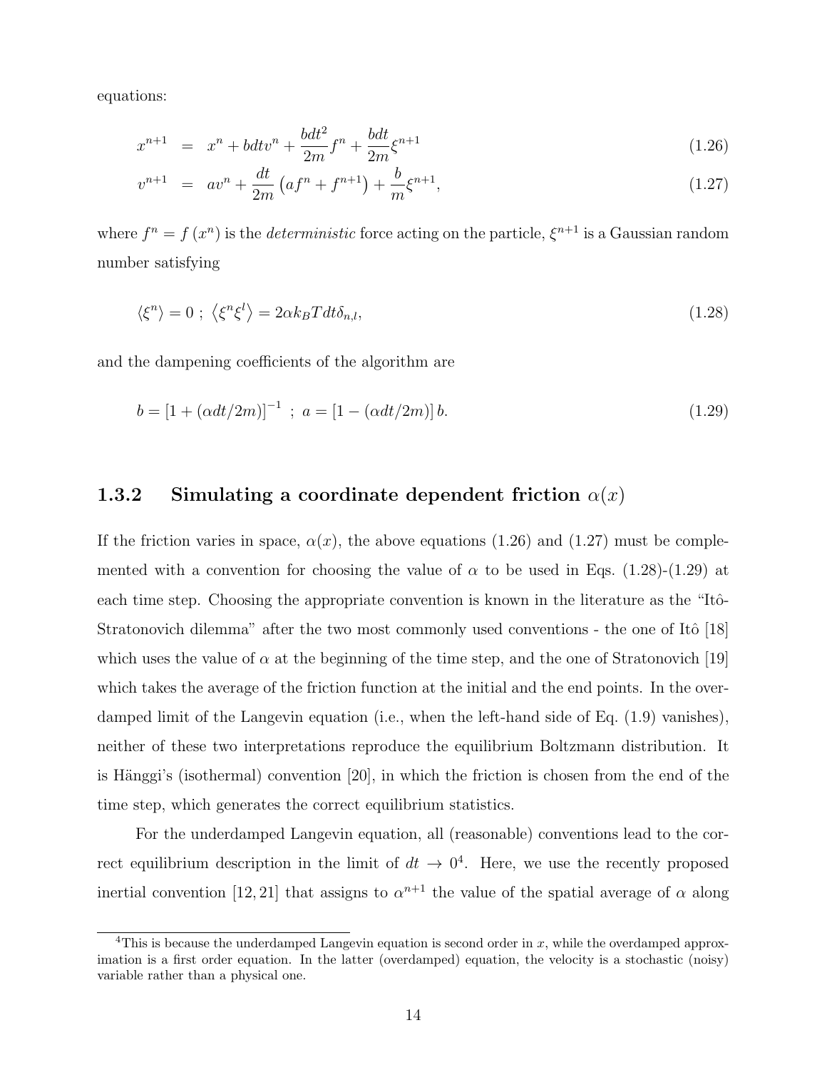equations:

$$x^{n+1} = x^n + bdtv^n + \frac{bdt^2}{2m}f^n + \frac{bdt}{2m}\xi^{n+1} \tag{1.26}$$

$$v^{n+1} = av^n + \frac{dt}{2m}\left(af^n + f^{n+1}\right) + \frac{b}{m}\xi^{n+1}, \tag{1.27}$$

where $f^n = f(x^n)$ is the *deterministic* force acting on the particle, $\xi^{n+1}$ is a Gaussian random number satisfying

$$\langle \xi^n \rangle = 0 \ ; \ \langle \xi^n \xi^l \rangle = 2\alpha k_B T dt \delta_{n,l}, \tag{1.28}$$

and the dampening coefficients of the algorithm are

$$b = \left[1 + (\alpha dt/2m)\right]^{-1} \ ; \ a = \left[1 - (\alpha dt/2m)\right] b. \tag{1.29}$$

### 1.3.2 Simulating a coordinate dependent friction $\alpha(x)$

If the friction varies in space, $\alpha(x)$, the above equations (1.26) and (1.27) must be complemented with a convention for choosing the value of $\alpha$ to be used in Eqs. (1.28)-(1.29) at each time step. Choosing the appropriate convention is known in the literature as the "Itô-Stratonovich dilemma" after the two most commonly used conventions - the one of Itô [18] which uses the value of $\alpha$ at the beginning of the time step, and the one of Stratonovich [19] which takes the average of the friction function at the initial and the end points. In the overdamped limit of the Langevin equation (i.e., when the left-hand side of Eq. (1.9) vanishes), neither of these two interpretations reproduce the equilibrium Boltzmann distribution. It is Hänggi's (isothermal) convention [20], in which the friction is chosen from the end of the time step, which generates the correct equilibrium statistics.

For the underdamped Langevin equation, all (reasonable) conventions lead to the correct equilibrium description in the limit of $dt \to 0$[4]. Here, we use the recently proposed inertial convention [12, 21] that assigns to $\alpha^{n+1}$ the value of the spatial average of $\alpha$ along

[4] This is because the underdamped Langevin equation is second order in $x$, while the overdamped approximation is a first order equation. In the latter (overdamped) equation, the velocity is a stochastic (noisy) variable rather than a physical one.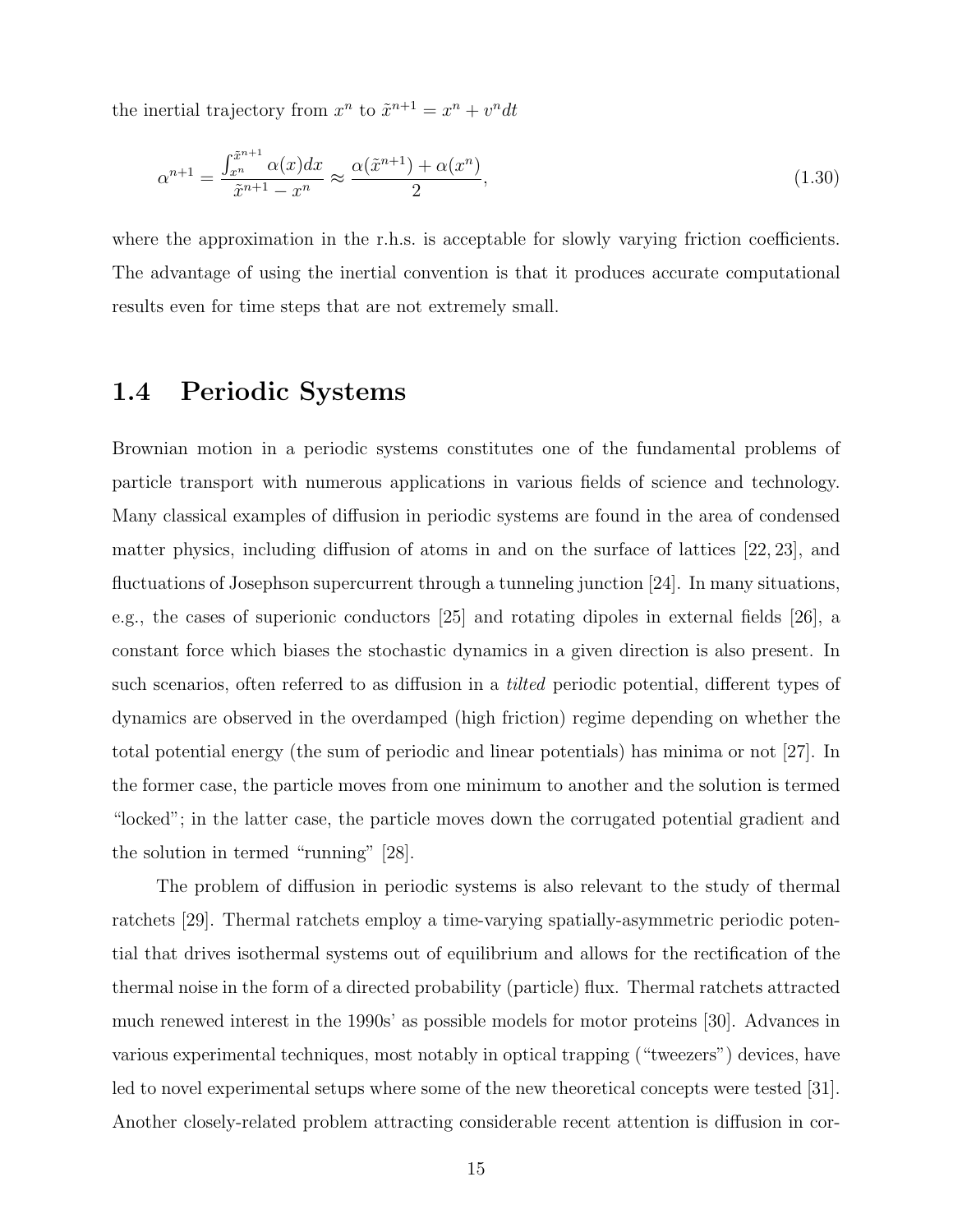the inertial trajectory from $x^n$ to $\tilde{x}^{n+1} = x^n + v^n dt$

$$\alpha^{n+1} = \frac{\int_{x^n}^{\tilde{x}^{n+1}} \alpha(x)dx}{\tilde{x}^{n+1} - x^n} \approx \frac{\alpha(\tilde{x}^{n+1}) + \alpha(x^n)}{2}, \tag{1.30}$$

where the approximation in the r.h.s. is acceptable for slowly varying friction coefficients. The advantage of using the inertial convention is that it produces accurate computational results even for time steps that are not extremely small.

## 1.4 Periodic Systems

Brownian motion in a periodic systems constitutes one of the fundamental problems of particle transport with numerous applications in various fields of science and technology. Many classical examples of diffusion in periodic systems are found in the area of condensed matter physics, including diffusion of atoms in and on the surface of lattices [22, 23], and fluctuations of Josephson supercurrent through a tunneling junction [24]. In many situations, e.g., the cases of superionic conductors [25] and rotating dipoles in external fields [26], a constant force which biases the stochastic dynamics in a given direction is also present. In such scenarios, often referred to as diffusion in a *tilted* periodic potential, different types of dynamics are observed in the overdamped (high friction) regime depending on whether the total potential energy (the sum of periodic and linear potentials) has minima or not [27]. In the former case, the particle moves from one minimum to another and the solution is termed "locked"; in the latter case, the particle moves down the corrugated potential gradient and the solution in termed "running" [28].

The problem of diffusion in periodic systems is also relevant to the study of thermal ratchets [29]. Thermal ratchets employ a time-varying spatially-asymmetric periodic potential that drives isothermal systems out of equilibrium and allows for the rectification of the thermal noise in the form of a directed probability (particle) flux. Thermal ratchets attracted much renewed interest in the 1990s' as possible models for motor proteins [30]. Advances in various experimental techniques, most notably in optical trapping ("tweezers") devices, have led to novel experimental setups where some of the new theoretical concepts were tested [31]. Another closely-related problem attracting considerable recent attention is diffusion in cor-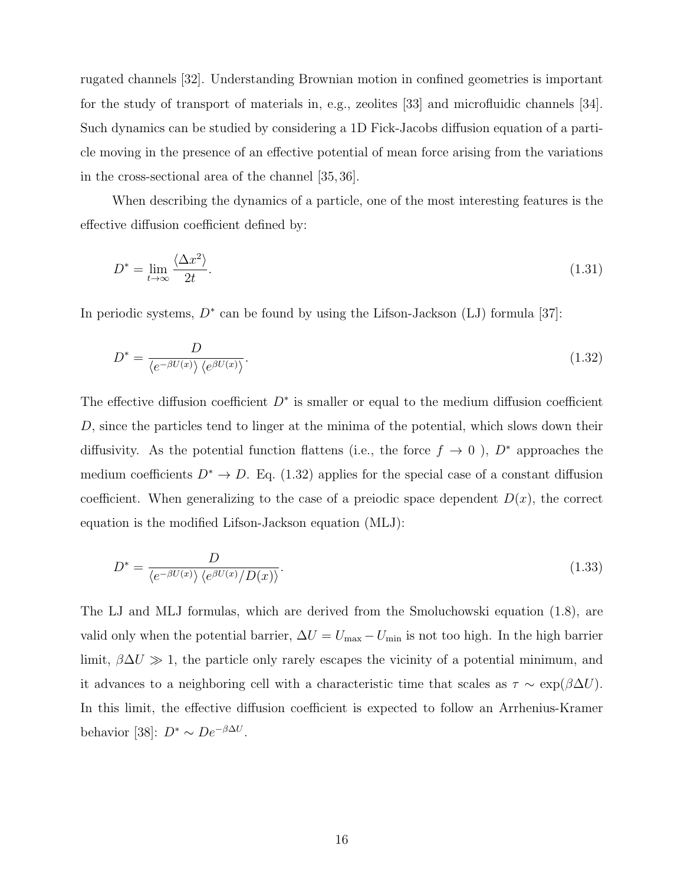rugated channels [32]. Understanding Brownian motion in confined geometries is important for the study of transport of materials in, e.g., zeolites [33] and microfluidic channels [34]. Such dynamics can be studied by considering a 1D Fick-Jacobs diffusion equation of a particle moving in the presence of an effective potential of mean force arising from the variations in the cross-sectional area of the channel [35, 36].

When describing the dynamics of a particle, one of the most interesting features is the effective diffusion coefficient defined by:

$$D^* = \lim_{t\to\infty} \frac{\langle \Delta x^2 \rangle}{2t}. \tag{1.31}$$

In periodic systems, $D^*$ can be found by using the Lifson-Jackson (LJ) formula [37]:

$$D^* = \frac{D}{\langle e^{-\beta U(x)} \rangle \langle e^{\beta U(x)} \rangle}. \tag{1.32}$$

The effective diffusion coefficient $D^*$ is smaller or equal to the medium diffusion coefficient $D$, since the particles tend to linger at the minima of the potential, which slows down their diffusivity. As the potential function flattens (i.e., the force $f \to 0$ ), $D^*$ approaches the medium coefficients $D^* \to D$. Eq. (1.32) applies for the special case of a constant diffusion coefficient. When generalizing to the case of a preiodic space dependent $D(x)$, the correct equation is the modified Lifson-Jackson equation (MLJ):

$$D^* = \frac{D}{\langle e^{-\beta U(x)} \rangle \langle e^{\beta U(x)}/D(x) \rangle}. \tag{1.33}$$

The LJ and MLJ formulas, which are derived from the Smoluchowski equation (1.8), are valid only when the potential barrier, $\Delta U = U_{\max} - U_{\min}$ is not too high. In the high barrier limit, $\beta \Delta U \gg 1$, the particle only rarely escapes the vicinity of a potential minimum, and it advances to a neighboring cell with a characteristic time that scales as $\tau \sim \exp(\beta \Delta U)$. In this limit, the effective diffusion coefficient is expected to follow an Arrhenius-Kramer behavior [38]: $D^* \sim D e^{-\beta \Delta U}$.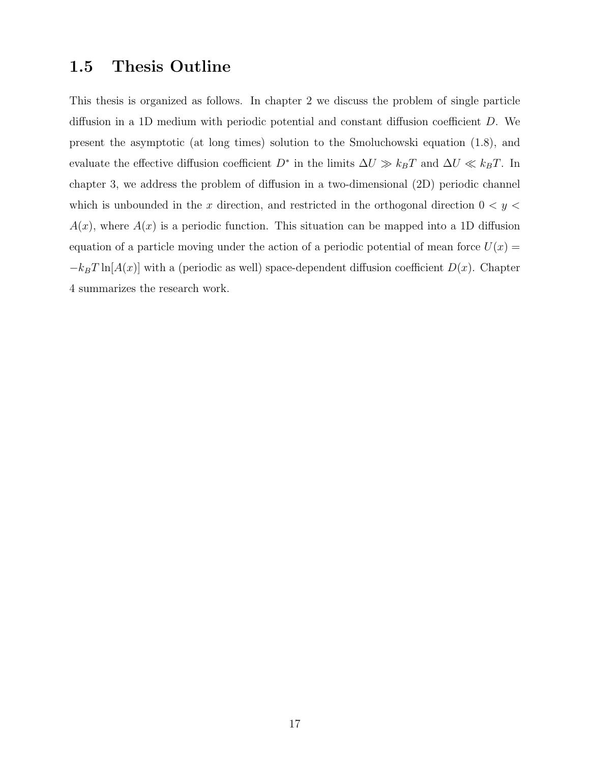## 1.5 Thesis Outline

This thesis is organized as follows. In chapter 2 we discuss the problem of single particle diffusion in a 1D medium with periodic potential and constant diffusion coefficient $D$. We present the asymptotic (at long times) solution to the Smoluchowski equation (1.8), and evaluate the effective diffusion coefficient $D^*$ in the limits $\Delta U \gg k_B T$ and $\Delta U \ll k_B T$. In chapter 3, we address the problem of diffusion in a two-dimensional (2D) periodic channel which is unbounded in the $x$ direction, and restricted in the orthogonal direction $0 < y < A(x)$, where $A(x)$ is a periodic function. This situation can be mapped into a 1D diffusion equation of a particle moving under the action of a periodic potential of mean force $U(x) = -k_B T \ln[A(x)]$ with a (periodic as well) space-dependent diffusion coefficient $D(x)$. Chapter 4 summarizes the research work.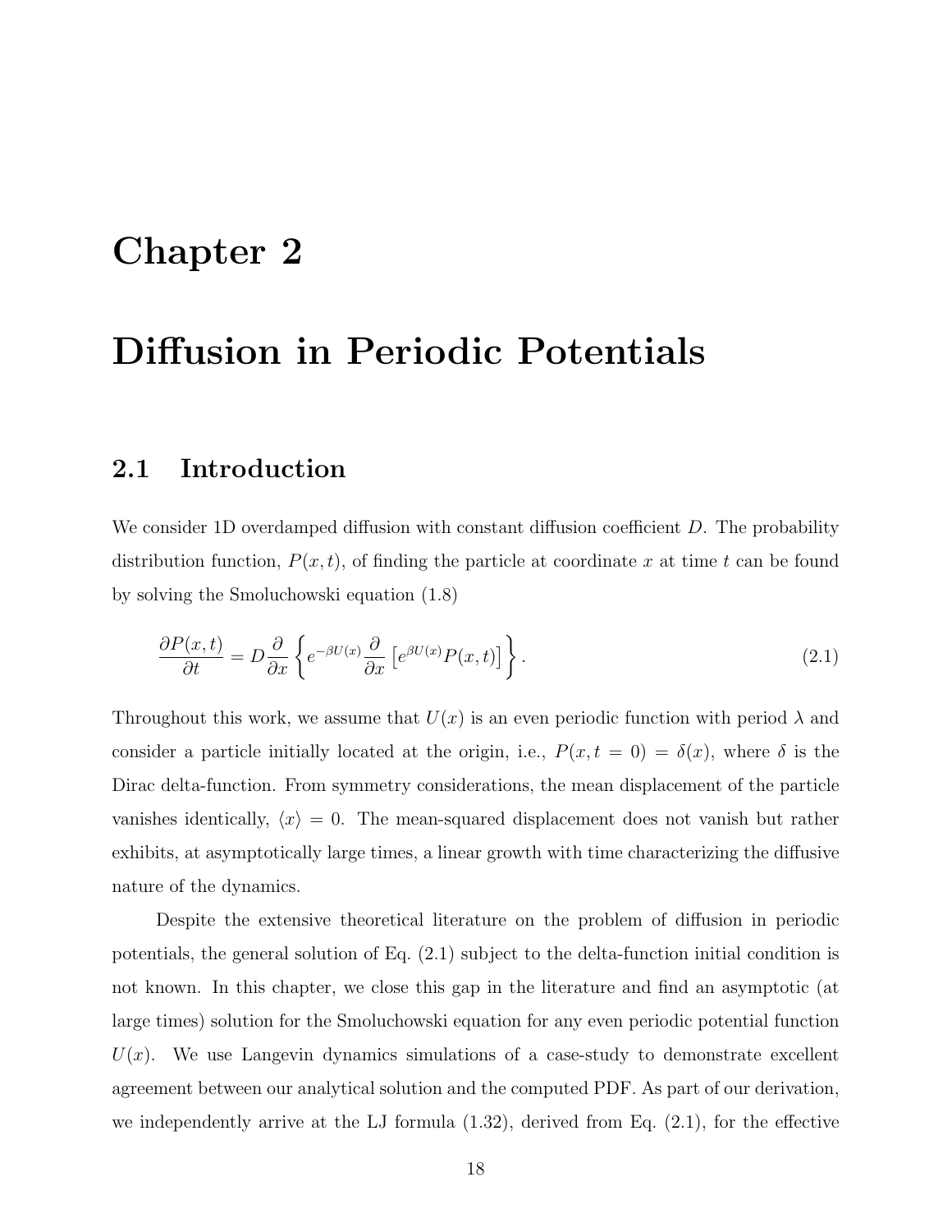# Chapter 2

# Diffusion in Periodic Potentials

## 2.1 Introduction

We consider 1D overdamped diffusion with constant diffusion coefficient $D$. The probability distribution function, $P(x,t)$, of finding the particle at coordinate $x$ at time $t$ can be found by solving the Smoluchowski equation (1.8)

$$\frac{\partial P(x,t)}{\partial t} = D\frac{\partial}{\partial x}\left\{e^{-\beta U(x)}\frac{\partial}{\partial x}\left[e^{\beta U(x)}P(x,t)\right]\right\}. \tag{2.1}$$

Throughout this work, we assume that $U(x)$ is an even periodic function with period $\lambda$ and consider a particle initially located at the origin, i.e., $P(x,t=0)=\delta(x)$, where $\delta$ is the Dirac delta-function. From symmetry considerations, the mean displacement of the particle vanishes identically, $\langle x\rangle = 0$. The mean-squared displacement does not vanish but rather exhibits, at asymptotically large times, a linear growth with time characterizing the diffusive nature of the dynamics.

Despite the extensive theoretical literature on the problem of diffusion in periodic potentials, the general solution of Eq. (2.1) subject to the delta-function initial condition is not known. In this chapter, we close this gap in the literature and find an asymptotic (at large times) solution for the Smoluchowski equation for any even periodic potential function $U(x)$. We use Langevin dynamics simulations of a case-study to demonstrate excellent agreement between our analytical solution and the computed PDF. As part of our derivation, we independently arrive at the LJ formula (1.32), derived from Eq. (2.1), for the effective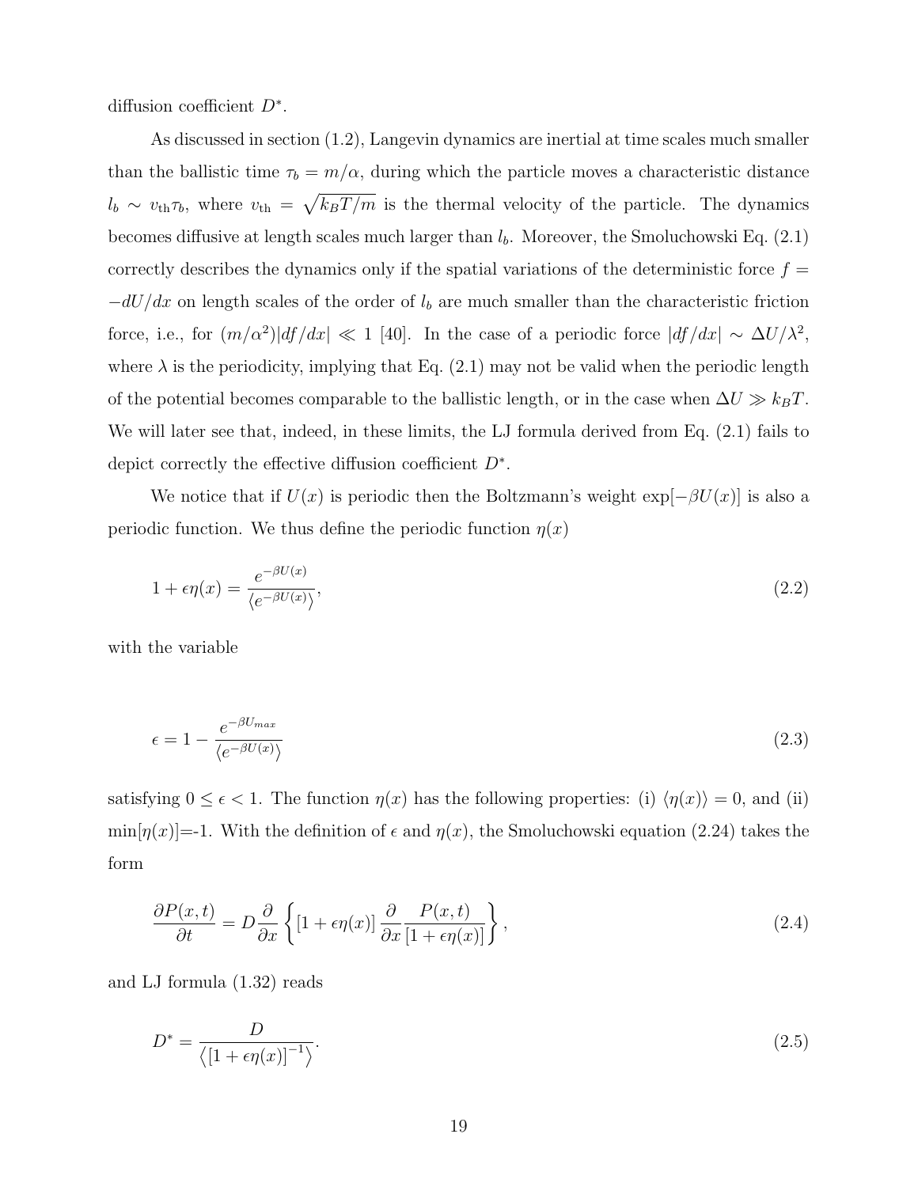diffusion coefficient $D^*$.

As discussed in section (1.2), Langevin dynamics are inertial at time scales much smaller than the ballistic time $\tau_b = m/\alpha$, during which the particle moves a characteristic distance $l_b \sim v_{\text{th}}\tau_b$, where $v_{\text{th}} = \sqrt{k_B T/m}$ is the thermal velocity of the particle. The dynamics becomes diffusive at length scales much larger than $l_b$. Moreover, the Smoluchowski Eq. (2.1) correctly describes the dynamics only if the spatial variations of the deterministic force $f = -dU/dx$ on length scales of the order of $l_b$ are much smaller than the characteristic friction force, i.e., for $(m/\alpha^2)|df/dx| \ll 1$ [40]. In the case of a periodic force $|df/dx| \sim \Delta U/\lambda^2$, where $\lambda$ is the periodicity, implying that Eq. (2.1) may not be valid when the periodic length of the potential becomes comparable to the ballistic length, or in the case when $\Delta U \gg k_B T$. We will later see that, indeed, in these limits, the LJ formula derived from Eq. (2.1) fails to depict correctly the effective diffusion coefficient $D^*$.

We notice that if $U(x)$ is periodic then the Boltzmann's weight $\exp[-\beta U(x)]$ is also a periodic function. We thus define the periodic function $\eta(x)$

$$1 + \epsilon\eta(x) = \frac{e^{-\beta U(x)}}{\langle e^{-\beta U(x)} \rangle}, \tag{2.2}$$

with the variable

$$\epsilon = 1 - \frac{e^{-\beta U_{max}}}{\langle e^{-\beta U(x)} \rangle} \tag{2.3}$$

satisfying $0 \leq \epsilon < 1$. The function $\eta(x)$ has the following properties: (i) $\langle \eta(x) \rangle = 0$, and (ii) $\min[\eta(x)]$=-1. With the definition of $\epsilon$ and $\eta(x)$, the Smoluchowski equation (2.24) takes the form

$$\frac{\partial P(x,t)}{\partial t} = D\frac{\partial}{\partial x}\left\{[1 + \epsilon\eta(x)]\frac{\partial}{\partial x}\frac{P(x,t)}{[1 + \epsilon\eta(x)]}\right\}, \tag{2.4}$$

and LJ formula (1.32) reads

$$D^* = \frac{D}{\left\langle [1 + \epsilon\eta(x)]^{-1} \right\rangle}. \tag{2.5}$$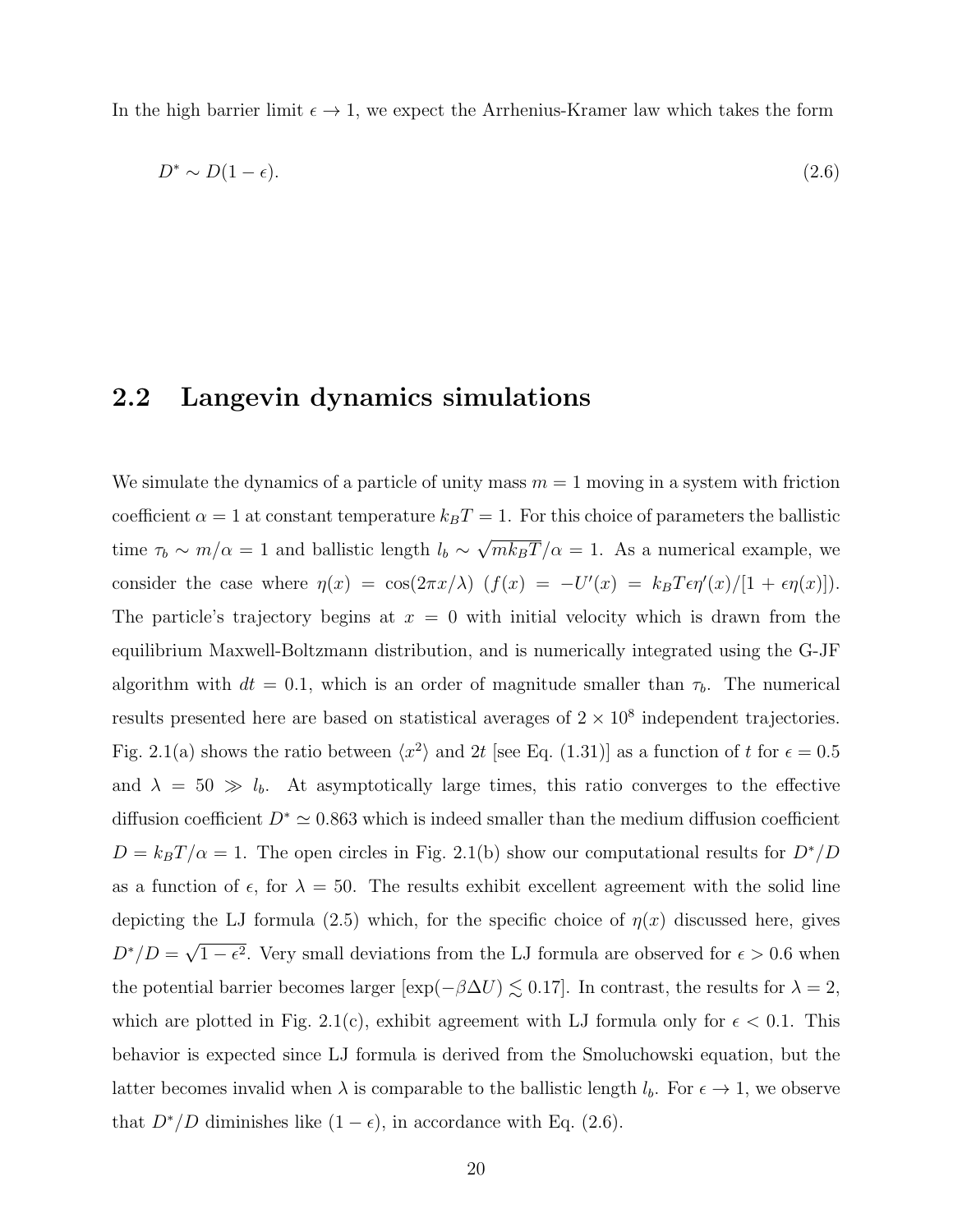In the high barrier limit $\epsilon \to 1$, we expect the Arrhenius-Kramer law which takes the form

$$D^* \sim D(1-\epsilon). \tag{2.6}$$

## 2.2 Langevin dynamics simulations

We simulate the dynamics of a particle of unity mass $m = 1$ moving in a system with friction coefficient $\alpha = 1$ at constant temperature $k_BT = 1$. For this choice of parameters the ballistic time $\tau_b \sim m/\alpha = 1$ and ballistic length $l_b \sim \sqrt{mk_BT}/\alpha = 1$. As a numerical example, we consider the case where $\eta(x) = \cos(2\pi x/\lambda)$ ($f(x) = -U'(x) = k_BT\epsilon\eta'(x)/[1+\epsilon\eta(x)]$). The particle's trajectory begins at $x = 0$ with initial velocity which is drawn from the equilibrium Maxwell-Boltzmann distribution, and is numerically integrated using the G-JF algorithm with $dt = 0.1$, which is an order of magnitude smaller than $\tau_b$. The numerical results presented here are based on statistical averages of $2 \times 10^8$ independent trajectories. Fig. 2.1(a) shows the ratio between $\langle x^2 \rangle$ and $2t$ [see Eq. (1.31)] as a function of $t$ for $\epsilon = 0.5$ and $\lambda = 50 \gg l_b$. At asymptotically large times, this ratio converges to the effective diffusion coefficient $D^* \simeq 0.863$ which is indeed smaller than the medium diffusion coefficient $D = k_BT/\alpha = 1$. The open circles in Fig. 2.1(b) show our computational results for $D^*/D$ as a function of $\epsilon$, for $\lambda = 50$. The results exhibit excellent agreement with the solid line depicting the LJ formula (2.5) which, for the specific choice of $\eta(x)$ discussed here, gives $D^*/D = \sqrt{1-\epsilon^2}$. Very small deviations from the LJ formula are observed for $\epsilon > 0.6$ when the potential barrier becomes larger [$\exp(-\beta\Delta U) \lesssim 0.17$]. In contrast, the results for $\lambda = 2$, which are plotted in Fig. 2.1(c), exhibit agreement with LJ formula only for $\epsilon < 0.1$. This behavior is expected since LJ formula is derived from the Smoluchowski equation, but the latter becomes invalid when $\lambda$ is comparable to the ballistic length $l_b$. For $\epsilon \to 1$, we observe that $D^*/D$ diminishes like $(1-\epsilon)$, in accordance with Eq. (2.6).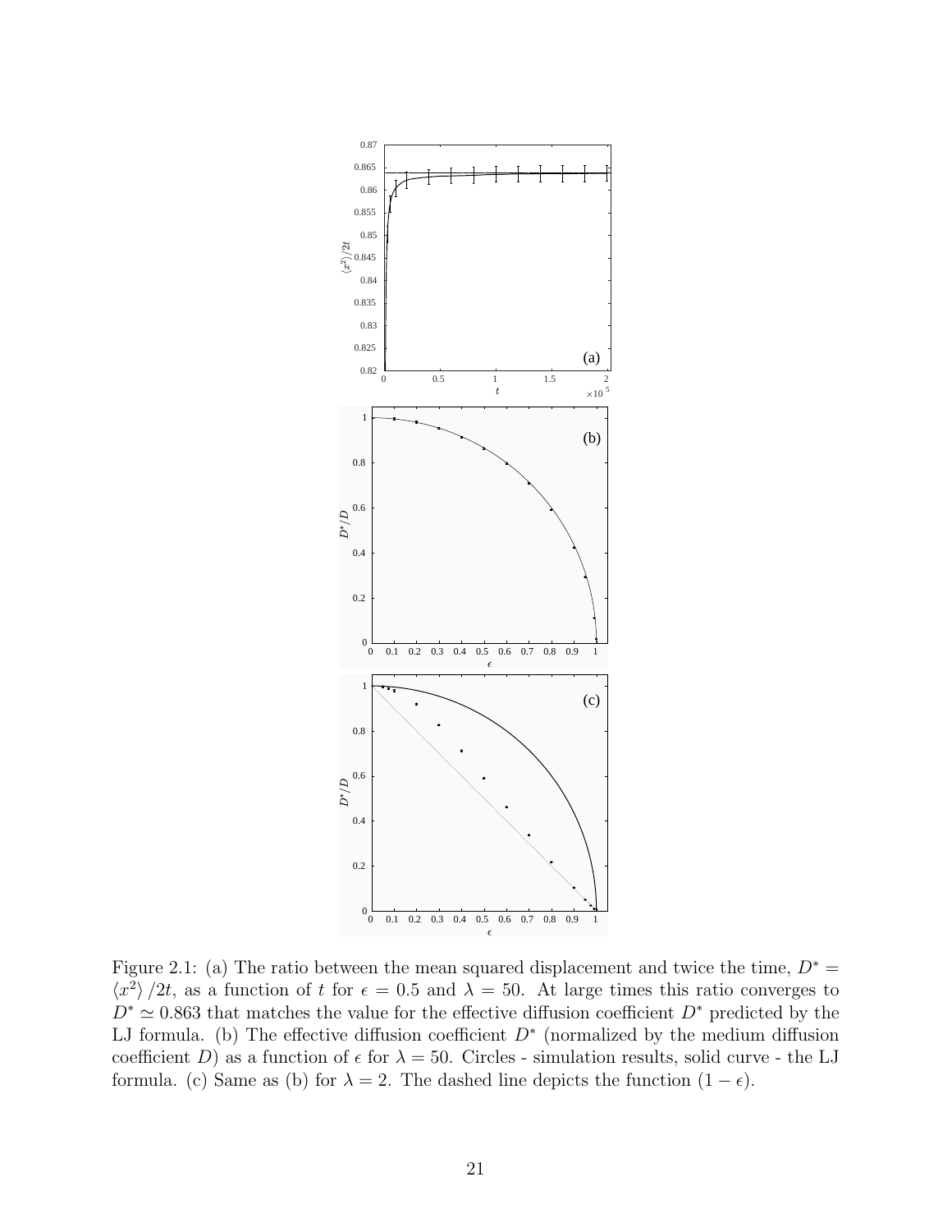Figure 2.1: (a) The ratio between the mean squared displacement and twice the time, $D^* = \langle x^2 \rangle /2t$, as a function of $t$ for $\epsilon = 0.5$ and $\lambda = 50$. At large times this ratio converges to $D^* \simeq 0.863$ that matches the value for the effective diffusion coefficient $D^*$ predicted by the LJ formula. (b) The effective diffusion coefficient $D^*$ (normalized by the medium diffusion coefficient $D$) as a function of $\epsilon$ for $\lambda = 50$. Circles - simulation results, solid curve - the LJ formula. (c) Same as (b) for $\lambda = 2$. The dashed line depicts the function $(1 - \epsilon)$.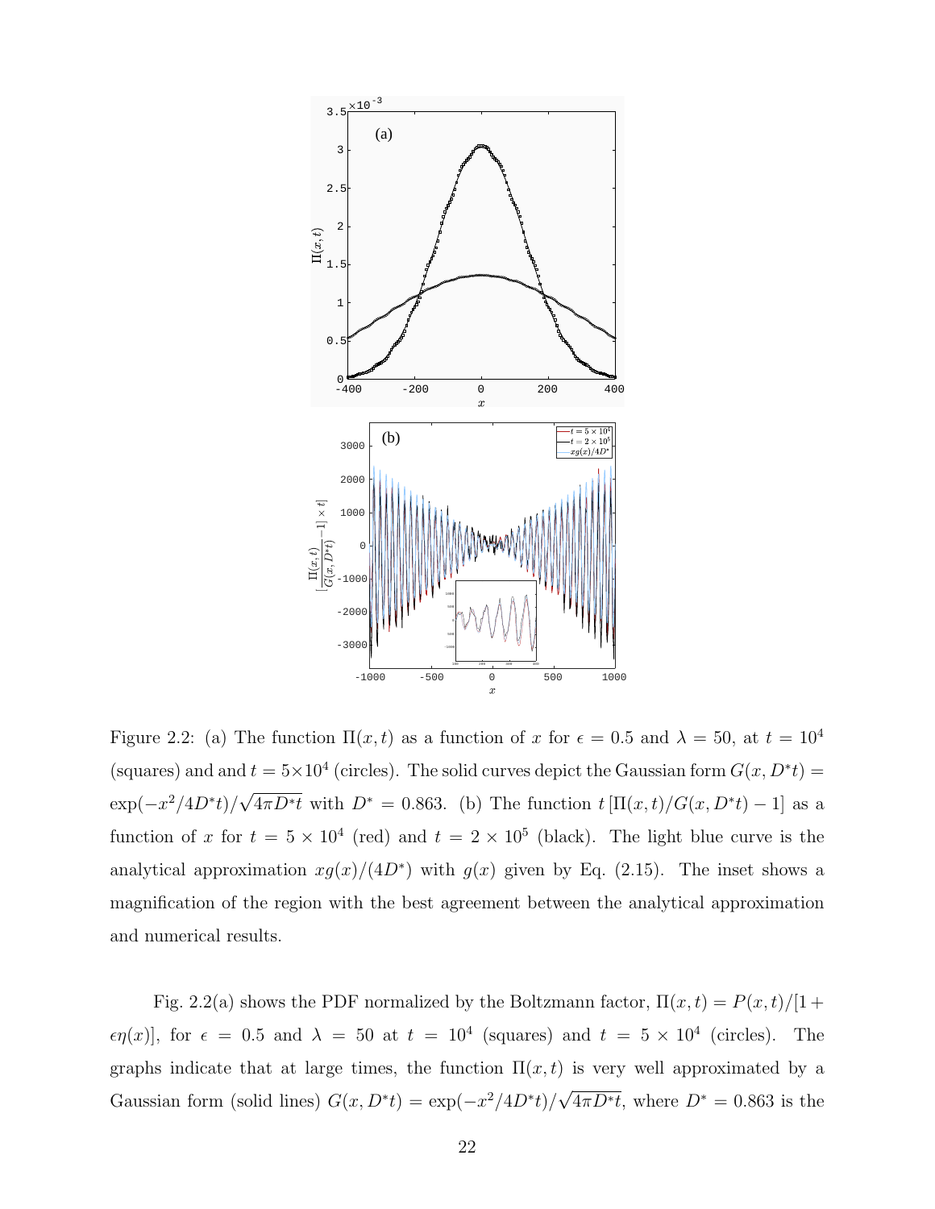Figure 2.2: (a) The function $\Pi(x,t)$ as a function of $x$ for $\epsilon = 0.5$ and $\lambda = 50$, at $t = 10^4$ (squares) and and $t = 5 \times 10^4$ (circles). The solid curves depict the Gaussian form $G(x, D^*t) = \exp(-x^2/4D^*t)/\sqrt{4\pi D^*t}$ with $D^* = 0.863$. (b) The function $t\,[\Pi(x,t)/G(x,D^*t) - 1]$ as a function of $x$ for $t = 5 \times 10^4$ (red) and $t = 2 \times 10^5$ (black). The light blue curve is the analytical approximation $xg(x)/(4D^*)$ with $g(x)$ given by Eq. (2.15). The inset shows a magnification of the region with the best agreement between the analytical approximation and numerical results.

Fig. 2.2(a) shows the PDF normalized by the Boltzmann factor, $\Pi(x,t) = P(x,t)/[1 + \epsilon\eta(x)]$, for $\epsilon = 0.5$ and $\lambda = 50$ at $t = 10^4$ (squares) and $t = 5 \times 10^4$ (circles). The graphs indicate that at large times, the function $\Pi(x,t)$ is very well approximated by a Gaussian form (solid lines) $G(x, D^*t) = \exp(-x^2/4D^*t)/\sqrt{4\pi D^*t}$, where $D^* = 0.863$ is the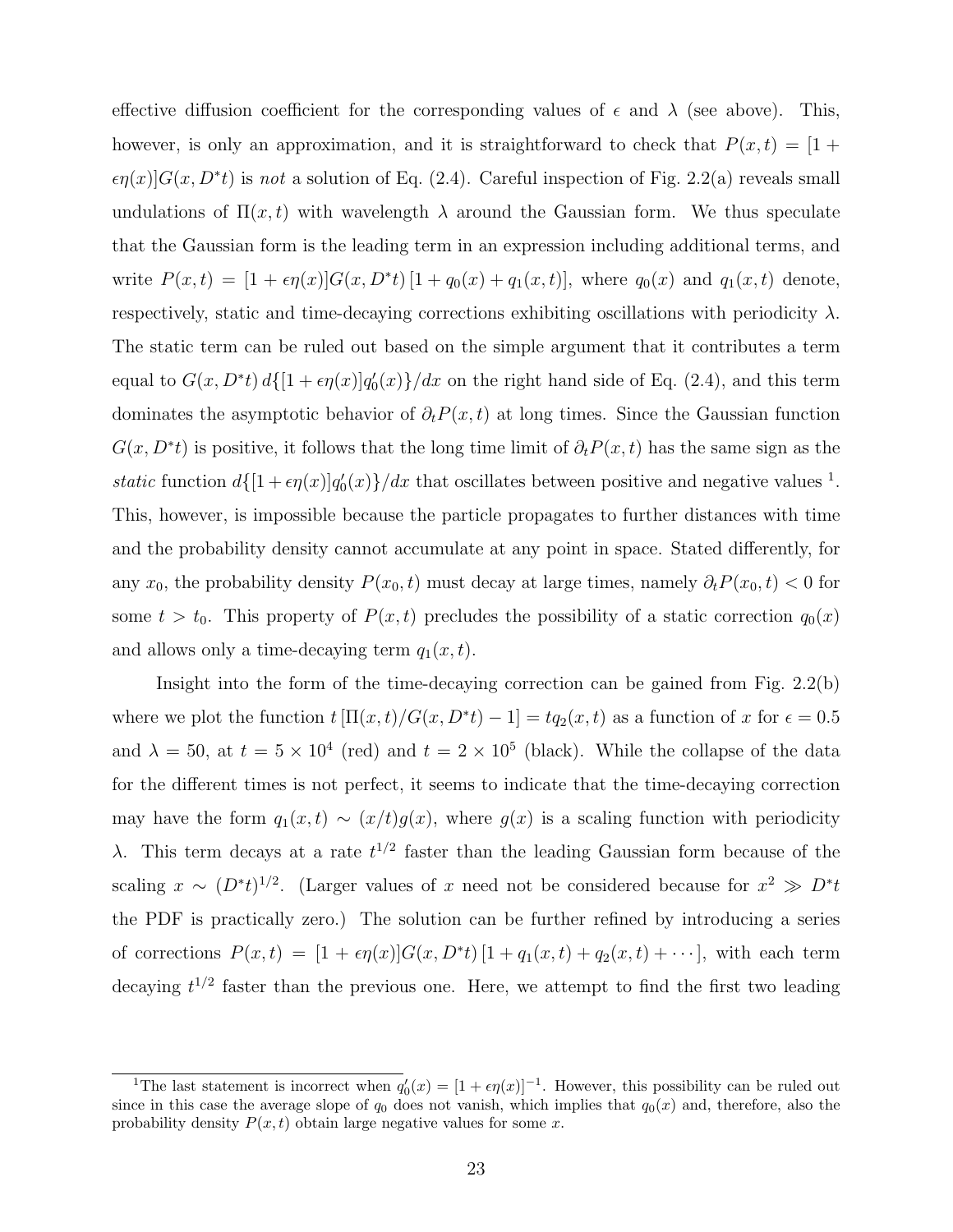effective diffusion coefficient for the corresponding values of $\epsilon$ and $\lambda$ (see above). This, however, is only an approximation, and it is straightforward to check that $P(x,t) = [1+\epsilon\eta(x)]G(x, D^*t)$ is *not* a solution of Eq. (2.4). Careful inspection of Fig. 2.2(a) reveals small undulations of $\Pi(x,t)$ with wavelength $\lambda$ around the Gaussian form. We thus speculate that the Gaussian form is the leading term in an expression including additional terms, and write $P(x,t) = [1+\epsilon\eta(x)]G(x, D^*t)\,[1+q_0(x)+q_1(x,t)]$, where $q_0(x)$ and $q_1(x,t)$ denote, respectively, static and time-decaying corrections exhibiting oscillations with periodicity $\lambda$. The static term can be ruled out based on the simple argument that it contributes a term equal to $G(x, D^*t)\, d\{[1+\epsilon\eta(x)]q_0'(x)\}/dx$ on the right hand side of Eq. (2.4), and this term dominates the asymptotic behavior of $\partial_t P(x,t)$ at long times. Since the Gaussian function $G(x, D^*t)$ is positive, it follows that the long time limit of $\partial_t P(x,t)$ has the same sign as the *static* function $d\{[1+\epsilon\eta(x)]q_0'(x)\}/dx$ that oscillates between positive and negative values [1]. This, however, is impossible because the particle propagates to further distances with time and the probability density cannot accumulate at any point in space. Stated differently, for any $x_0$, the probability density $P(x_0,t)$ must decay at large times, namely $\partial_t P(x_0,t) < 0$ for some $t > t_0$. This property of $P(x,t)$ precludes the possibility of a static correction $q_0(x)$ and allows only a time-decaying term $q_1(x,t)$.

Insight into the form of the time-decaying correction can be gained from Fig. 2.2(b) where we plot the function $t\,[\Pi(x,t)/G(x,D^*t)-1] = tq_2(x,t)$ as a function of $x$ for $\epsilon = 0.5$ and $\lambda = 50$, at $t = 5\times 10^4$ (red) and $t = 2\times 10^5$ (black). While the collapse of the data for the different times is not perfect, it seems to indicate that the time-decaying correction may have the form $q_1(x,t) \sim (x/t)g(x)$, where $g(x)$ is a scaling function with periodicity $\lambda$. This term decays at a rate $t^{1/2}$ faster than the leading Gaussian form because of the scaling $x \sim (D^*t)^{1/2}$. (Larger values of $x$ need not be considered because for $x^2 \gg D^*t$ the PDF is practically zero.) The solution can be further refined by introducing a series of corrections $P(x,t) = [1+\epsilon\eta(x)]G(x,D^*t)\,[1+q_1(x,t)+q_2(x,t)+\cdots]$, with each term decaying $t^{1/2}$ faster than the previous one. Here, we attempt to find the first two leading

[1] The last statement is incorrect when $q_0'(x) = [1+\epsilon\eta(x)]^{-1}$. However, this possibility can be ruled out since in this case the average slope of $q_0$ does not vanish, which implies that $q_0(x)$ and, therefore, also the probability density $P(x,t)$ obtain large negative values for some $x$.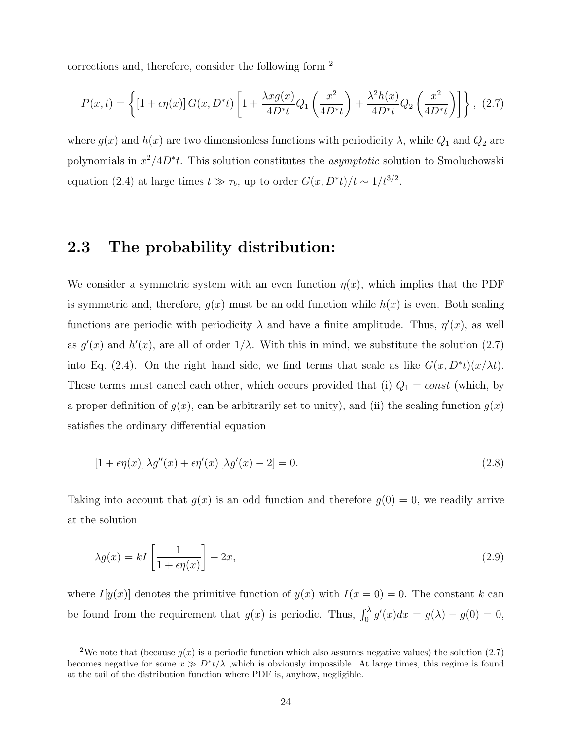corrections and, therefore, consider the following form [2]

$$P(x,t) = \left\{ [1+\epsilon\eta(x)]\, G(x, D^*t) \left[ 1 + \frac{\lambda x g(x)}{4D^*t} Q_1\left(\frac{x^2}{4D^*t}\right) + \frac{\lambda^2 h(x)}{4D^*t} Q_2\left(\frac{x^2}{4D^*t}\right) \right] \right\}, \quad (2.7)$$

where $g(x)$ and $h(x)$ are two dimensionless functions with periodicity $\lambda$, while $Q_1$ and $Q_2$ are polynomials in $x^2/4D^*t$. This solution constitutes the *asymptotic* solution to Smoluchowski equation (2.4) at large times $t \gg \tau_b$, up to order $G(x, D^*t)/t \sim 1/t^{3/2}$.

## 2.3 The probability distribution:

We consider a symmetric system with an even function $\eta(x)$, which implies that the PDF is symmetric and, therefore, $g(x)$ must be an odd function while $h(x)$ is even. Both scaling functions are periodic with periodicity $\lambda$ and have a finite amplitude. Thus, $\eta'(x)$, as well as $g'(x)$ and $h'(x)$, are all of order $1/\lambda$. With this in mind, we substitute the solution (2.7) into Eq. (2.4). On the right hand side, we find terms that scale as like $G(x, D^*t)(x/\lambda t)$. These terms must cancel each other, which occurs provided that (i) $Q_1 = const$ (which, by a proper definition of $g(x)$, can be arbitrarily set to unity), and (ii) the scaling function $g(x)$ satisfies the ordinary differential equation

$$[1+\epsilon\eta(x)]\,\lambda g''(x) + \epsilon\eta'(x)\,[\lambda g'(x) - 2] = 0. \quad (2.8)$$

Taking into account that $g(x)$ is an odd function and therefore $g(0) = 0$, we readily arrive at the solution

$$\lambda g(x) = kI\left[\frac{1}{1+\epsilon\eta(x)}\right] + 2x, \quad (2.9)$$

where $I[y(x)]$ denotes the primitive function of $y(x)$ with $I(x=0) = 0$. The constant $k$ can be found from the requirement that $g(x)$ is periodic. Thus, $\int_0^\lambda g'(x)dx = g(\lambda) - g(0) = 0$,

[2] We note that (because $g(x)$ is a periodic function which also assumes negative values) the solution (2.7) becomes negative for some $x \gg D^*t/\lambda$ ,which is obviously impossible. At large times, this regime is found at the tail of the distribution function where PDF is, anyhow, negligible.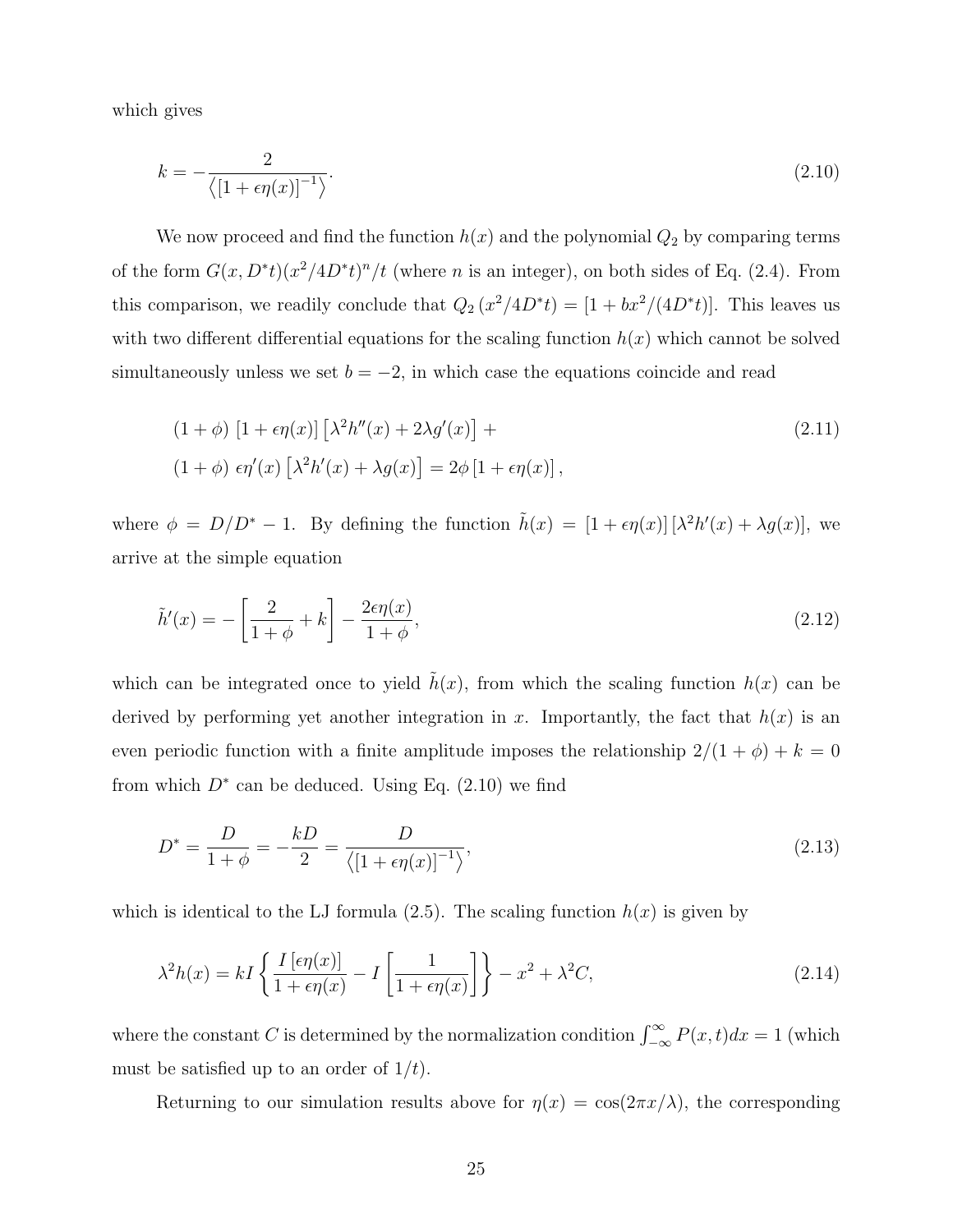which gives

$$k = -\frac{2}{\left\langle [1+\epsilon\eta(x)]^{-1} \right\rangle}. \tag{2.10}$$

We now proceed and find the function $h(x)$ and the polynomial $Q_2$ by comparing terms of the form $G(x, D^*t)(x^2/4D^*t)^n/t$ (where $n$ is an integer), on both sides of Eq. (2.4). From this comparison, we readily conclude that $Q_2\left(x^2/4D^*t\right) = [1 + bx^2/(4D^*t)]$. This leaves us with two different differential equations for the scaling function $h(x)$ which cannot be solved simultaneously unless we set $b = -2$, in which case the equations coincide and read

$$\begin{aligned}
&(1+\phi)\,[1+\epsilon\eta(x)]\left[\lambda^2 h''(x) + 2\lambda g'(x)\right] + \\
&(1+\phi)\,\epsilon\eta'(x)\left[\lambda^2 h'(x) + \lambda g(x)\right] = 2\phi\,[1+\epsilon\eta(x)]\,,
\end{aligned} \tag{2.11}$$

where $\phi = D/D^* - 1$. By defining the function $\tilde{h}(x) = [1+\epsilon\eta(x)]\,[\lambda^2 h'(x) + \lambda g(x)]$, we arrive at the simple equation

$$\tilde{h}'(x) = -\left[\frac{2}{1+\phi} + k\right] - \frac{2\epsilon\eta(x)}{1+\phi}, \tag{2.12}$$

which can be integrated once to yield $\tilde{h}(x)$, from which the scaling function $h(x)$ can be derived by performing yet another integration in $x$. Importantly, the fact that $h(x)$ is an even periodic function with a finite amplitude imposes the relationship $2/(1+\phi) + k = 0$ from which $D^*$ can be deduced. Using Eq. (2.10) we find

$$D^* = \frac{D}{1+\phi} = -\frac{kD}{2} = \frac{D}{\left\langle [1+\epsilon\eta(x)]^{-1} \right\rangle}, \tag{2.13}$$

which is identical to the LJ formula (2.5). The scaling function $h(x)$ is given by

$$\lambda^2 h(x) = kI\left\{\frac{I\left[\epsilon\eta(x)\right]}{1+\epsilon\eta(x)} - I\left[\frac{1}{1+\epsilon\eta(x)}\right]\right\} - x^2 + \lambda^2 C, \tag{2.14}$$

where the constant $C$ is determined by the normalization condition $\int_{-\infty}^{\infty} P(x,t)dx = 1$ (which must be satisfied up to an order of $1/t$).

Returning to our simulation results above for $\eta(x) = \cos(2\pi x/\lambda)$, the corresponding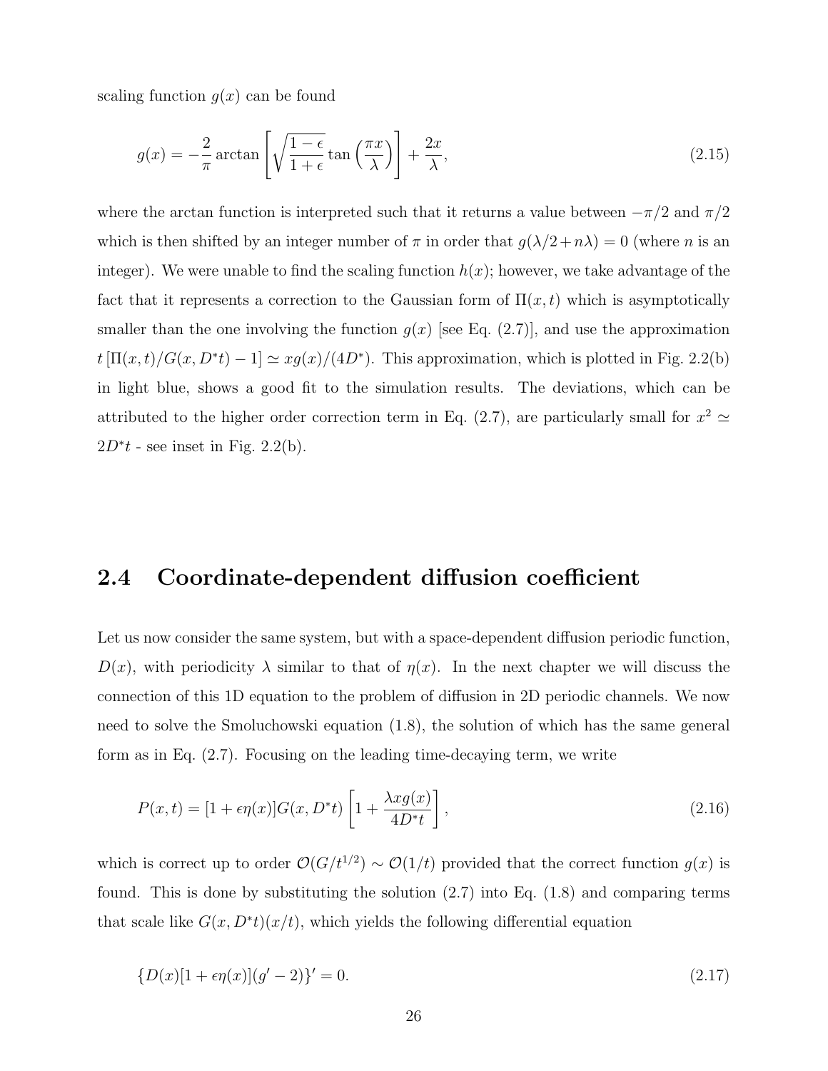scaling function $g(x)$ can be found

$$g(x) = -\frac{2}{\pi} \arctan\left[\sqrt{\frac{1-\epsilon}{1+\epsilon}} \tan\left(\frac{\pi x}{\lambda}\right)\right] + \frac{2x}{\lambda}, \tag{2.15}$$

where the arctan function is interpreted such that it returns a value between $-\pi/2$ and $\pi/2$ which is then shifted by an integer number of $\pi$ in order that $g(\lambda/2 + n\lambda) = 0$ (where $n$ is an integer). We were unable to find the scaling function $h(x)$; however, we take advantage of the fact that it represents a correction to the Gaussian form of $\Pi(x,t)$ which is asymptotically smaller than the one involving the function $g(x)$ [see Eq. (2.7)], and use the approximation $t\,[\Pi(x,t)/G(x, D^*t) - 1] \simeq xg(x)/(4D^*)$. This approximation, which is plotted in Fig. 2.2(b) in light blue, shows a good fit to the simulation results. The deviations, which can be attributed to the higher order correction term in Eq. (2.7), are particularly small for $x^2 \simeq 2D^*t$ - see inset in Fig. 2.2(b).

## 2.4 Coordinate-dependent diffusion coefficient

Let us now consider the same system, but with a space-dependent diffusion periodic function, $D(x)$, with periodicity $\lambda$ similar to that of $\eta(x)$. In the next chapter we will discuss the connection of this 1D equation to the problem of diffusion in 2D periodic channels. We now need to solve the Smoluchowski equation (1.8), the solution of which has the same general form as in Eq. (2.7). Focusing on the leading time-decaying term, we write

$$P(x,t) = [1 + \epsilon\eta(x)]G(x, D^*t)\left[1 + \frac{\lambda x g(x)}{4D^*t}\right], \tag{2.16}$$

which is correct up to order $\mathcal{O}(G/t^{1/2}) \sim \mathcal{O}(1/t)$ provided that the correct function $g(x)$ is found. This is done by substituting the solution (2.7) into Eq. (1.8) and comparing terms that scale like $G(x, D^*t)(x/t)$, which yields the following differential equation

$$\{D(x)[1 + \epsilon\eta(x)](g' - 2)\}' = 0. \tag{2.17}$$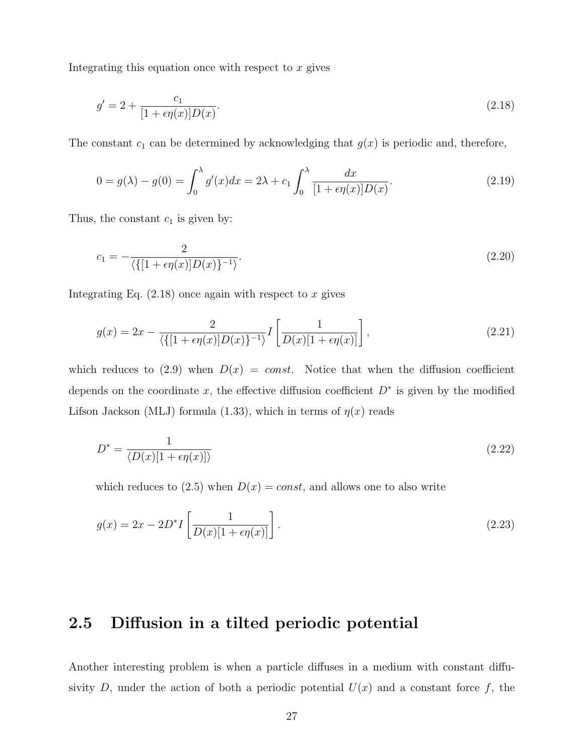Integrating this equation once with respect to $x$ gives

$$g' = 2 + \frac{c_1}{[1 + \epsilon\eta(x)]D(x)}. \tag{2.18}$$

The constant $c_1$ can be determined by acknowledging that $g(x)$ is periodic and, therefore,

$$0 = g(\lambda) - g(0) = \int_0^\lambda g'(x)dx = 2\lambda + c_1 \int_0^\lambda \frac{dx}{[1 + \epsilon\eta(x)]D(x)}. \tag{2.19}$$

Thus, the constant $c_1$ is given by:

$$c_1 = -\frac{2}{\langle\{[1 + \epsilon\eta(x)]D(x)\}^{-1}\rangle}. \tag{2.20}$$

Integrating Eq. (2.18) once again with respect to $x$ gives

$$g(x) = 2x - \frac{2}{\langle\{[1 + \epsilon\eta(x)]D(x)\}^{-1}\rangle} I\left[\frac{1}{D(x)[1 + \epsilon\eta(x)]}\right], \tag{2.21}$$

which reduces to (2.9) when $D(x) = const$. Notice that when the diffusion coefficient depends on the coordinate $x$, the effective diffusion coefficient $D^*$ is given by the modified Lifson Jackson (MLJ) formula (1.33), which in terms of $\eta(x)$ reads

$$D^* = \frac{1}{\langle D(x)[1 + \epsilon\eta(x)]\rangle} \tag{2.22}$$

which reduces to (2.5) when $D(x) = const$, and allows one to also write

$$g(x) = 2x - 2D^* I\left[\frac{1}{D(x)[1 + \epsilon\eta(x)]}\right]. \tag{2.23}$$

## 2.5 Diffusion in a tilted periodic potential

Another interesting problem is when a particle diffuses in a medium with constant diffusivity $D$, under the action of both a periodic potential $U(x)$ and a constant force $f$, the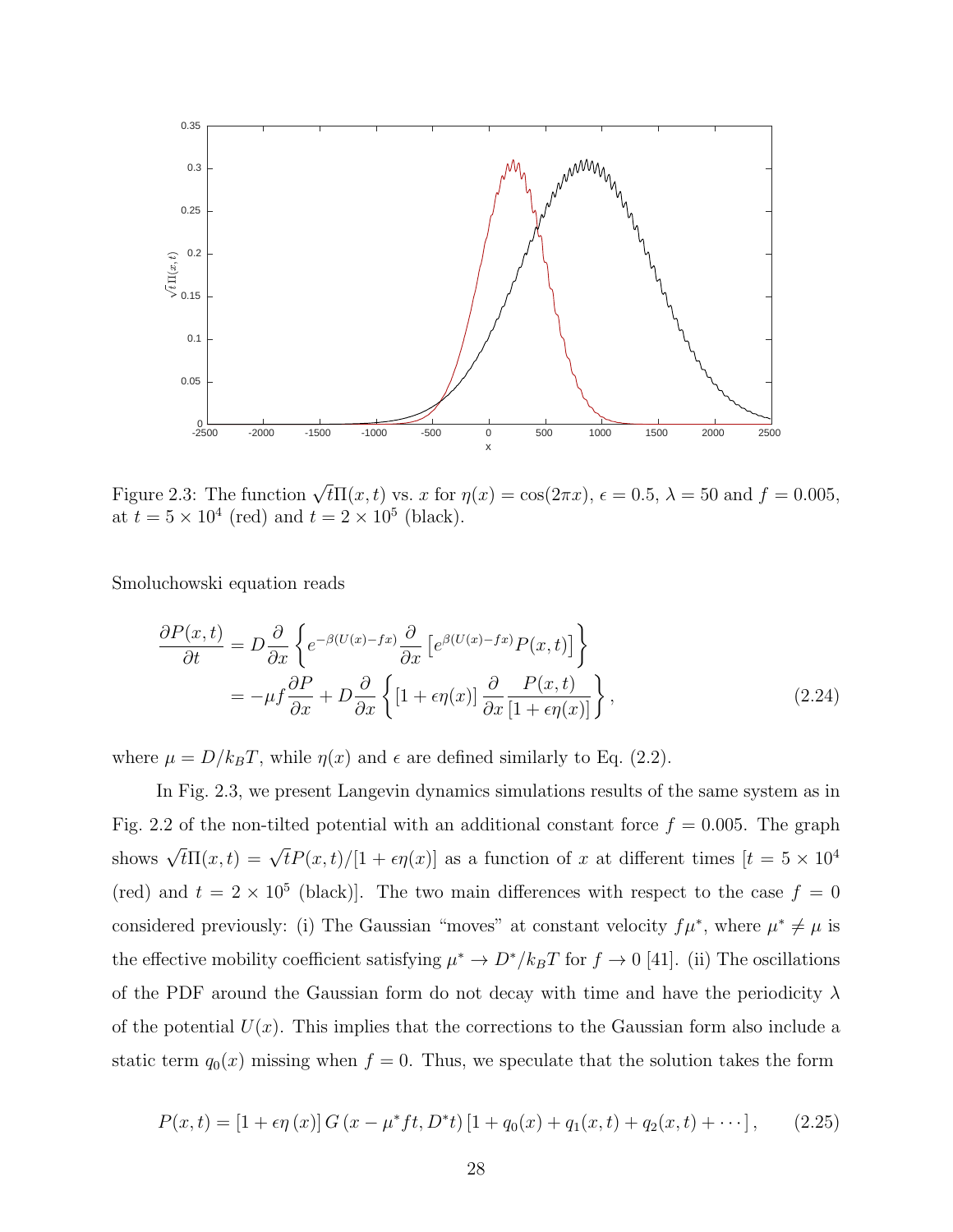Figure 2.3: The function $\sqrt{t}\Pi(x,t)$ vs. $x$ for $\eta(x) = \cos(2\pi x)$, $\epsilon = 0.5$, $\lambda = 50$ and $f = 0.005$, at $t = 5 \times 10^4$ (red) and $t = 2 \times 10^5$ (black).

Smoluchowski equation reads

$$
\begin{aligned}
\frac{\partial P(x,t)}{\partial t} &= D\frac{\partial}{\partial x}\left\{e^{-\beta(U(x)-fx)}\frac{\partial}{\partial x}\left[e^{\beta(U(x)-fx)}P(x,t)\right]\right\} \\
&= -\mu f\frac{\partial P}{\partial x} + D\frac{\partial}{\partial x}\left\{\left[1+\epsilon\eta(x)\right]\frac{\partial}{\partial x}\frac{P(x,t)}{\left[1+\epsilon\eta(x)\right]}\right\},
\end{aligned}
\tag{2.24}
$$

where $\mu = D/k_BT$, while $\eta(x)$ and $\epsilon$ are defined similarly to Eq. (2.2).

In Fig. 2.3, we present Langevin dynamics simulations results of the same system as in Fig. 2.2 of the non-tilted potential with an additional constant force $f = 0.005$. The graph shows $\sqrt{t}\Pi(x,t) = \sqrt{t}P(x,t)/[1+\epsilon\eta(x)]$ as a function of $x$ at different times [$t = 5 \times 10^4$ (red) and $t = 2 \times 10^5$ (black)]. The two main differences with respect to the case $f = 0$ considered previously: (i) The Gaussian "moves" at constant velocity $f\mu^*$, where $\mu^* \neq \mu$ is the effective mobility coefficient satisfying $\mu^* \to D^*/k_BT$ for $f \to 0$ [41]. (ii) The oscillations of the PDF around the Gaussian form do not decay with time and have the periodicity $\lambda$ of the potential $U(x)$. This implies that the corrections to the Gaussian form also include a static term $q_0(x)$ missing when $f = 0$. Thus, we speculate that the solution takes the form

$$
P(x,t) = \left[1+\epsilon\eta\left(x\right)\right]G\left(x-\mu^* ft, D^*t\right)\left[1+q_0(x)+q_1(x,t)+q_2(x,t)+\cdots\right],
\tag{2.25}
$$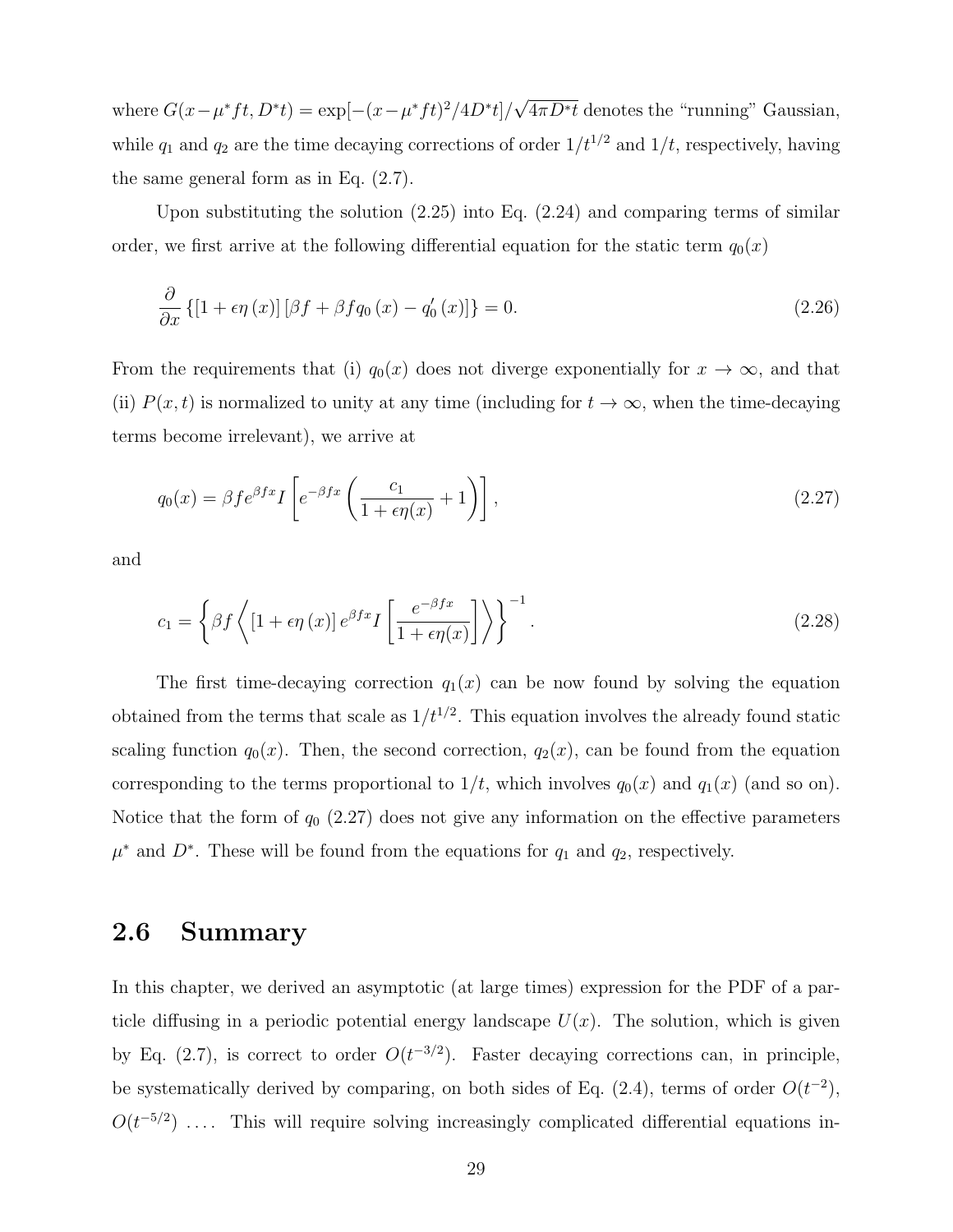where $G(x-\mu^* ft, D^* t) = \exp[-(x-\mu^* ft)^2/4D^* t]/\sqrt{4\pi D^* t}$ denotes the "running" Gaussian, while $q_1$ and $q_2$ are the time decaying corrections of order $1/t^{1/2}$ and $1/t$, respectively, having the same general form as in Eq. (2.7).

Upon substituting the solution (2.25) into Eq. (2.24) and comparing terms of similar order, we first arrive at the following differential equation for the static term $q_0(x)$

$$
\frac{\partial}{\partial x}\left\{\left[1+\epsilon\eta\left(x\right)\right]\left[\beta f+\beta f q_0\left(x\right)-q_0'\left(x\right)\right]\right\}=0. \tag{2.26}
$$

From the requirements that (i) $q_0(x)$ does not diverge exponentially for $x \to \infty$, and that (ii) $P(x,t)$ is normalized to unity at any time (including for $t \to \infty$, when the time-decaying terms become irrelevant), we arrive at

$$
q_0(x) = \beta f e^{\beta f x} I\left[e^{-\beta f x}\left(\frac{c_1}{1+\epsilon\eta(x)}+1\right)\right], \tag{2.27}
$$

and

$$
c_1 = \left\{\beta f\left\langle\left[1+\epsilon\eta\left(x\right)\right]e^{\beta f x} I\left[\frac{e^{-\beta f x}}{1+\epsilon\eta(x)}\right]\right\rangle\right\}^{-1}. \tag{2.28}
$$

The first time-decaying correction $q_1(x)$ can be now found by solving the equation obtained from the terms that scale as $1/t^{1/2}$. This equation involves the already found static scaling function $q_0(x)$. Then, the second correction, $q_2(x)$, can be found from the equation corresponding to the terms proportional to $1/t$, which involves $q_0(x)$ and $q_1(x)$ (and so on). Notice that the form of $q_0$ (2.27) does not give any information on the effective parameters $\mu^*$ and $D^*$. These will be found from the equations for $q_1$ and $q_2$, respectively.

## 2.6 Summary

In this chapter, we derived an asymptotic (at large times) expression for the PDF of a particle diffusing in a periodic potential energy landscape $U(x)$. The solution, which is given by Eq. (2.7), is correct to order $O(t^{-3/2})$. Faster decaying corrections can, in principle, be systematically derived by comparing, on both sides of Eq. (2.4), terms of order $O(t^{-2})$, $O(t^{-5/2})$ .... This will require solving increasingly complicated differential equations in-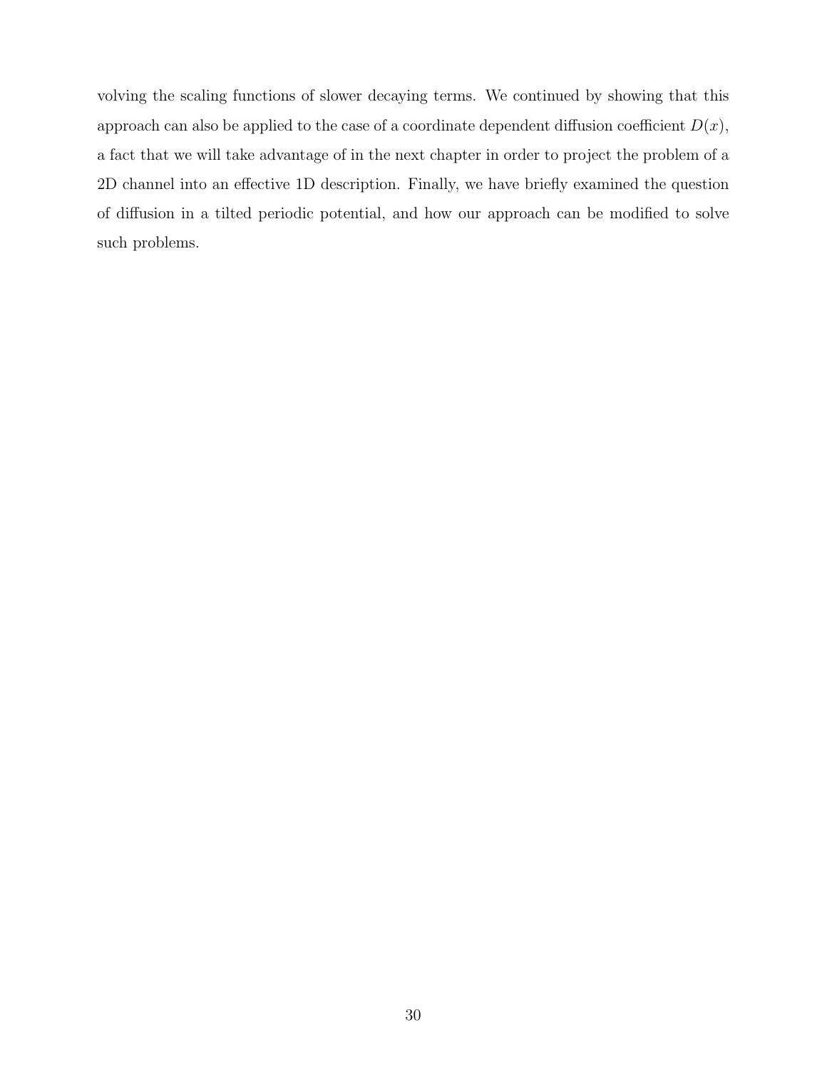volving the scaling functions of slower decaying terms. We continued by showing that this approach can also be applied to the case of a coordinate dependent diffusion coefficient $D(x)$, a fact that we will take advantage of in the next chapter in order to project the problem of a 2D channel into an effective 1D description. Finally, we have briefly examined the question of diffusion in a tilted periodic potential, and how our approach can be modified to solve such problems.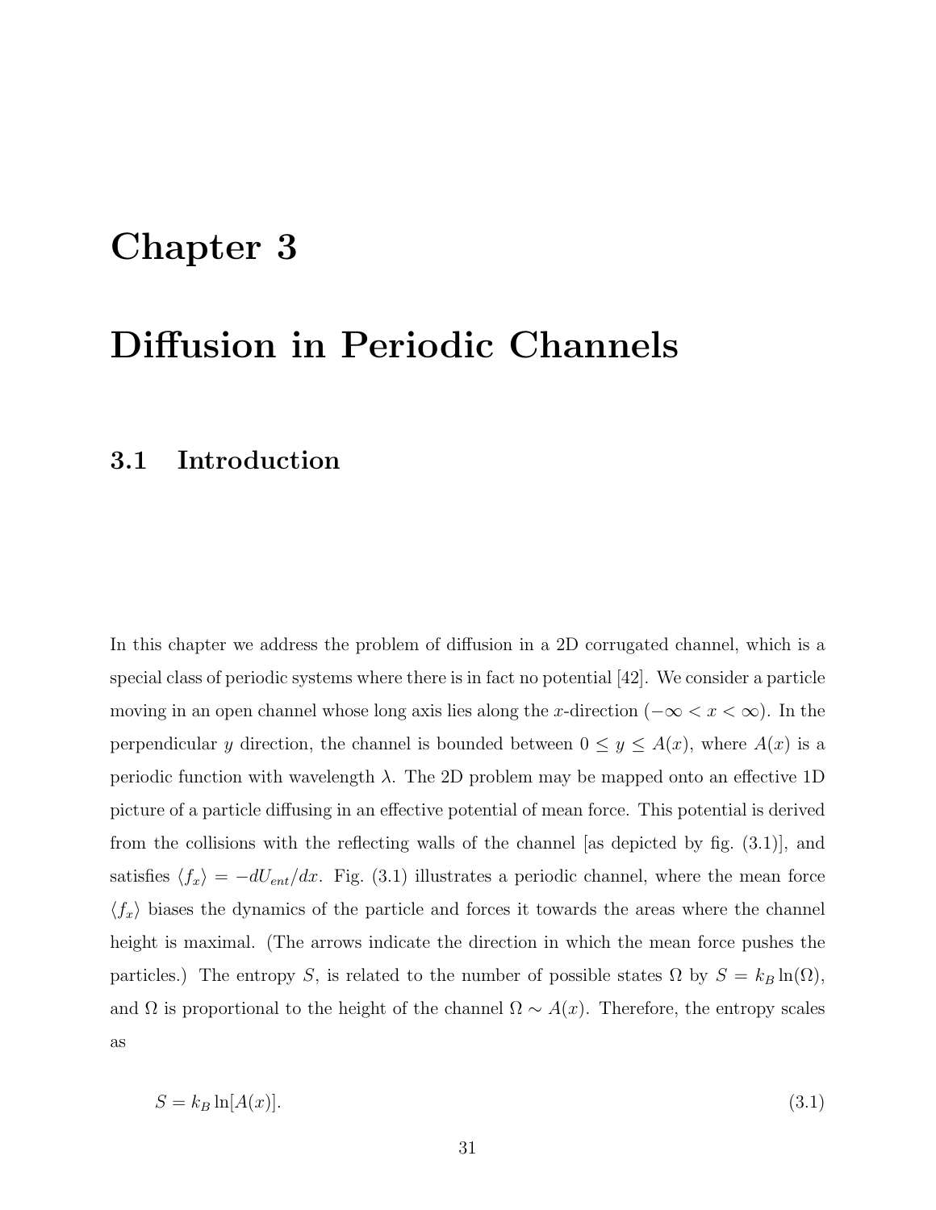# Chapter 3

# Diffusion in Periodic Channels

## 3.1 Introduction

In this chapter we address the problem of diffusion in a 2D corrugated channel, which is a special class of periodic systems where there is in fact no potential [42]. We consider a particle moving in an open channel whose long axis lies along the $x$-direction ($-\infty < x < \infty$). In the perpendicular $y$ direction, the channel is bounded between $0 \le y \le A(x)$, where $A(x)$ is a periodic function with wavelength $\lambda$. The 2D problem may be mapped onto an effective 1D picture of a particle diffusing in an effective potential of mean force. This potential is derived from the collisions with the reflecting walls of the channel [as depicted by fig. (3.1)], and satisfies $\langle f_x \rangle = -dU_{ent}/dx$. Fig. (3.1) illustrates a periodic channel, where the mean force $\langle f_x \rangle$ biases the dynamics of the particle and forces it towards the areas where the channel height is maximal. (The arrows indicate the direction in which the mean force pushes the particles.) The entropy $S$, is related to the number of possible states $\Omega$ by $S = k_B \ln(\Omega)$, and $\Omega$ is proportional to the height of the channel $\Omega \sim A(x)$. Therefore, the entropy scales as

$$S = k_B \ln[A(x)]. \tag{3.1}$$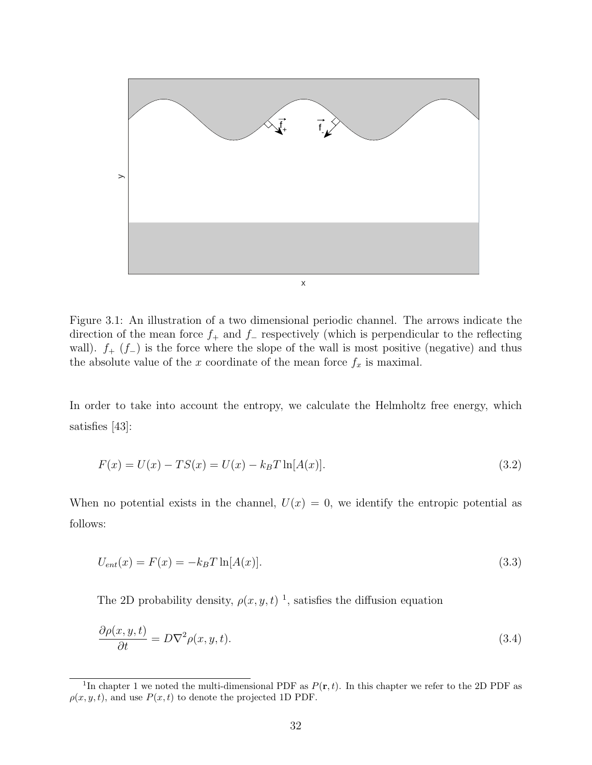Figure 3.1: An illustration of a two dimensional periodic channel. The arrows indicate the direction of the mean force $f_+$ and $f_-$ respectively (which is perpendicular to the reflecting wall). $f_+$ ($f_-$) is the force where the slope of the wall is most positive (negative) and thus the absolute value of the $x$ coordinate of the mean force $f_x$ is maximal.

In order to take into account the entropy, we calculate the Helmholtz free energy, which satisfies [43]:

$$F(x) = U(x) - TS(x) = U(x) - k_B T \ln[A(x)]. \tag{3.2}$$

When no potential exists in the channel, $U(x) = 0$, we identify the entropic potential as follows:

$$U_{ent}(x) = F(x) = -k_B T \ln[A(x)]. \tag{3.3}$$

The 2D probability density, $\rho(x, y, t)$ [1], satisfies the diffusion equation

$$\frac{\partial \rho(x, y, t)}{\partial t} = D\nabla^2 \rho(x, y, t). \tag{3.4}$$

[1] In chapter 1 we noted the multi-dimensional PDF as $P(\mathbf{r}, t)$. In this chapter we refer to the 2D PDF as $\rho(x, y, t)$, and use $P(x, t)$ to denote the projected 1D PDF.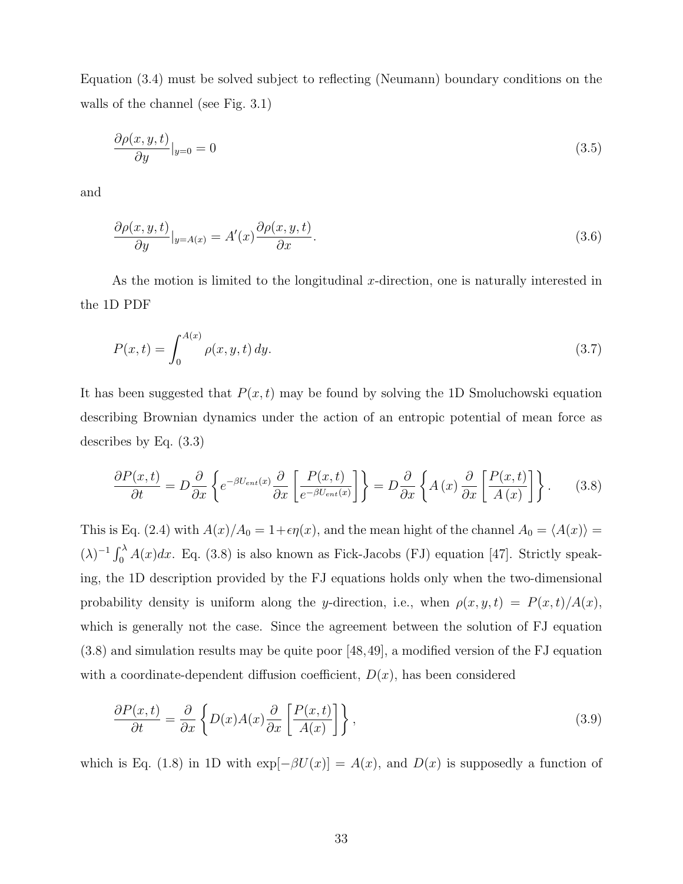Equation (3.4) must be solved subject to reflecting (Neumann) boundary conditions on the walls of the channel (see Fig. 3.1)

$$
\frac{\partial \rho(x,y,t)}{\partial y}|_{y=0} = 0 \tag{3.5}
$$

and

$$
\frac{\partial \rho(x,y,t)}{\partial y}|_{y=A(x)} = A'(x)\frac{\partial \rho(x,y,t)}{\partial x}. \tag{3.6}
$$

As the motion is limited to the longitudinal $x$-direction, one is naturally interested in the 1D PDF

$$
P(x,t) = \int_0^{A(x)} \rho(x,y,t)\,dy. \tag{3.7}
$$

It has been suggested that $P(x,t)$ may be found by solving the 1D Smoluchowski equation describing Brownian dynamics under the action of an entropic potential of mean force as describes by Eq. (3.3)

$$
\frac{\partial P(x,t)}{\partial t} = D\frac{\partial}{\partial x}\left\{e^{-\beta U_{ent}(x)}\frac{\partial}{\partial x}\left[\frac{P(x,t)}{e^{-\beta U_{ent}(x)}}\right]\right\} = D\frac{\partial}{\partial x}\left\{A\left(x\right)\frac{\partial}{\partial x}\left[\frac{P(x,t)}{A\left(x\right)}\right]\right\}. \tag{3.8}
$$

This is Eq. (2.4) with $A(x)/A_0 = 1+\epsilon\eta(x)$, and the mean hight of the channel $A_0 = \langle A(x)\rangle = (\lambda)^{-1}\int_0^\lambda A(x)dx$. Eq. (3.8) is also known as Fick-Jacobs (FJ) equation [47]. Strictly speaking, the 1D description provided by the FJ equations holds only when the two-dimensional probability density is uniform along the $y$-direction, i.e., when $\rho(x,y,t) = P(x,t)/A(x)$, which is generally not the case. Since the agreement between the solution of FJ equation (3.8) and simulation results may be quite poor [48,49], a modified version of the FJ equation with a coordinate-dependent diffusion coefficient, $D(x)$, has been considered

$$
\frac{\partial P(x,t)}{\partial t} = \frac{\partial}{\partial x}\left\{D(x)A(x)\frac{\partial}{\partial x}\left[\frac{P(x,t)}{A(x)}\right]\right\}, \tag{3.9}
$$

which is Eq. (1.8) in 1D with $\exp[-\beta U(x)] = A(x)$, and $D(x)$ is supposedly a function of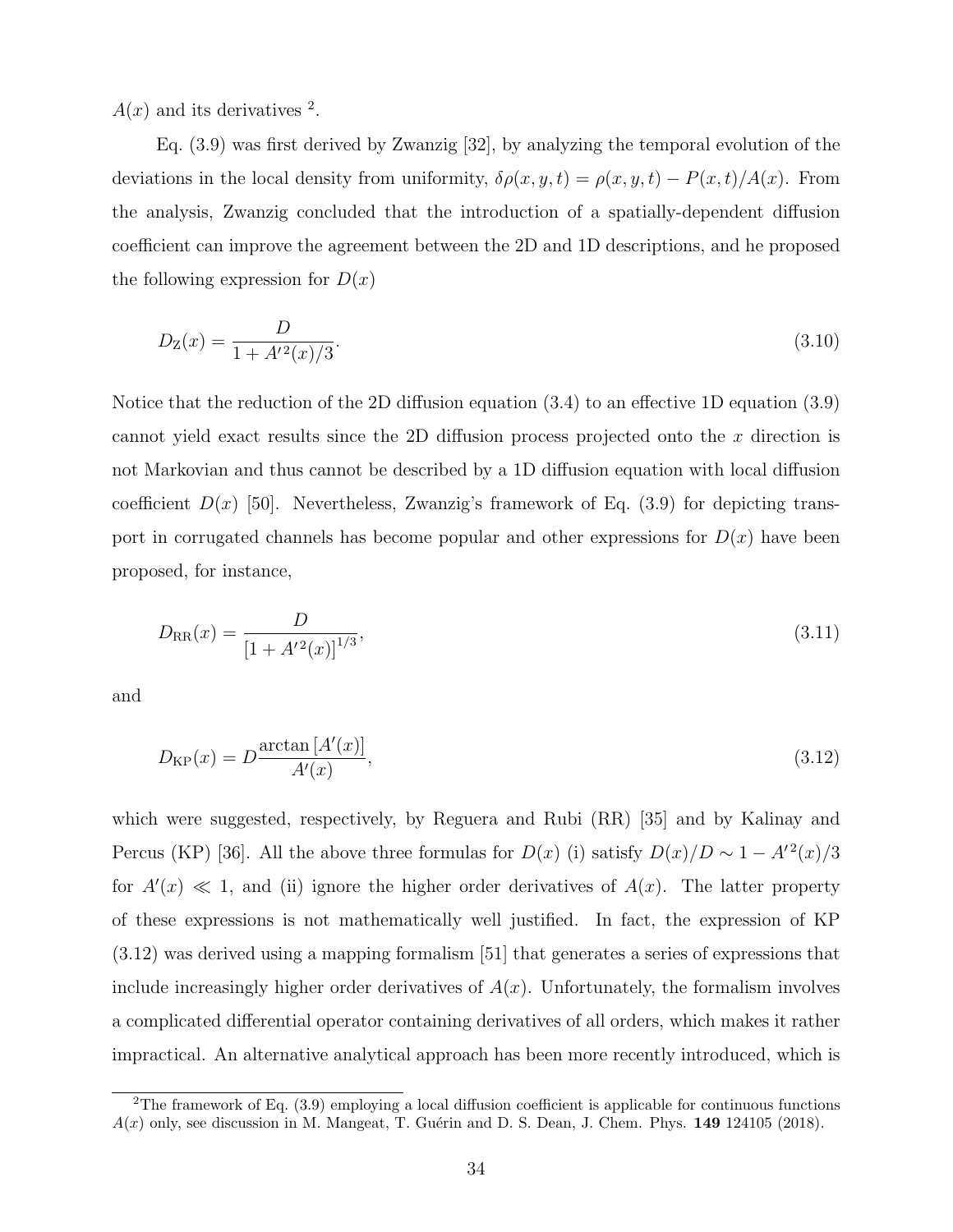$A(x)$ and its derivatives [2].

Eq. (3.9) was first derived by Zwanzig [32], by analyzing the temporal evolution of the deviations in the local density from uniformity, $\delta\rho(x, y, t) = \rho(x, y, t) - P(x, t)/A(x)$. From the analysis, Zwanzig concluded that the introduction of a spatially-dependent diffusion coefficient can improve the agreement between the 2D and 1D descriptions, and he proposed the following expression for $D(x)$

$$D_{\mathrm{Z}}(x) = \frac{D}{1 + A'^{2}(x)/3}. \tag{3.10}$$

Notice that the reduction of the 2D diffusion equation (3.4) to an effective 1D equation (3.9) cannot yield exact results since the 2D diffusion process projected onto the $x$ direction is not Markovian and thus cannot be described by a 1D diffusion equation with local diffusion coefficient $D(x)$ [50]. Nevertheless, Zwanzig's framework of Eq. (3.9) for depicting transport in corrugated channels has become popular and other expressions for $D(x)$ have been proposed, for instance,

$$D_{\mathrm{RR}}(x) = \frac{D}{\left[1 + A'^{2}(x)\right]^{1/3}}, \tag{3.11}$$

and

$$D_{\mathrm{KP}}(x) = D\frac{\arctan\left[A'(x)\right]}{A'(x)}, \tag{3.12}$$

which were suggested, respectively, by Reguera and Rubi (RR) [35] and by Kalinay and Percus (KP) [36]. All the above three formulas for $D(x)$ (i) satisfy $D(x)/D \sim 1 - A'^{2}(x)/3$ for $A'(x) \ll 1$, and (ii) ignore the higher order derivatives of $A(x)$. The latter property of these expressions is not mathematically well justified. In fact, the expression of KP (3.12) was derived using a mapping formalism [51] that generates a series of expressions that include increasingly higher order derivatives of $A(x)$. Unfortunately, the formalism involves a complicated differential operator containing derivatives of all orders, which makes it rather impractical. An alternative analytical approach has been more recently introduced, which is

[2] The framework of Eq. (3.9) employing a local diffusion coefficient is applicable for continuous functions $A(x)$ only, see discussion in M. Mangeat, T. Guérin and D. S. Dean, J. Chem. Phys. **149** 124105 (2018).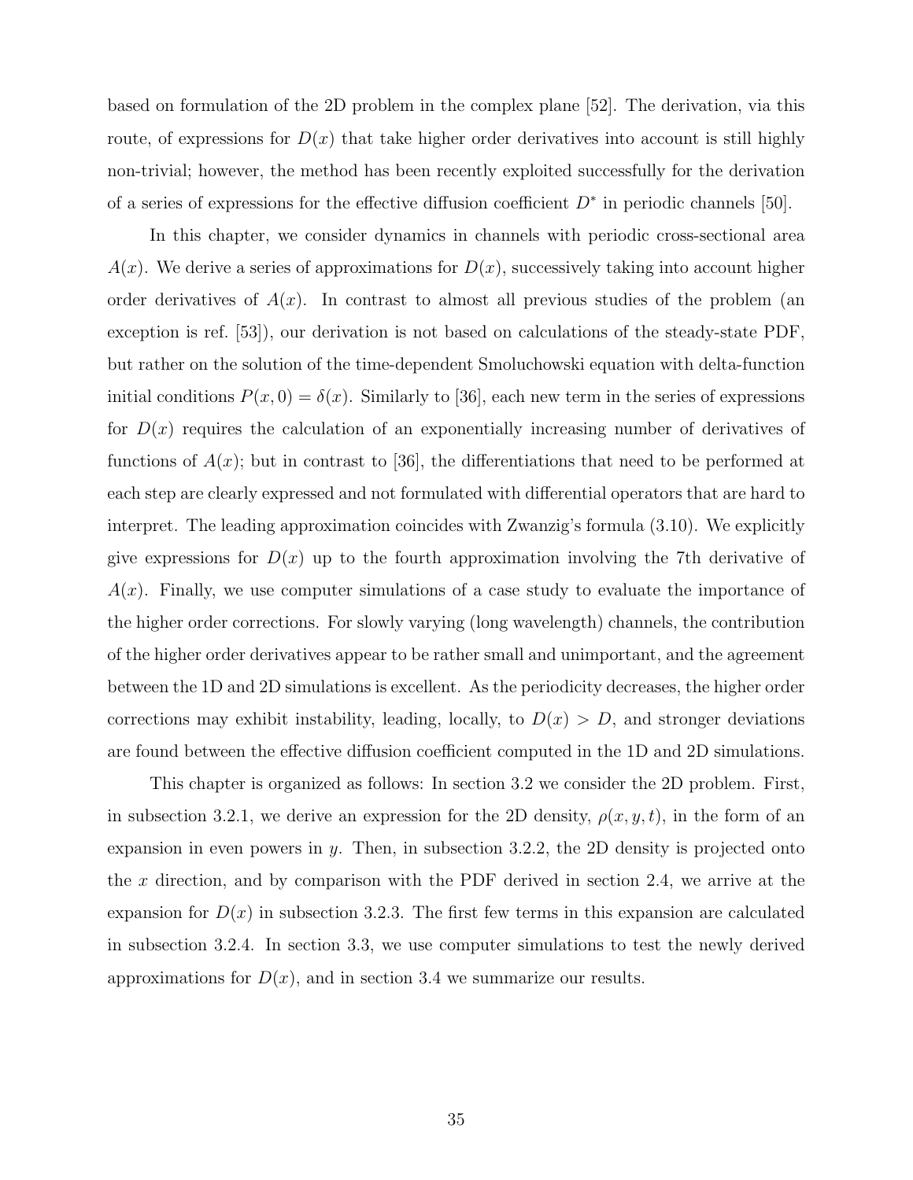based on formulation of the 2D problem in the complex plane [52]. The derivation, via this route, of expressions for $D(x)$ that take higher order derivatives into account is still highly non-trivial; however, the method has been recently exploited successfully for the derivation of a series of expressions for the effective diffusion coefficient $D^*$ in periodic channels [50].

In this chapter, we consider dynamics in channels with periodic cross-sectional area $A(x)$. We derive a series of approximations for $D(x)$, successively taking into account higher order derivatives of $A(x)$. In contrast to almost all previous studies of the problem (an exception is ref. [53]), our derivation is not based on calculations of the steady-state PDF, but rather on the solution of the time-dependent Smoluchowski equation with delta-function initial conditions $P(x, 0) = \delta(x)$. Similarly to [36], each new term in the series of expressions for $D(x)$ requires the calculation of an exponentially increasing number of derivatives of functions of $A(x)$; but in contrast to [36], the differentiations that need to be performed at each step are clearly expressed and not formulated with differential operators that are hard to interpret. The leading approximation coincides with Zwanzig's formula (3.10). We explicitly give expressions for $D(x)$ up to the fourth approximation involving the 7th derivative of $A(x)$. Finally, we use computer simulations of a case study to evaluate the importance of the higher order corrections. For slowly varying (long wavelength) channels, the contribution of the higher order derivatives appear to be rather small and unimportant, and the agreement between the 1D and 2D simulations is excellent. As the periodicity decreases, the higher order corrections may exhibit instability, leading, locally, to $D(x) > D$, and stronger deviations are found between the effective diffusion coefficient computed in the 1D and 2D simulations.

This chapter is organized as follows: In section 3.2 we consider the 2D problem. First, in subsection 3.2.1, we derive an expression for the 2D density, $\rho(x, y, t)$, in the form of an expansion in even powers in $y$. Then, in subsection 3.2.2, the 2D density is projected onto the $x$ direction, and by comparison with the PDF derived in section 2.4, we arrive at the expansion for $D(x)$ in subsection 3.2.3. The first few terms in this expansion are calculated in subsection 3.2.4. In section 3.3, we use computer simulations to test the newly derived approximations for $D(x)$, and in section 3.4 we summarize our results.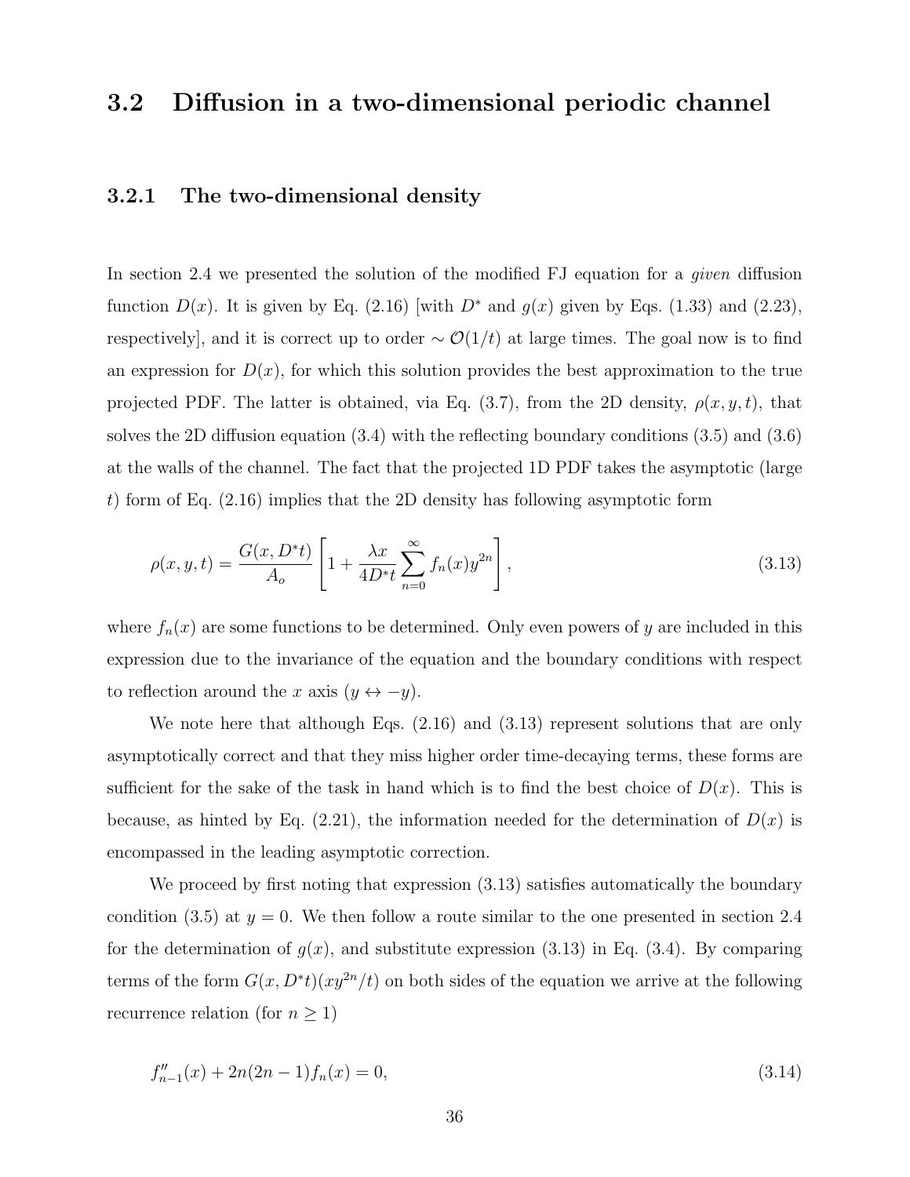## 3.2 Diffusion in a two-dimensional periodic channel

### 3.2.1 The two-dimensional density

In section 2.4 we presented the solution of the modified FJ equation for a *given* diffusion function $D(x)$. It is given by Eq. (2.16) [with $D^*$ and $g(x)$ given by Eqs. (1.33) and (2.23), respectively], and it is correct up to order $\sim \mathcal{O}(1/t)$ at large times. The goal now is to find an expression for $D(x)$, for which this solution provides the best approximation to the true projected PDF. The latter is obtained, via Eq. (3.7), from the 2D density, $\rho(x, y, t)$, that solves the 2D diffusion equation (3.4) with the reflecting boundary conditions (3.5) and (3.6) at the walls of the channel. The fact that the projected 1D PDF takes the asymptotic (large $t$) form of Eq. (2.16) implies that the 2D density has following asymptotic form

$$\rho(x, y, t) = \frac{G(x, D^*t)}{A_o}\left[1 + \frac{\lambda x}{4D^*t}\sum_{n=0}^{\infty} f_n(x)y^{2n}\right], \tag{3.13}$$

where $f_n(x)$ are some functions to be determined. Only even powers of $y$ are included in this expression due to the invariance of the equation and the boundary conditions with respect to reflection around the $x$ axis ($y \leftrightarrow -y$).

We note here that although Eqs. (2.16) and (3.13) represent solutions that are only asymptotically correct and that they miss higher order time-decaying terms, these forms are sufficient for the sake of the task in hand which is to find the best choice of $D(x)$. This is because, as hinted by Eq. (2.21), the information needed for the determination of $D(x)$ is encompassed in the leading asymptotic correction.

We proceed by first noting that expression (3.13) satisfies automatically the boundary condition (3.5) at $y = 0$. We then follow a route similar to the one presented in section 2.4 for the determination of $g(x)$, and substitute expression (3.13) in Eq. (3.4). By comparing terms of the form $G(x, D^*t)(xy^{2n}/t)$ on both sides of the equation we arrive at the following recurrence relation (for $n \geq 1$)

$$f''_{n-1}(x) + 2n(2n-1)f_n(x) = 0, \tag{3.14}$$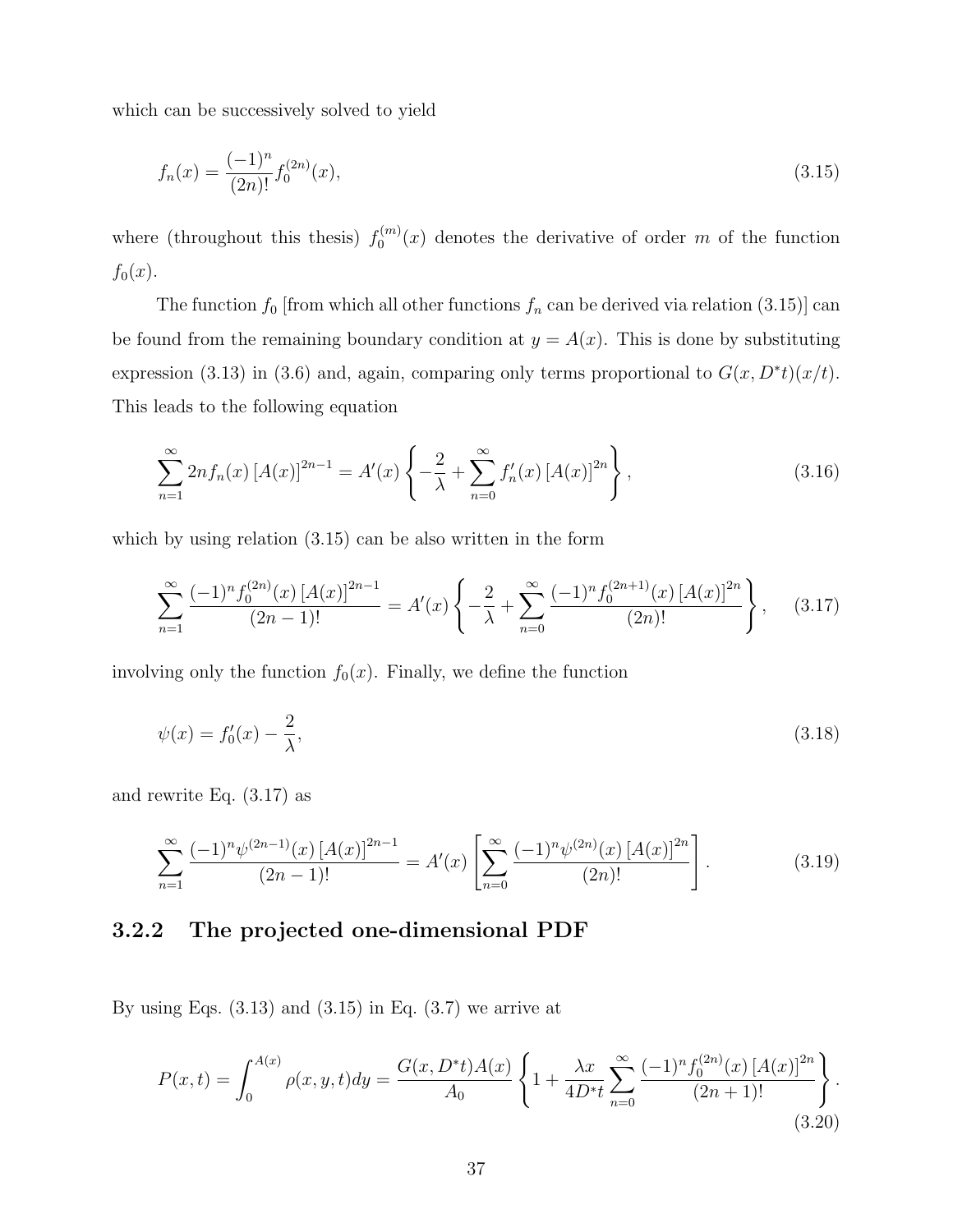which can be successively solved to yield

$$f_n(x) = \frac{(-1)^n}{(2n)!} f_0^{(2n)}(x), \tag{3.15}$$

where (throughout this thesis) $f_0^{(m)}(x)$ denotes the derivative of order $m$ of the function $f_0(x)$.

The function $f_0$ [from which all other functions $f_n$ can be derived via relation (3.15)] can be found from the remaining boundary condition at $y = A(x)$. This is done by substituting expression (3.13) in (3.6) and, again, comparing only terms proportional to $G(x, D^*t)(x/t)$. This leads to the following equation

$$\sum_{n=1}^{\infty} 2n f_n(x) \left[A(x)\right]^{2n-1} = A'(x) \left\{ -\frac{2}{\lambda} + \sum_{n=0}^{\infty} f_n'(x) \left[A(x)\right]^{2n} \right\}, \tag{3.16}$$

which by using relation (3.15) can be also written in the form

$$\sum_{n=1}^{\infty} \frac{(-1)^n f_0^{(2n)}(x) \left[A(x)\right]^{2n-1}}{(2n-1)!} = A'(x) \left\{ -\frac{2}{\lambda} + \sum_{n=0}^{\infty} \frac{(-1)^n f_0^{(2n+1)}(x) \left[A(x)\right]^{2n}}{(2n)!} \right\}, \tag{3.17}$$

involving only the function $f_0(x)$. Finally, we define the function

$$\psi(x) = f_0'(x) - \frac{2}{\lambda}, \tag{3.18}$$

and rewrite Eq. (3.17) as

$$\sum_{n=1}^{\infty} \frac{(-1)^n \psi^{(2n-1)}(x) \left[A(x)\right]^{2n-1}}{(2n-1)!} = A'(x) \left[ \sum_{n=0}^{\infty} \frac{(-1)^n \psi^{(2n)}(x) \left[A(x)\right]^{2n}}{(2n)!} \right]. \tag{3.19}$$

### 3.2.2 The projected one-dimensional PDF

By using Eqs. (3.13) and (3.15) in Eq. (3.7) we arrive at

$$P(x,t) = \int_0^{A(x)} \rho(x,y,t) dy = \frac{G(x, D^*t) A(x)}{A_0} \left\{ 1 + \frac{\lambda x}{4D^*t} \sum_{n=0}^{\infty} \frac{(-1)^n f_0^{(2n)}(x) \left[A(x)\right]^{2n}}{(2n+1)!} \right\}. \tag{3.20}$$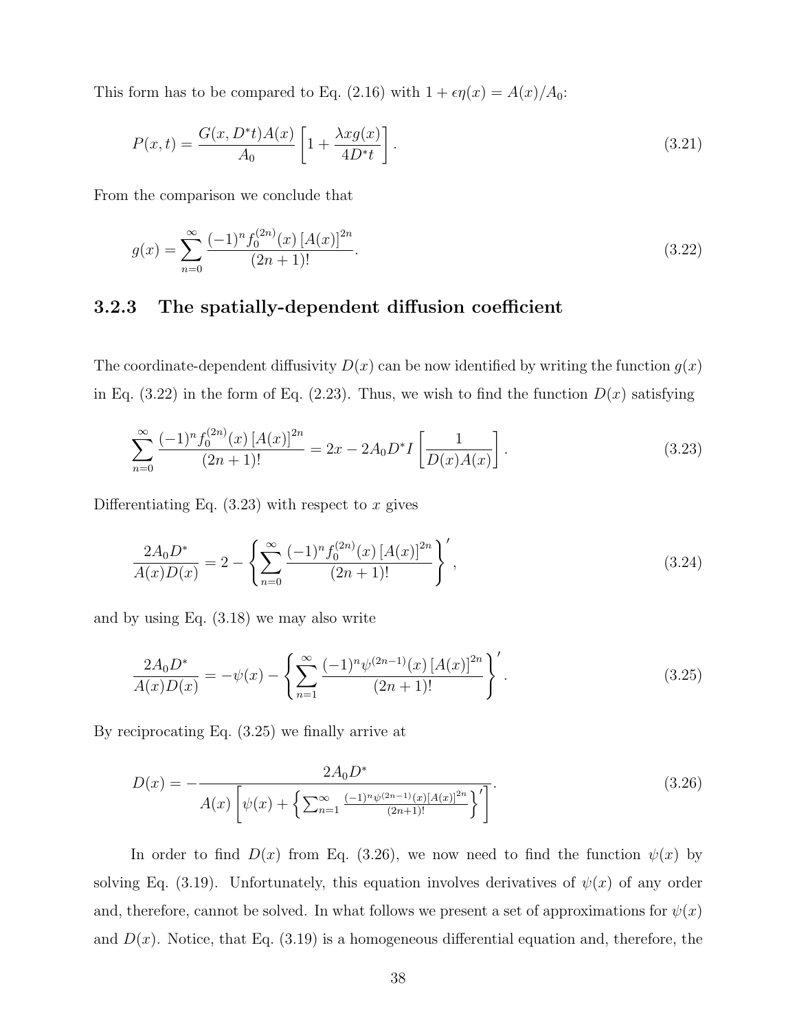This form has to be compared to Eq. (2.16) with $1 + \epsilon\eta(x) = A(x)/A_0$:

$$P(x,t) = \frac{G(x, D^*t)A(x)}{A_0}\left[1 + \frac{\lambda x g(x)}{4D^*t}\right]. \tag{3.21}$$

From the comparison we conclude that

$$g(x) = \sum_{n=0}^{\infty} \frac{(-1)^n f_0^{(2n)}(x)\left[A(x)\right]^{2n}}{(2n+1)!}. \tag{3.22}$$

### 3.2.3 The spatially-dependent diffusion coefficient

The coordinate-dependent diffusivity $D(x)$ can be now identified by writing the function $g(x)$ in Eq. (3.22) in the form of Eq. (2.23). Thus, we wish to find the function $D(x)$ satisfying

$$\sum_{n=0}^{\infty} \frac{(-1)^n f_0^{(2n)}(x)\left[A(x)\right]^{2n}}{(2n+1)!} = 2x - 2A_0D^*I\left[\frac{1}{D(x)A(x)}\right]. \tag{3.23}$$

Differentiating Eq. (3.23) with respect to $x$ gives

$$\frac{2A_0D^*}{A(x)D(x)} = 2 - \left\{\sum_{n=0}^{\infty} \frac{(-1)^n f_0^{(2n)}(x)\left[A(x)\right]^{2n}}{(2n+1)!}\right\}', \tag{3.24}$$

and by using Eq. (3.18) we may also write

$$\frac{2A_0D^*}{A(x)D(x)} = -\psi(x) - \left\{\sum_{n=1}^{\infty} \frac{(-1)^n \psi^{(2n-1)}(x)\left[A(x)\right]^{2n}}{(2n+1)!}\right\}'. \tag{3.25}$$

By reciprocating Eq. (3.25) we finally arrive at

$$D(x) = -\frac{2A_0D^*}{A(x)\left[\psi(x) + \left\{\sum_{n=1}^{\infty} \frac{(-1)^n \psi^{(2n-1)}(x)\left[A(x)\right]^{2n}}{(2n+1)!}\right\}'\right]}. \tag{3.26}$$

In order to find $D(x)$ from Eq. (3.26), we now need to find the function $\psi(x)$ by solving Eq. (3.19). Unfortunately, this equation involves derivatives of $\psi(x)$ of any order and, therefore, cannot be solved. In what follows we present a set of approximations for $\psi(x)$ and $D(x)$. Notice, that Eq. (3.19) is a homogeneous differential equation and, therefore, the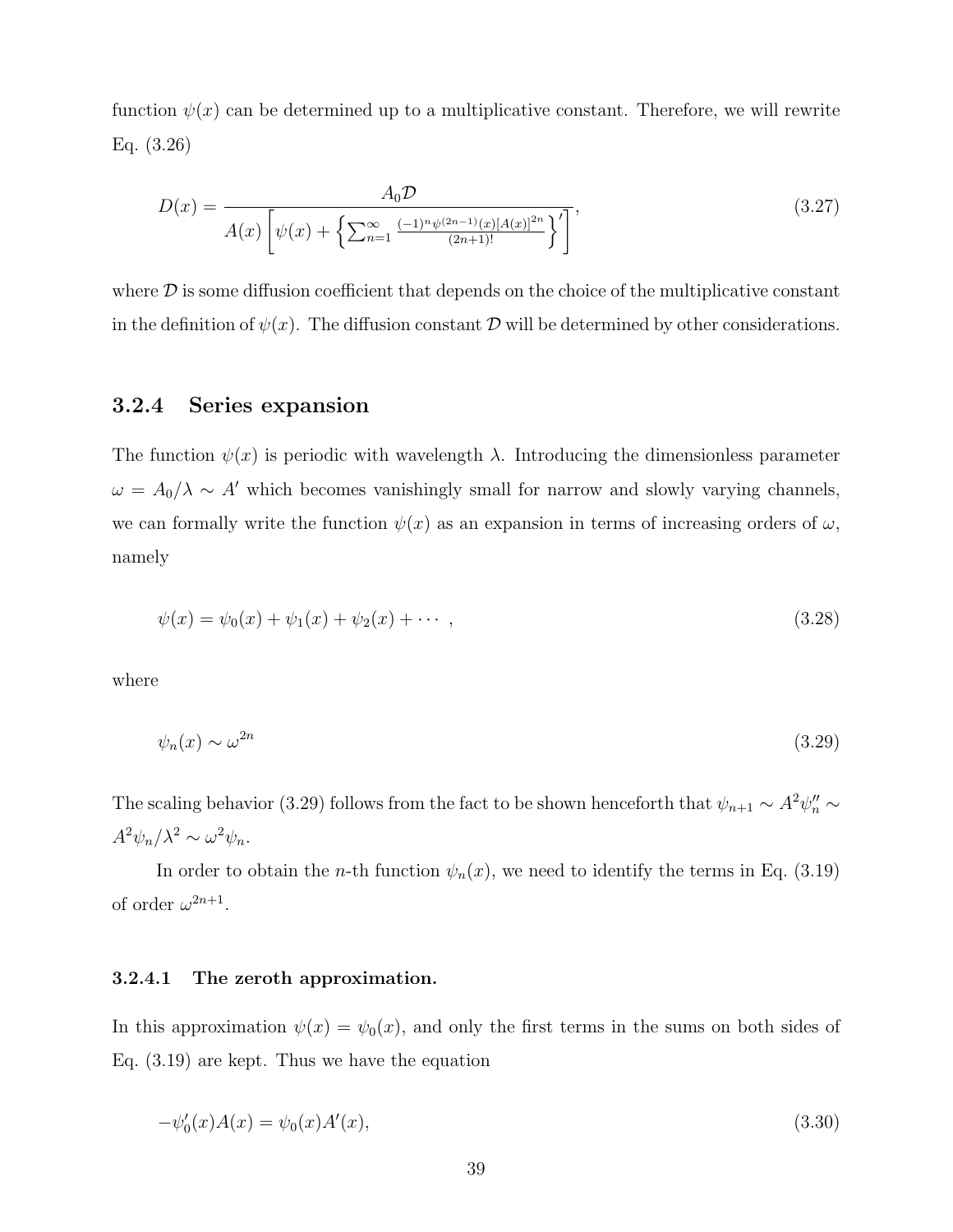function $\psi(x)$ can be determined up to a multiplicative constant. Therefore, we will rewrite Eq. (3.26)

$$D(x) = \frac{A_0 \mathcal{D}}{A(x)\left[\psi(x) + \left\{\sum_{n=1}^{\infty} \frac{(-1)^n \psi^{(2n-1)}(x)[A(x)]^{2n}}{(2n+1)!}\right\}'\right]}, \tag{3.27}$$

where $\mathcal{D}$ is some diffusion coefficient that depends on the choice of the multiplicative constant in the definition of $\psi(x)$. The diffusion constant $\mathcal{D}$ will be determined by other considerations.

### 3.2.4 Series expansion

The function $\psi(x)$ is periodic with wavelength $\lambda$. Introducing the dimensionless parameter $\omega = A_0/\lambda \sim A'$ which becomes vanishingly small for narrow and slowly varying channels, we can formally write the function $\psi(x)$ as an expansion in terms of increasing orders of $\omega$, namely

$$\psi(x) = \psi_0(x) + \psi_1(x) + \psi_2(x) + \cdots, \tag{3.28}$$

where

$$\psi_n(x) \sim \omega^{2n} \tag{3.29}$$

The scaling behavior (3.29) follows from the fact to be shown henceforth that $\psi_{n+1} \sim A^2\psi_n'' \sim A^2\psi_n/\lambda^2 \sim \omega^2\psi_n$.

In order to obtain the $n$-th function $\psi_n(x)$, we need to identify the terms in Eq. (3.19) of order $\omega^{2n+1}$.

#### 3.2.4.1 The zeroth approximation.

In this approximation $\psi(x) = \psi_0(x)$, and only the first terms in the sums on both sides of Eq. (3.19) are kept. Thus we have the equation

$$-\psi_0'(x)A(x) = \psi_0(x)A'(x), \tag{3.30}$$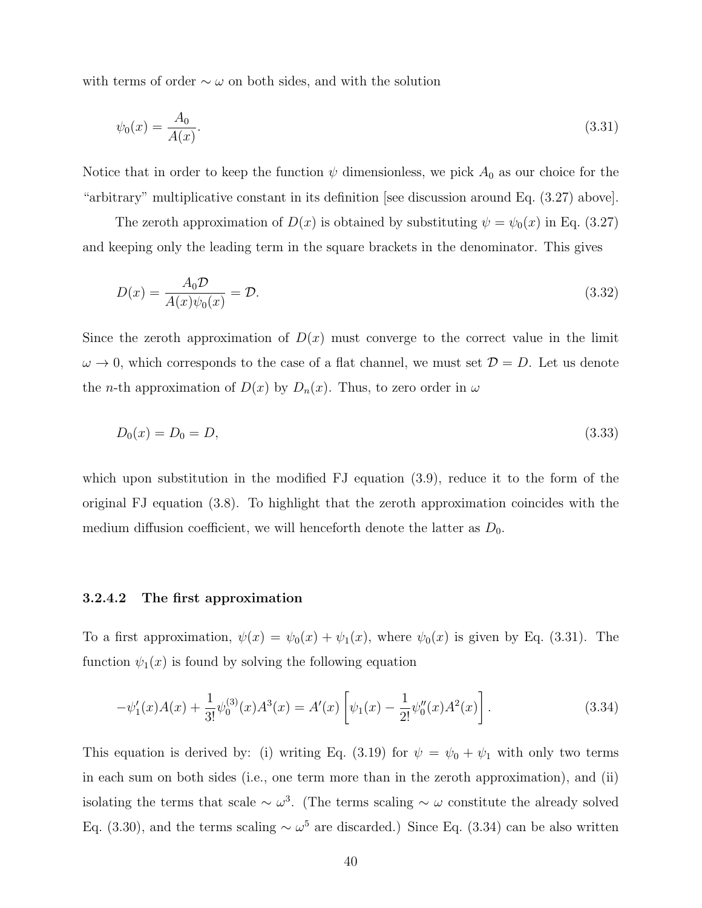with terms of order $\sim \omega$ on both sides, and with the solution

$$\psi_0(x) = \frac{A_0}{A(x)}. \tag{3.31}$$

Notice that in order to keep the function $\psi$ dimensionless, we pick $A_0$ as our choice for the "arbitrary" multiplicative constant in its definition [see discussion around Eq. (3.27) above].

The zeroth approximation of $D(x)$ is obtained by substituting $\psi = \psi_0(x)$ in Eq. (3.27) and keeping only the leading term in the square brackets in the denominator. This gives

$$D(x) = \frac{A_0 \mathcal{D}}{A(x)\psi_0(x)} = \mathcal{D}. \tag{3.32}$$

Since the zeroth approximation of $D(x)$ must converge to the correct value in the limit $\omega \to 0$, which corresponds to the case of a flat channel, we must set $\mathcal{D} = D$. Let us denote the $n$-th approximation of $D(x)$ by $D_n(x)$. Thus, to zero order in $\omega$

$$D_0(x) = D_0 = D, \tag{3.33}$$

which upon substitution in the modified FJ equation (3.9), reduce it to the form of the original FJ equation (3.8). To highlight that the zeroth approximation coincides with the medium diffusion coefficient, we will henceforth denote the latter as $D_0$.

#### 3.2.4.2 The first approximation

To a first approximation, $\psi(x) = \psi_0(x) + \psi_1(x)$, where $\psi_0(x)$ is given by Eq. (3.31). The function $\psi_1(x)$ is found by solving the following equation

$$-\psi_1'(x)A(x) + \frac{1}{3!}\psi_0^{(3)}(x)A^3(x) = A'(x)\left[\psi_1(x) - \frac{1}{2!}\psi_0''(x)A^2(x)\right]. \tag{3.34}$$

This equation is derived by: (i) writing Eq. (3.19) for $\psi = \psi_0 + \psi_1$ with only two terms in each sum on both sides (i.e., one term more than in the zeroth approximation), and (ii) isolating the terms that scale $\sim \omega^3$. (The terms scaling $\sim \omega$ constitute the already solved Eq. (3.30), and the terms scaling $\sim \omega^5$ are discarded.) Since Eq. (3.34) can be also written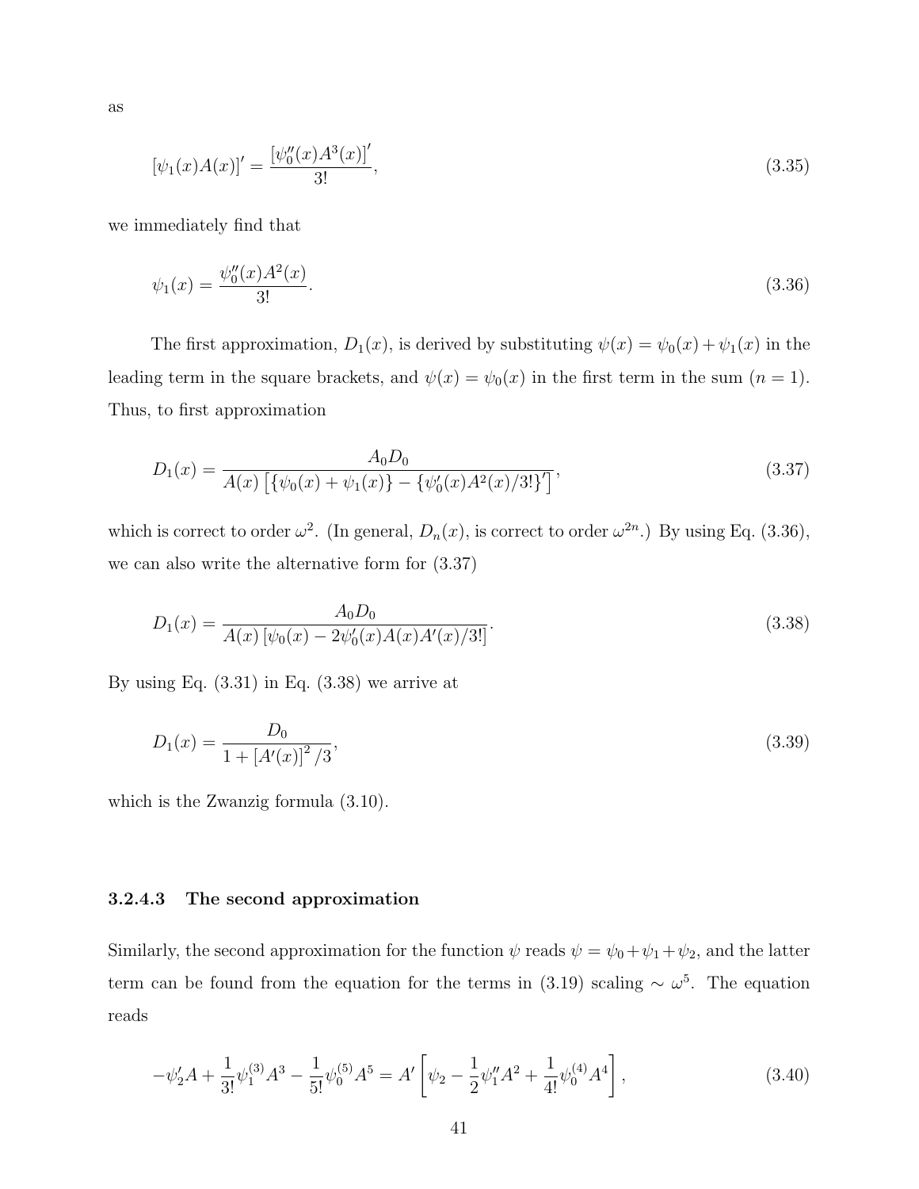as

$$[\psi_1(x)A(x)]' = \frac{[\psi_0''(x)A^3(x)]'}{3!}, \tag{3.35}$$

we immediately find that

$$\psi_1(x) = \frac{\psi_0''(x)A^2(x)}{3!}. \tag{3.36}$$

The first approximation, $D_1(x)$, is derived by substituting $\psi(x) = \psi_0(x) + \psi_1(x)$ in the leading term in the square brackets, and $\psi(x) = \psi_0(x)$ in the first term in the sum ($n = 1$). Thus, to first approximation

$$D_1(x) = \frac{A_0 D_0}{A(x)\left[\{\psi_0(x) + \psi_1(x)\} - \{\psi_0'(x)A^2(x)/3!\}'\right]}, \tag{3.37}$$

which is correct to order $\omega^2$. (In general, $D_n(x)$, is correct to order $\omega^{2n}$.) By using Eq. (3.36), we can also write the alternative form for (3.37)

$$D_1(x) = \frac{A_0 D_0}{A(x)\left[\psi_0(x) - 2\psi_0'(x)A(x)A'(x)/3!\right]}. \tag{3.38}$$

By using Eq. (3.31) in Eq. (3.38) we arrive at

$$D_1(x) = \frac{D_0}{1 + \left[A'(x)\right]^2/3}, \tag{3.39}$$

which is the Zwanzig formula (3.10).

#### 3.2.4.3 The second approximation

Similarly, the second approximation for the function $\psi$ reads $\psi = \psi_0 + \psi_1 + \psi_2$, and the latter term can be found from the equation for the terms in (3.19) scaling $\sim \omega^5$. The equation reads

$$-\psi_2' A + \frac{1}{3!}\psi_1^{(3)} A^3 - \frac{1}{5!}\psi_0^{(5)} A^5 = A'\left[\psi_2 - \frac{1}{2}\psi_1'' A^2 + \frac{1}{4!}\psi_0^{(4)} A^4\right], \tag{3.40}$$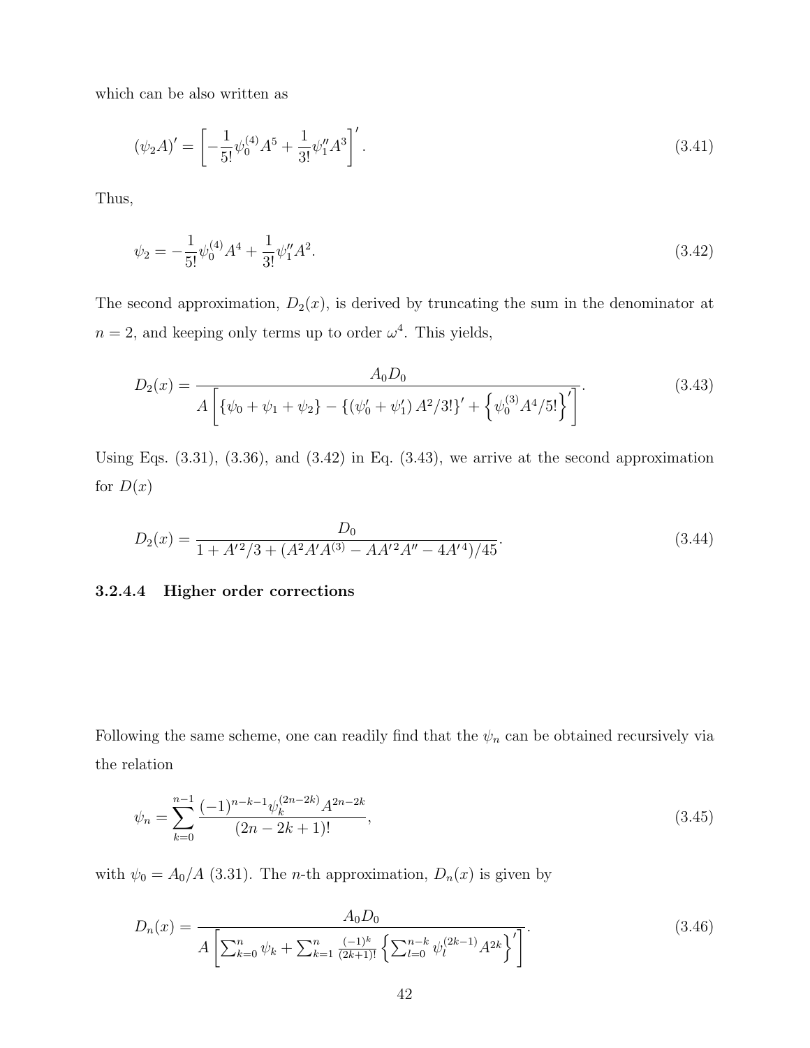which can be also written as

$$(\psi_2 A)' = \left[ -\frac{1}{5!}\psi_0^{(4)} A^5 + \frac{1}{3!}\psi_1'' A^3 \right]'. \tag{3.41}$$

Thus,

$$\psi_2 = -\frac{1}{5!}\psi_0^{(4)} A^4 + \frac{1}{3!}\psi_1'' A^2. \tag{3.42}$$

The second approximation, $D_2(x)$, is derived by truncating the sum in the denominator at $n = 2$, and keeping only terms up to order $\omega^4$. This yields,

$$D_2(x) = \frac{A_0 D_0}{A\left[ \{\psi_0 + \psi_1 + \psi_2\} - \{(\psi_0' + \psi_1') A^2/3!\}' + \left\{ \psi_0^{(3)} A^4/5! \right\}' \right]}. \tag{3.43}$$

Using Eqs. (3.31), (3.36), and (3.42) in Eq. (3.43), we arrive at the second approximation for $D(x)$

$$D_2(x) = \frac{D_0}{1 + A'^2/3 + (A^2 A' A^{(3)} - A A'^2 A'' - 4A'^4)/45}. \tag{3.44}$$

#### 3.2.4.4 Higher order corrections

Following the same scheme, one can readily find that the $\psi_n$ can be obtained recursively via the relation

$$\psi_n = \sum_{k=0}^{n-1} \frac{(-1)^{n-k-1} \psi_k^{(2n-2k)} A^{2n-2k}}{(2n-2k+1)!}, \tag{3.45}$$

with $\psi_0 = A_0/A$ (3.31). The $n$-th approximation, $D_n(x)$ is given by

$$D_n(x) = \frac{A_0 D_0}{A\left[ \sum_{k=0}^{n} \psi_k + \sum_{k=1}^{n} \frac{(-1)^k}{(2k+1)!} \left\{ \sum_{l=0}^{n-k} \psi_l^{(2k-1)} A^{2k} \right\}' \right]}. \tag{3.46}$$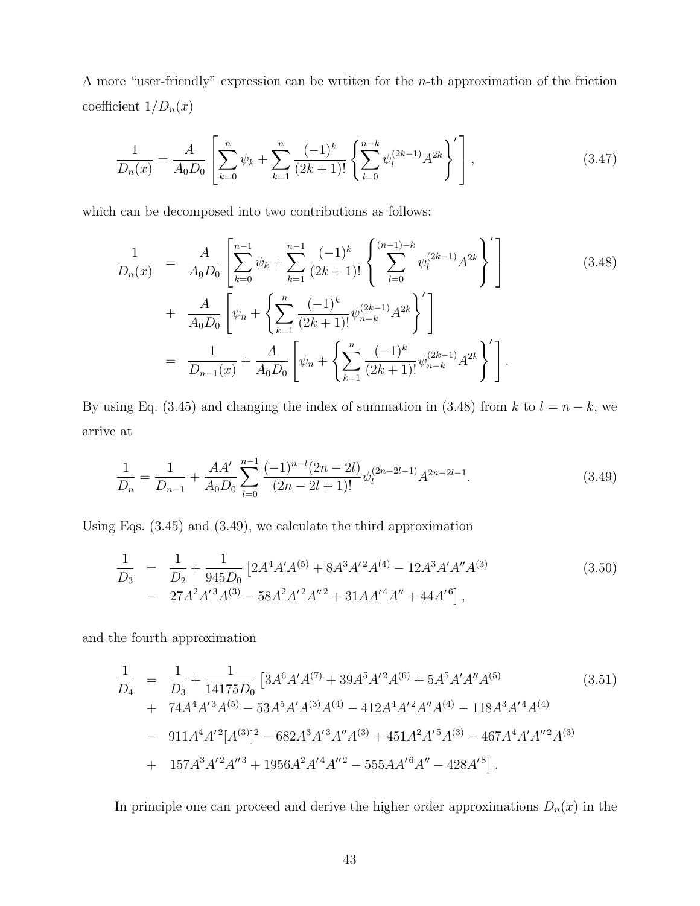A more "user-friendly" expression can be wrtiten for the $n$-th approximation of the friction coefficient $1/D_n(x)$

$$\frac{1}{D_n(x)} = \frac{A}{A_0 D_0}\left[\sum_{k=0}^{n}\psi_k + \sum_{k=1}^{n}\frac{(-1)^k}{(2k+1)!}\left\{\sum_{l=0}^{n-k}\psi_l^{(2k-1)}A^{2k}\right\}'\right], \tag{3.47}$$

which can be decomposed into two contributions as follows:

$$\begin{aligned}
\frac{1}{D_n(x)} &= \frac{A}{A_0 D_0}\left[\sum_{k=0}^{n-1}\psi_k + \sum_{k=1}^{n-1}\frac{(-1)^k}{(2k+1)!}\left\{\sum_{l=0}^{(n-1)-k}\psi_l^{(2k-1)}A^{2k}\right\}'\right] \\
&+ \frac{A}{A_0 D_0}\left[\psi_n + \left\{\sum_{k=1}^{n}\frac{(-1)^k}{(2k+1)!}\psi_{n-k}^{(2k-1)}A^{2k}\right\}'\right] \\
&= \frac{1}{D_{n-1}(x)} + \frac{A}{A_0 D_0}\left[\psi_n + \left\{\sum_{k=1}^{n}\frac{(-1)^k}{(2k+1)!}\psi_{n-k}^{(2k-1)}A^{2k}\right\}'\right].
\end{aligned} \tag{3.48}$$

By using Eq. (3.45) and changing the index of summation in (3.48) from $k$ to $l = n - k$, we arrive at

$$\frac{1}{D_n} = \frac{1}{D_{n-1}} + \frac{AA'}{A_0 D_0}\sum_{l=0}^{n-1}\frac{(-1)^{n-l}(2n-2l)}{(2n-2l+1)!}\psi_l^{(2n-2l-1)}A^{2n-2l-1}. \tag{3.49}$$

Using Eqs. (3.45) and (3.49), we calculate the third approximation

$$\begin{aligned}
\frac{1}{D_3} &= \frac{1}{D_2} + \frac{1}{945 D_0}\left[2A^4A'A^{(5)} + 8A^3A'^2A^{(4)} - 12A^3A'A''A^{(3)}\right. \\
&- \left. 27A^2A'^3A^{(3)} - 58A^2A'^2A''^2 + 31AA'^4A'' + 44A'^6\right],
\end{aligned} \tag{3.50}$$

and the fourth approximation

$$\begin{aligned}
\frac{1}{D_4} &= \frac{1}{D_3} + \frac{1}{14175 D_0}\left[3A^6A'A^{(7)} + 39A^5A'^2A^{(6)} + 5A^5A'A''A^{(5)}\right. \\
&+ 74A^4A'^3A^{(5)} - 53A^5A'A^{(3)}A^{(4)} - 412A^4A'^2A''A^{(4)} - 118A^3A'^4A^{(4)} \\
&- 911A^4A'^2[A^{(3)}]^2 - 682A^3A'^3A''A^{(3)} + 451A^2A'^5A^{(3)} - 467A^4A'A''^2A^{(3)} \\
&+ \left. 157A^3A'^2A''^3 + 1956A^2A'^4A''^2 - 555AA'^6A'' - 428A'^8\right].
\end{aligned} \tag{3.51}$$

In principle one can proceed and derive the higher order approximations $D_n(x)$ in the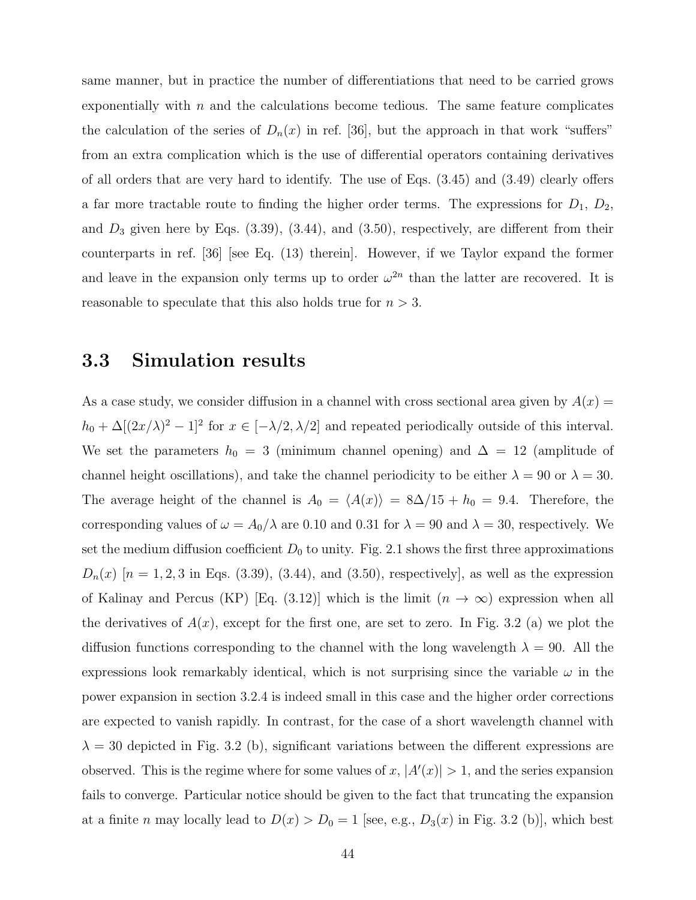same manner, but in practice the number of differentiations that need to be carried grows exponentially with $n$ and the calculations become tedious. The same feature complicates the calculation of the series of $D_n(x)$ in ref. [36], but the approach in that work "suffers" from an extra complication which is the use of differential operators containing derivatives of all orders that are very hard to identify. The use of Eqs. (3.45) and (3.49) clearly offers a far more tractable route to finding the higher order terms. The expressions for $D_1$, $D_2$, and $D_3$ given here by Eqs. (3.39), (3.44), and (3.50), respectively, are different from their counterparts in ref. [36] [see Eq. (13) therein]. However, if we Taylor expand the former and leave in the expansion only terms up to order $\omega^{2n}$ than the latter are recovered. It is reasonable to speculate that this also holds true for $n > 3$.

## 3.3 Simulation results

As a case study, we consider diffusion in a channel with cross sectional area given by $A(x) = h_0 + \Delta[(2x/\lambda)^2 - 1]^2$ for $x \in [-\lambda/2, \lambda/2]$ and repeated periodically outside of this interval. We set the parameters $h_0 = 3$ (minimum channel opening) and $\Delta = 12$ (amplitude of channel height oscillations), and take the channel periodicity to be either $\lambda = 90$ or $\lambda = 30$. The average height of the channel is $A_0 = \langle A(x) \rangle = 8\Delta/15 + h_0 = 9.4$. Therefore, the corresponding values of $\omega = A_0/\lambda$ are 0.10 and 0.31 for $\lambda = 90$ and $\lambda = 30$, respectively. We set the medium diffusion coefficient $D_0$ to unity. Fig. 2.1 shows the first three approximations $D_n(x)$ [$n = 1, 2, 3$ in Eqs. (3.39), (3.44), and (3.50), respectively], as well as the expression of Kalinay and Percus (KP) [Eq. (3.12)] which is the limit ($n \to \infty$) expression when all the derivatives of $A(x)$, except for the first one, are set to zero. In Fig. 3.2 (a) we plot the diffusion functions corresponding to the channel with the long wavelength $\lambda = 90$. All the expressions look remarkably identical, which is not surprising since the variable $\omega$ in the power expansion in section 3.2.4 is indeed small in this case and the higher order corrections are expected to vanish rapidly. In contrast, for the case of a short wavelength channel with $\lambda = 30$ depicted in Fig. 3.2 (b), significant variations between the different expressions are observed. This is the regime where for some values of $x$, $|A'(x)| > 1$, and the series expansion fails to converge. Particular notice should be given to the fact that truncating the expansion at a finite $n$ may locally lead to $D(x) > D_0 = 1$ [see, e.g., $D_3(x)$ in Fig. 3.2 (b)], which best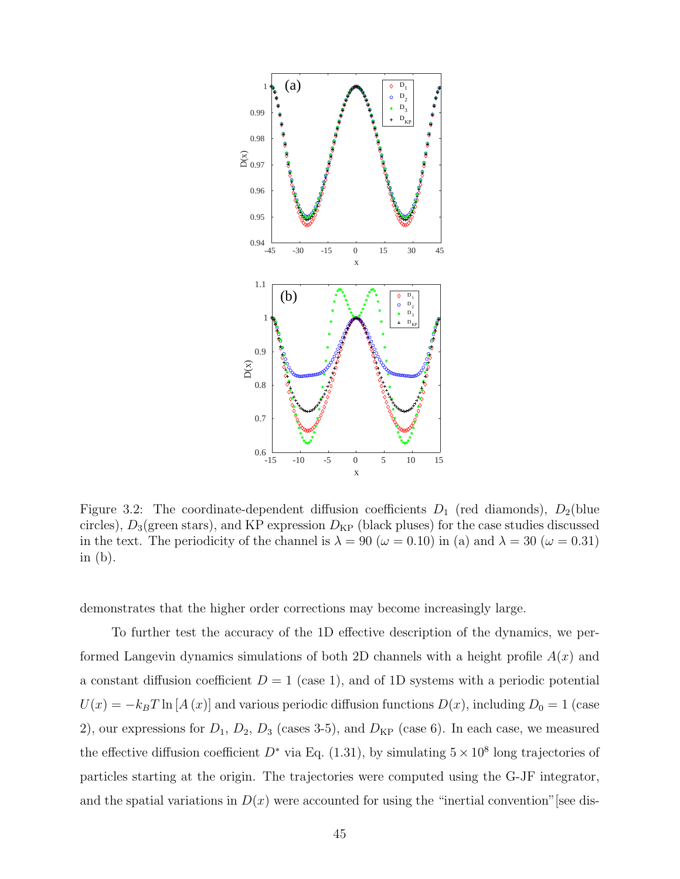Figure 3.2: The coordinate-dependent diffusion coefficients $D_1$ (red diamonds), $D_2$(blue circles), $D_3$(green stars), and KP expression $D_{\rm KP}$ (black pluses) for the case studies discussed in the text. The periodicity of the channel is $\lambda = 90$ ($\omega = 0.10$) in (a) and $\lambda = 30$ ($\omega = 0.31$) in (b).

demonstrates that the higher order corrections may become increasingly large.

To further test the accuracy of the 1D effective description of the dynamics, we performed Langevin dynamics simulations of both 2D channels with a height profile $A(x)$ and a constant diffusion coefficient $D = 1$ (case 1), and of 1D systems with a periodic potential $U(x) = -k_BT \ln[A(x)]$ and various periodic diffusion functions $D(x)$, including $D_0 = 1$ (case 2), our expressions for $D_1$, $D_2$, $D_3$ (cases 3-5), and $D_{\rm KP}$ (case 6). In each case, we measured the effective diffusion coefficient $D^*$ via Eq. (1.31), by simulating $5 \times 10^8$ long trajectories of particles starting at the origin. The trajectories were computed using the G-JF integrator, and the spatial variations in $D(x)$ were accounted for using the "inertial convention"[see dis-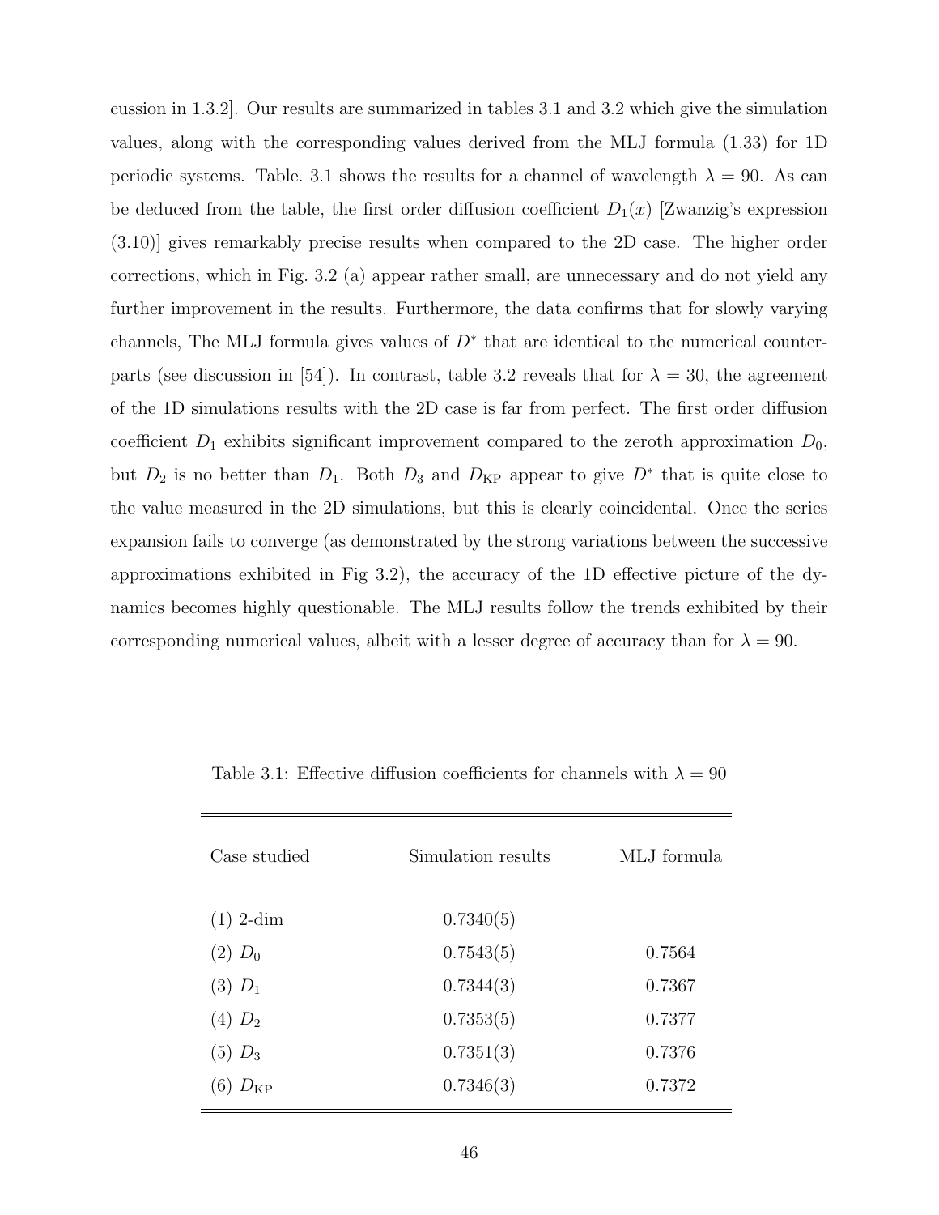cussion in 1.3.2]. Our results are summarized in tables 3.1 and 3.2 which give the simulation values, along with the corresponding values derived from the MLJ formula (1.33) for 1D periodic systems. Table. 3.1 shows the results for a channel of wavelength $\lambda = 90$. As can be deduced from the table, the first order diffusion coefficient $D_1(x)$ [Zwanzig's expression (3.10)] gives remarkably precise results when compared to the 2D case. The higher order corrections, which in Fig. 3.2 (a) appear rather small, are unnecessary and do not yield any further improvement in the results. Furthermore, the data confirms that for slowly varying channels, The MLJ formula gives values of $D^*$ that are identical to the numerical counterparts (see discussion in [54]). In contrast, table 3.2 reveals that for $\lambda = 30$, the agreement of the 1D simulations results with the 2D case is far from perfect. The first order diffusion coefficient $D_1$ exhibits significant improvement compared to the zeroth approximation $D_0$, but $D_2$ is no better than $D_1$. Both $D_3$ and $D_{\text{KP}}$ appear to give $D^*$ that is quite close to the value measured in the 2D simulations, but this is clearly coincidental. Once the series expansion fails to converge (as demonstrated by the strong variations between the successive approximations exhibited in Fig 3.2), the accuracy of the 1D effective picture of the dynamics becomes highly questionable. The MLJ results follow the trends exhibited by their corresponding numerical values, albeit with a lesser degree of accuracy than for $\lambda = 90$.

Table 3.1: Effective diffusion coefficients for channels with $\lambda = 90$

| Case studied | Simulation results | MLJ formula |
|---|---|---|
| (1) 2-dim | 0.7340(5) | |
| (2) $D_0$ | 0.7543(5) | 0.7564 |
| (3) $D_1$ | 0.7344(3) | 0.7367 |
| (4) $D_2$ | 0.7353(5) | 0.7377 |
| (5) $D_3$ | 0.7351(3) | 0.7376 |
| (6) $D_{\text{KP}}$ | 0.7346(3) | 0.7372 |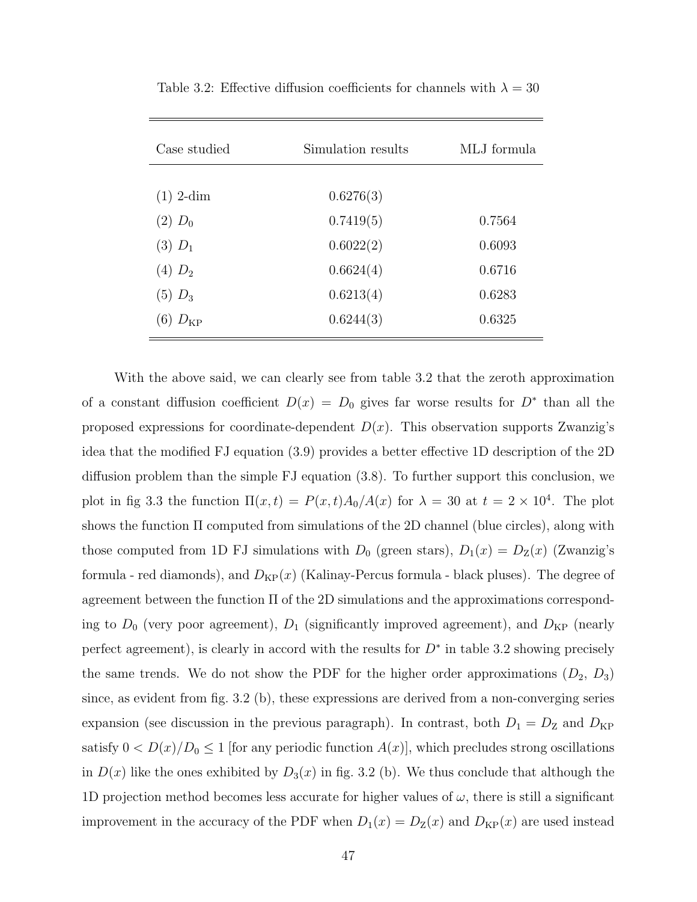Table 3.2: Effective diffusion coefficients for channels with $\lambda = 30$

| Case studied | Simulation results | MLJ formula |
|---|---|---|
| (1) 2-dim | 0.6276(3) | |
| (2) $D_0$ | 0.7419(5) | 0.7564 |
| (3) $D_1$ | 0.6022(2) | 0.6093 |
| (4) $D_2$ | 0.6624(4) | 0.6716 |
| (5) $D_3$ | 0.6213(4) | 0.6283 |
| (6) $D_{\mathrm{KP}}$ | 0.6244(3) | 0.6325 |

With the above said, we can clearly see from table 3.2 that the zeroth approximation of a constant diffusion coefficient $D(x) = D_0$ gives far worse results for $D^*$ than all the proposed expressions for coordinate-dependent $D(x)$. This observation supports Zwanzig's idea that the modified FJ equation (3.9) provides a better effective 1D description of the 2D diffusion problem than the simple FJ equation (3.8). To further support this conclusion, we plot in fig 3.3 the function $\Pi(x,t) = P(x,t)A_0/A(x)$ for $\lambda = 30$ at $t = 2 \times 10^4$. The plot shows the function $\Pi$ computed from simulations of the 2D channel (blue circles), along with those computed from 1D FJ simulations with $D_0$ (green stars), $D_1(x) = D_{\mathrm{Z}}(x)$ (Zwanzig's formula - red diamonds), and $D_{\mathrm{KP}}(x)$ (Kalinay-Percus formula - black pluses). The degree of agreement between the function $\Pi$ of the 2D simulations and the approximations corresponding to $D_0$ (very poor agreement), $D_1$ (significantly improved agreement), and $D_{\mathrm{KP}}$ (nearly perfect agreement), is clearly in accord with the results for $D^*$ in table 3.2 showing precisely the same trends. We do not show the PDF for the higher order approximations ($D_2$, $D_3$) since, as evident from fig. 3.2 (b), these expressions are derived from a non-converging series expansion (see discussion in the previous paragraph). In contrast, both $D_1 = D_{\mathrm{Z}}$ and $D_{\mathrm{KP}}$ satisfy $0 < D(x)/D_0 \leq 1$ [for any periodic function $A(x)$], which precludes strong oscillations in $D(x)$ like the ones exhibited by $D_3(x)$ in fig. 3.2 (b). We thus conclude that although the 1D projection method becomes less accurate for higher values of $\omega$, there is still a significant improvement in the accuracy of the PDF when $D_1(x) = D_{\mathrm{Z}}(x)$ and $D_{\mathrm{KP}}(x)$ are used instead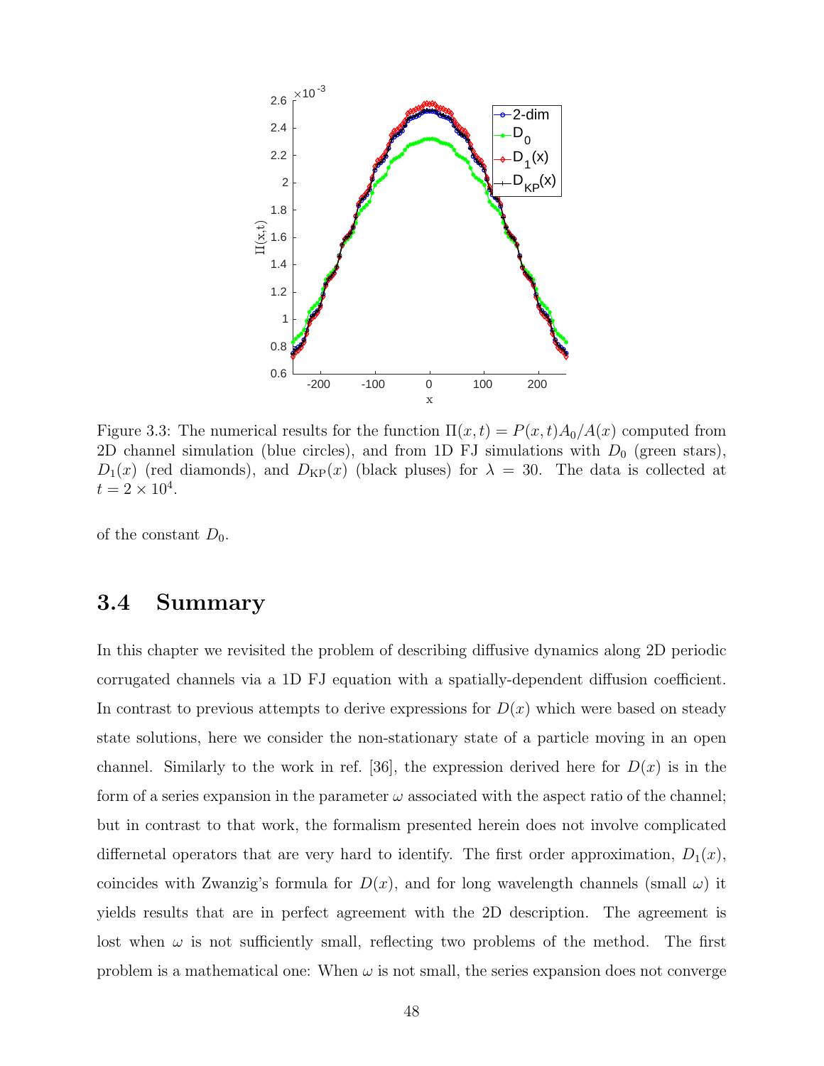Figure 3.3: The numerical results for the function $\Pi(x,t) = P(x,t)A_0/A(x)$ computed from 2D channel simulation (blue circles), and from 1D FJ simulations with $D_0$ (green stars), $D_1(x)$ (red diamonds), and $D_{\mathrm{KP}}(x)$ (black pluses) for $\lambda = 30$. The data is collected at $t = 2 \times 10^4$.

of the constant $D_0$.

## 3.4 Summary

In this chapter we revisited the problem of describing diffusive dynamics along 2D periodic corrugated channels via a 1D FJ equation with a spatially-dependent diffusion coefficient. In contrast to previous attempts to derive expressions for $D(x)$ which were based on steady state solutions, here we consider the non-stationary state of a particle moving in an open channel. Similarly to the work in ref. [36], the expression derived here for $D(x)$ is in the form of a series expansion in the parameter $\omega$ associated with the aspect ratio of the channel; but in contrast to that work, the formalism presented herein does not involve complicated differnetal operators that are very hard to identify. The first order approximation, $D_1(x)$, coincides with Zwanzig's formula for $D(x)$, and for long wavelength channels (small $\omega$) it yields results that are in perfect agreement with the 2D description. The agreement is lost when $\omega$ is not sufficiently small, reflecting two problems of the method. The first problem is a mathematical one: When $\omega$ is not small, the series expansion does not converge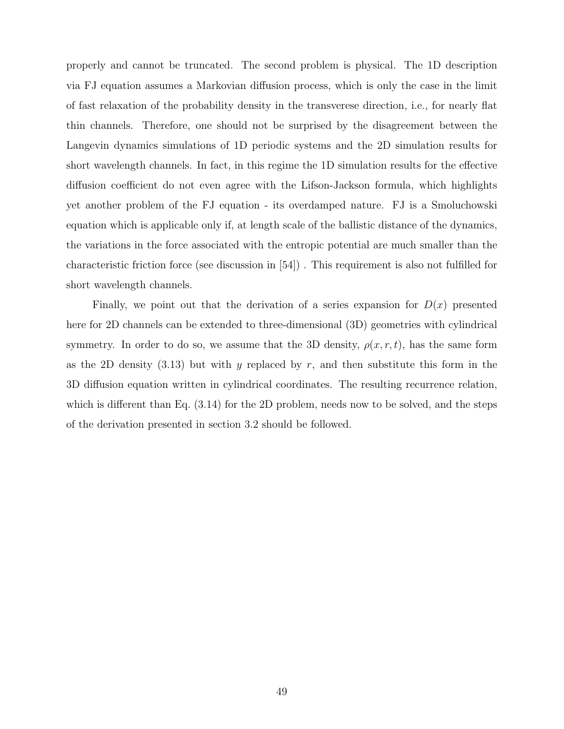properly and cannot be truncated. The second problem is physical. The 1D description via FJ equation assumes a Markovian diffusion process, which is only the case in the limit of fast relaxation of the probability density in the transverese direction, i.e., for nearly flat thin channels. Therefore, one should not be surprised by the disagreement between the Langevin dynamics simulations of 1D periodic systems and the 2D simulation results for short wavelength channels. In fact, in this regime the 1D simulation results for the effective diffusion coefficient do not even agree with the Lifson-Jackson formula, which highlights yet another problem of the FJ equation - its overdamped nature. FJ is a Smoluchowski equation which is applicable only if, at length scale of the ballistic distance of the dynamics, the variations in the force associated with the entropic potential are much smaller than the characteristic friction force (see discussion in [54]) . This requirement is also not fulfilled for short wavelength channels.

Finally, we point out that the derivation of a series expansion for $D(x)$ presented here for 2D channels can be extended to three-dimensional (3D) geometries with cylindrical symmetry. In order to do so, we assume that the 3D density, $\rho(x, r, t)$, has the same form as the 2D density (3.13) but with $y$ replaced by $r$, and then substitute this form in the 3D diffusion equation written in cylindrical coordinates. The resulting recurrence relation, which is different than Eq. (3.14) for the 2D problem, needs now to be solved, and the steps of the derivation presented in section 3.2 should be followed.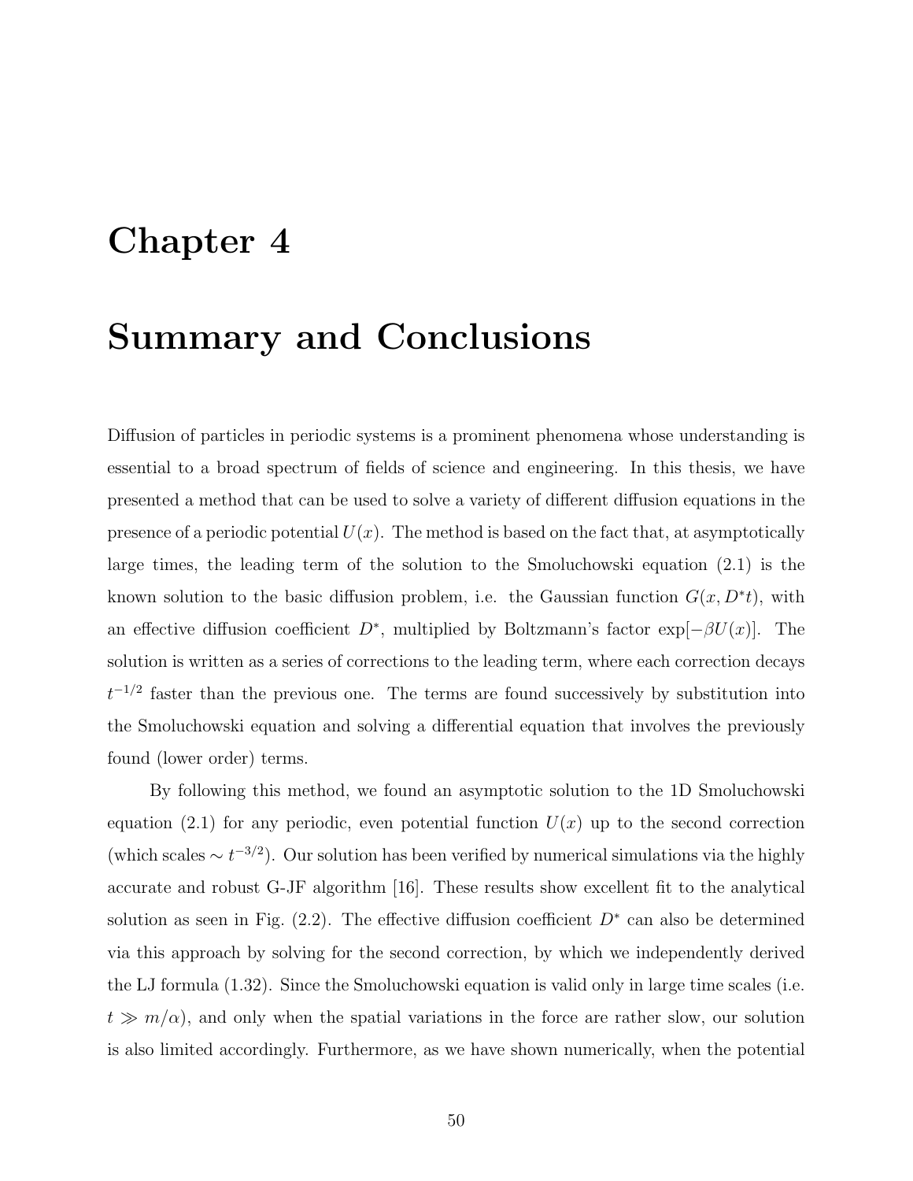# Chapter 4

# Summary and Conclusions

Diffusion of particles in periodic systems is a prominent phenomena whose understanding is essential to a broad spectrum of fields of science and engineering. In this thesis, we have presented a method that can be used to solve a variety of different diffusion equations in the presence of a periodic potential $U(x)$. The method is based on the fact that, at asymptotically large times, the leading term of the solution to the Smoluchowski equation (2.1) is the known solution to the basic diffusion problem, i.e. the Gaussian function $G(x, D^*t)$, with an effective diffusion coefficient $D^*$, multiplied by Boltzmann's factor $\exp[-\beta U(x)]$. The solution is written as a series of corrections to the leading term, where each correction decays $t^{-1/2}$ faster than the previous one. The terms are found successively by substitution into the Smoluchowski equation and solving a differential equation that involves the previously found (lower order) terms.

By following this method, we found an asymptotic solution to the 1D Smoluchowski equation (2.1) for any periodic, even potential function $U(x)$ up to the second correction (which scales $\sim t^{-3/2}$). Our solution has been verified by numerical simulations via the highly accurate and robust G-JF algorithm [16]. These results show excellent fit to the analytical solution as seen in Fig. (2.2). The effective diffusion coefficient $D^*$ can also be determined via this approach by solving for the second correction, by which we independently derived the LJ formula (1.32). Since the Smoluchowski equation is valid only in large time scales (i.e. $t \gg m/\alpha$), and only when the spatial variations in the force are rather slow, our solution is also limited accordingly. Furthermore, as we have shown numerically, when the potential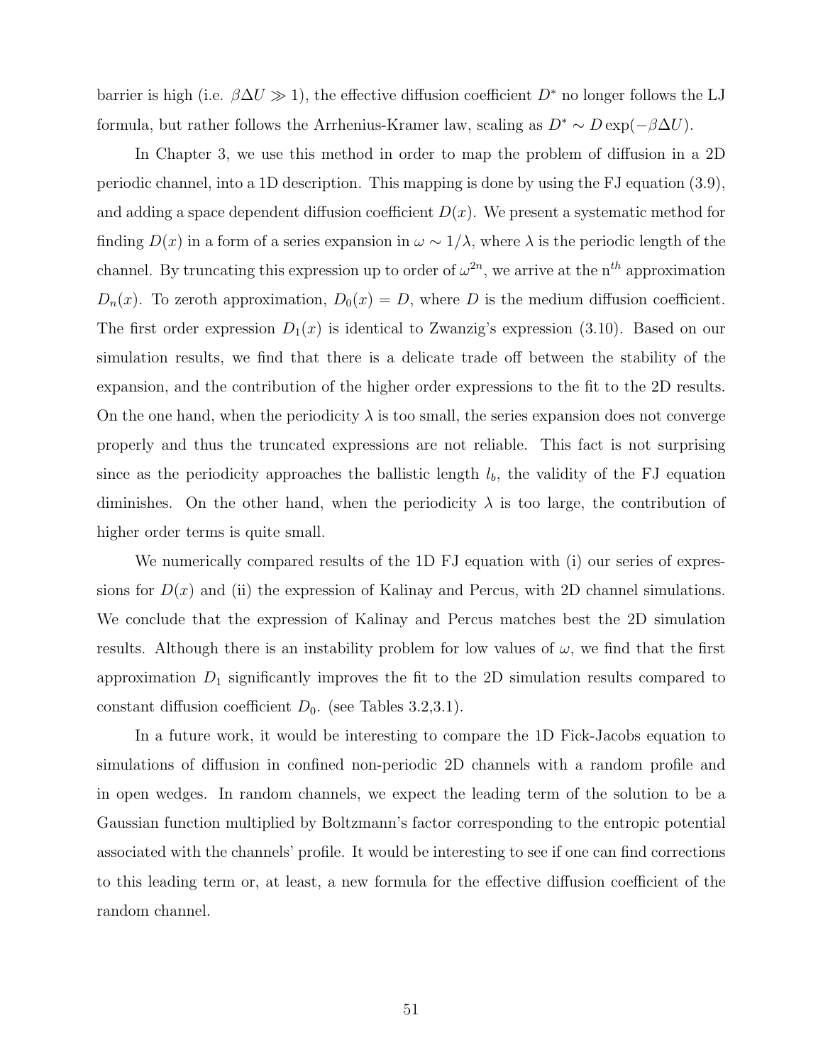barrier is high (i.e. $\beta\Delta U \gg 1$), the effective diffusion coefficient $D^*$ no longer follows the LJ formula, but rather follows the Arrhenius-Kramer law, scaling as $D^* \sim D\exp(-\beta\Delta U)$.

In Chapter 3, we use this method in order to map the problem of diffusion in a 2D periodic channel, into a 1D description. This mapping is done by using the FJ equation (3.9), and adding a space dependent diffusion coefficient $D(x)$. We present a systematic method for finding $D(x)$ in a form of a series expansion in $\omega \sim 1/\lambda$, where $\lambda$ is the periodic length of the channel. By truncating this expression up to order of $\omega^{2n}$, we arrive at the n$^{th}$ approximation $D_n(x)$. To zeroth approximation, $D_0(x) = D$, where $D$ is the medium diffusion coefficient. The first order expression $D_1(x)$ is identical to Zwanzig's expression (3.10). Based on our simulation results, we find that there is a delicate trade off between the stability of the expansion, and the contribution of the higher order expressions to the fit to the 2D results. On the one hand, when the periodicity $\lambda$ is too small, the series expansion does not converge properly and thus the truncated expressions are not reliable. This fact is not surprising since as the periodicity approaches the ballistic length $l_b$, the validity of the FJ equation diminishes. On the other hand, when the periodicity $\lambda$ is too large, the contribution of higher order terms is quite small.

We numerically compared results of the 1D FJ equation with (i) our series of expressions for $D(x)$ and (ii) the expression of Kalinay and Percus, with 2D channel simulations. We conclude that the expression of Kalinay and Percus matches best the 2D simulation results. Although there is an instability problem for low values of $\omega$, we find that the first approximation $D_1$ significantly improves the fit to the 2D simulation results compared to constant diffusion coefficient $D_0$. (see Tables 3.2,3.1).

In a future work, it would be interesting to compare the 1D Fick-Jacobs equation to simulations of diffusion in confined non-periodic 2D channels with a random profile and in open wedges. In random channels, we expect the leading term of the solution to be a Gaussian function multiplied by Boltzmann's factor corresponding to the entropic potential associated with the channels' profile. It would be interesting to see if one can find corrections to this leading term or, at least, a new formula for the effective diffusion coefficient of the random channel.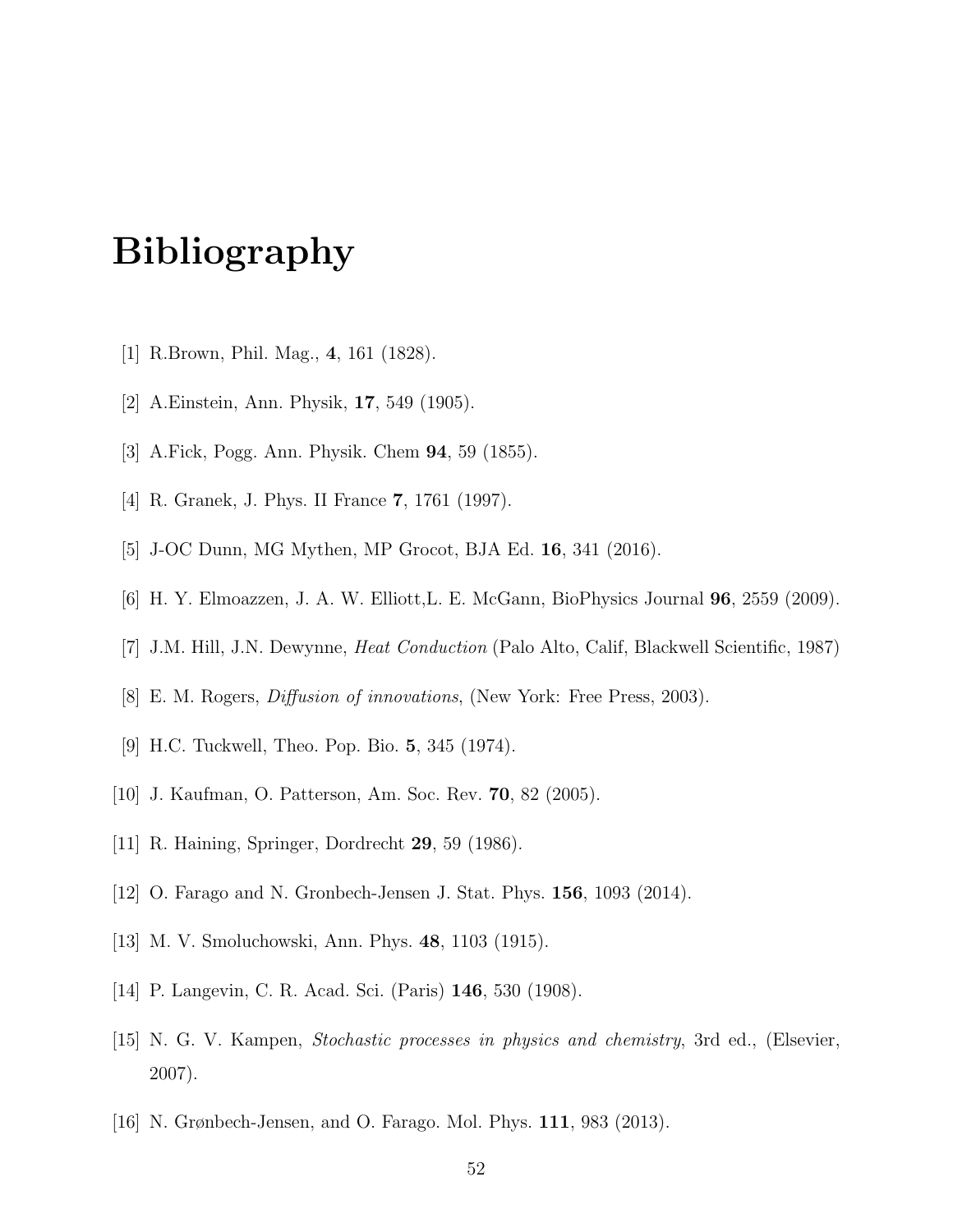# Bibliography

[1] R.Brown, Phil. Mag., **4**, 161 (1828).

[2] A.Einstein, Ann. Physik, **17**, 549 (1905).

[3] A.Fick, Pogg. Ann. Physik. Chem **94**, 59 (1855).

[4] R. Granek, J. Phys. II France **7**, 1761 (1997).

[5] J-OC Dunn, MG Mythen, MP Grocot, BJA Ed. **16**, 341 (2016).

[6] H. Y. Elmoazzen, J. A. W. Elliott,L. E. McGann, BioPhysics Journal **96**, 2559 (2009).

[7] J.M. Hill, J.N. Dewynne, *Heat Conduction* (Palo Alto, Calif, Blackwell Scientific, 1987)

[8] E. M. Rogers, *Diffusion of innovations*, (New York: Free Press, 2003).

[9] H.C. Tuckwell, Theo. Pop. Bio. **5**, 345 (1974).

[10] J. Kaufman, O. Patterson, Am. Soc. Rev. **70**, 82 (2005).

[11] R. Haining, Springer, Dordrecht **29**, 59 (1986).

[12] O. Farago and N. Gronbech-Jensen J. Stat. Phys. **156**, 1093 (2014).

[13] M. V. Smoluchowski, Ann. Phys. **48**, 1103 (1915).

[14] P. Langevin, C. R. Acad. Sci. (Paris) **146**, 530 (1908).

[15] N. G. V. Kampen, *Stochastic processes in physics and chemistry*, 3rd ed., (Elsevier, 2007).

[16] N. Grønbech-Jensen, and O. Farago. Mol. Phys. **111**, 983 (2013).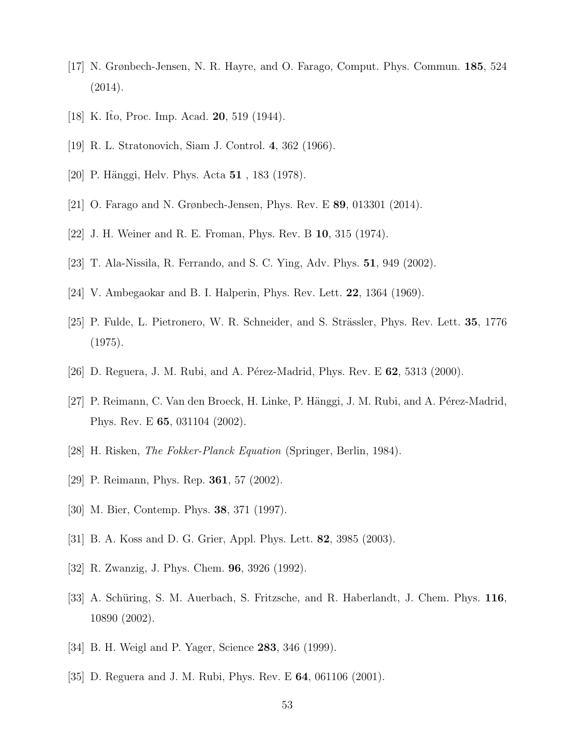[17] N. Grønbech-Jensen, N. R. Hayre, and O. Farago, Comput. Phys. Commun. **185**, 524 (2014).

[18] K. Itô, Proc. Imp. Acad. **20**, 519 (1944).

[19] R. L. Stratonovich, Siam J. Control. **4**, 362 (1966).

[20] P. Hänggi, Helv. Phys. Acta **51** , 183 (1978).

[21] O. Farago and N. Grønbech-Jensen, Phys. Rev. E **89**, 013301 (2014).

[22] J. H. Weiner and R. E. Froman, Phys. Rev. B **10**, 315 (1974).

[23] T. Ala-Nissila, R. Ferrando, and S. C. Ying, Adv. Phys. **51**, 949 (2002).

[24] V. Ambegaokar and B. I. Halperin, Phys. Rev. Lett. **22**, 1364 (1969).

[25] P. Fulde, L. Pietronero, W. R. Schneider, and S. Strässler, Phys. Rev. Lett. **35**, 1776 (1975).

[26] D. Reguera, J. M. Rubi, and A. Pérez-Madrid, Phys. Rev. E **62**, 5313 (2000).

[27] P. Reimann, C. Van den Broeck, H. Linke, P. Hänggi, J. M. Rubi, and A. Pérez-Madrid, Phys. Rev. E **65**, 031104 (2002).

[28] H. Risken, *The Fokker-Planck Equation* (Springer, Berlin, 1984).

[29] P. Reimann, Phys. Rep. **361**, 57 (2002).

[30] M. Bier, Contemp. Phys. **38**, 371 (1997).

[31] B. A. Koss and D. G. Grier, Appl. Phys. Lett. **82**, 3985 (2003).

[32] R. Zwanzig, J. Phys. Chem. **96**, 3926 (1992).

[33] A. Schüring, S. M. Auerbach, S. Fritzsche, and R. Haberlandt, J. Chem. Phys. **116**, 10890 (2002).

[34] B. H. Weigl and P. Yager, Science **283**, 346 (1999).

[35] D. Reguera and J. M. Rubi, Phys. Rev. E **64**, 061106 (2001).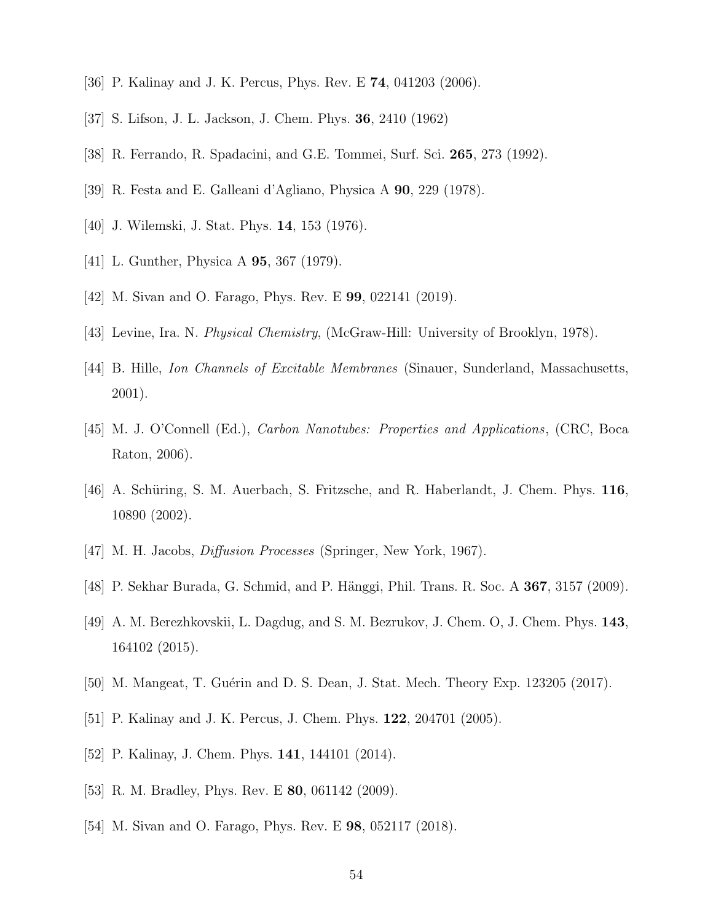[36] P. Kalinay and J. K. Percus, Phys. Rev. E **74**, 041203 (2006).

[37] S. Lifson, J. L. Jackson, J. Chem. Phys. **36**, 2410 (1962)

[38] R. Ferrando, R. Spadacini, and G.E. Tommei, Surf. Sci. **265**, 273 (1992).

[39] R. Festa and E. Galleani d'Agliano, Physica A **90**, 229 (1978).

[40] J. Wilemski, J. Stat. Phys. **14**, 153 (1976).

[41] L. Gunther, Physica A **95**, 367 (1979).

[42] M. Sivan and O. Farago, Phys. Rev. E **99**, 022141 (2019).

[43] Levine, Ira. N. *Physical Chemistry*, (McGraw-Hill: University of Brooklyn, 1978).

[44] B. Hille, *Ion Channels of Excitable Membranes* (Sinauer, Sunderland, Massachusetts, 2001).

[45] M. J. O'Connell (Ed.), *Carbon Nanotubes: Properties and Applications*, (CRC, Boca Raton, 2006).

[46] A. Schüring, S. M. Auerbach, S. Fritzsche, and R. Haberlandt, J. Chem. Phys. **116**, 10890 (2002).

[47] M. H. Jacobs, *Diffusion Processes* (Springer, New York, 1967).

[48] P. Sekhar Burada, G. Schmid, and P. Hänggi, Phil. Trans. R. Soc. A **367**, 3157 (2009).

[49] A. M. Berezhkovskii, L. Dagdug, and S. M. Bezrukov, J. Chem. O, J. Chem. Phys. **143**, 164102 (2015).

[50] M. Mangeat, T. Guérin and D. S. Dean, J. Stat. Mech. Theory Exp. 123205 (2017).

[51] P. Kalinay and J. K. Percus, J. Chem. Phys. **122**, 204701 (2005).

[52] P. Kalinay, J. Chem. Phys. **141**, 144101 (2014).

[53] R. M. Bradley, Phys. Rev. E **80**, 061142 (2009).

[54] M. Sivan and O. Farago, Phys. Rev. E **98**, 052117 (2018).